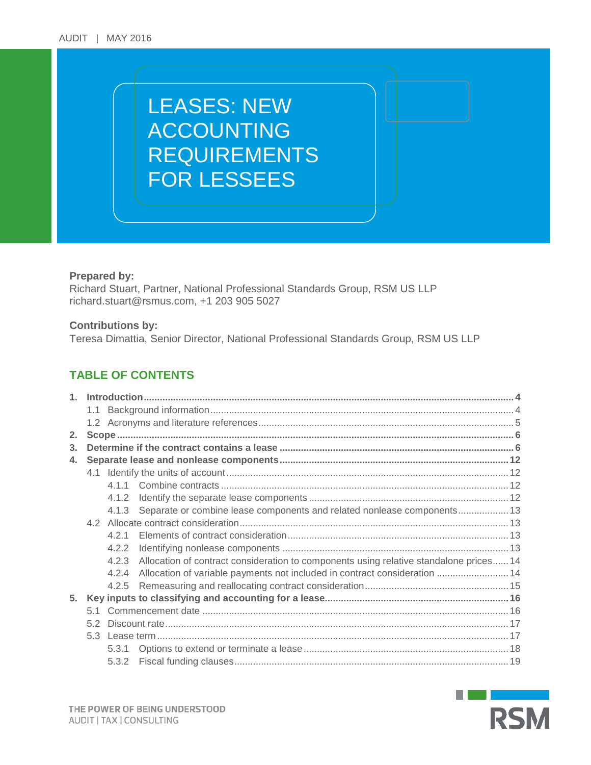AUDIT | MAY 2016

# LEASES: NEW ACCOUNTING REQUIREMENTS FOR LESSEES

**Prepared by:**
Richard Stuart, Partner, National Professional Standards Group, RSM US LLP
richard.stuart@rsmus.com, +1 203 905 5027

**Contributions by:**
Teresa Dimattia, Senior Director, National Professional Standards Group, RSM US LLP

## TABLE OF CONTENTS

**1. Introduction** .......... **4**
- 1.1 Background information .......... 4
- 1.2 Acronyms and literature references .......... 5

**2. Scope** .......... **6**

**3. Determine if the contract contains a lease** .......... **6**

**4. Separate lease and nonlease components** .......... **12**
- 4.1 Identify the units of account .......... 12
  - 4.1.1 Combine contracts .......... 12
  - 4.1.2 Identify the separate lease components .......... 12
  - 4.1.3 Separate or combine lease components and related nonlease components .......... 13
- 4.2 Allocate contract consideration .......... 13
  - 4.2.1 Elements of contract consideration .......... 13
  - 4.2.2 Identifying nonlease components .......... 13
  - 4.2.3 Allocation of contract consideration to components using relative standalone prices .......... 14
  - 4.2.4 Allocation of variable payments not included in contract consideration .......... 14
  - 4.2.5 Remeasuring and reallocating contract consideration .......... 15

**5. Key inputs to classifying and accounting for a lease** .......... **16**
- 5.1 Commencement date .......... 16
- 5.2 Discount rate .......... 17
- 5.3 Lease term .......... 17
  - 5.3.1 Options to extend or terminate a lease .......... 18
  - 5.3.2 Fiscal funding clauses .......... 19

THE POWER OF BEING UNDERSTOOD
AUDIT | TAX | CONSULTING

RSM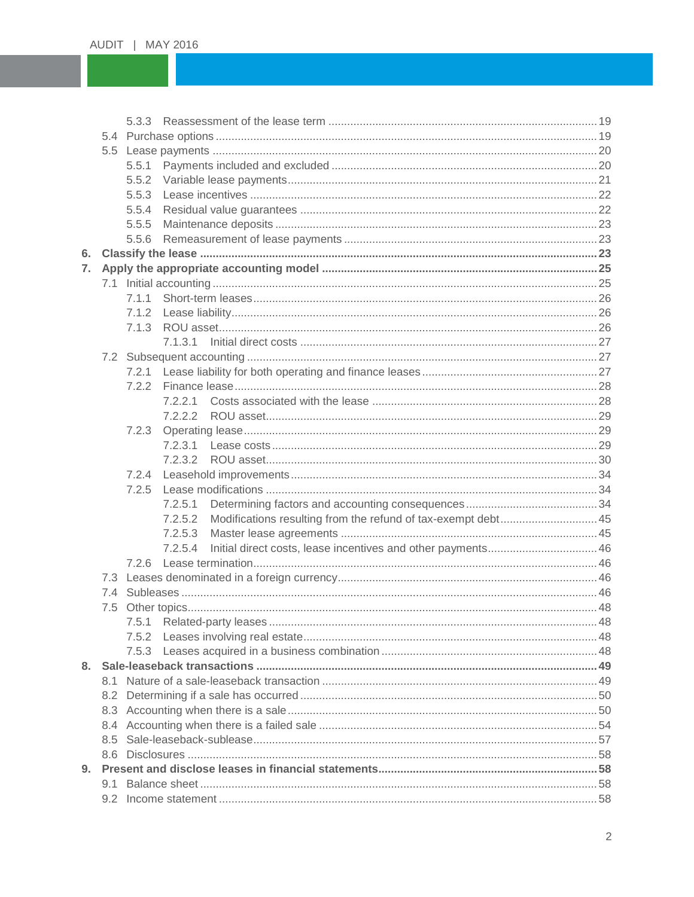- 5.3.3 Reassessment of the lease term ..... 19
- 5.4 Purchase options ..... 19
- 5.5 Lease payments ..... 20
  - 5.5.1 Payments included and excluded ..... 20
  - 5.5.2 Variable lease payments ..... 21
  - 5.5.3 Lease incentives ..... 22
  - 5.5.4 Residual value guarantees ..... 22
  - 5.5.5 Maintenance deposits ..... 23
  - 5.5.6 Remeasurement of lease payments ..... 23

**6. Classify the lease ..... 23**

**7. Apply the appropriate accounting model ..... 25**

- 7.1 Initial accounting ..... 25
  - 7.1.1 Short-term leases ..... 26
  - 7.1.2 Lease liability ..... 26
  - 7.1.3 ROU asset ..... 26
    - 7.1.3.1 Initial direct costs ..... 27
- 7.2 Subsequent accounting ..... 27
  - 7.2.1 Lease liability for both operating and finance leases ..... 27
  - 7.2.2 Finance lease ..... 28
    - 7.2.2.1 Costs associated with the lease ..... 28
    - 7.2.2.2 ROU asset ..... 29
  - 7.2.3 Operating lease ..... 29
    - 7.2.3.1 Lease costs ..... 29
    - 7.2.3.2 ROU asset ..... 30
  - 7.2.4 Leasehold improvements ..... 34
  - 7.2.5 Lease modifications ..... 34
    - 7.2.5.1 Determining factors and accounting consequences ..... 34
    - 7.2.5.2 Modifications resulting from the refund of tax-exempt debt ..... 45
    - 7.2.5.3 Master lease agreements ..... 45
    - 7.2.5.4 Initial direct costs, lease incentives and other payments ..... 46
  - 7.2.6 Lease termination ..... 46
- 7.3 Leases denominated in a foreign currency ..... 46
- 7.4 Subleases ..... 46
- 7.5 Other topics ..... 48
  - 7.5.1 Related-party leases ..... 48
  - 7.5.2 Leases involving real estate ..... 48
  - 7.5.3 Leases acquired in a business combination ..... 48

**8. Sale-leaseback transactions ..... 49**

- 8.1 Nature of a sale-leaseback transaction ..... 49
- 8.2 Determining if a sale has occurred ..... 50
- 8.3 Accounting when there is a sale ..... 50
- 8.4 Accounting when there is a failed sale ..... 54
- 8.5 Sale-leaseback-sublease ..... 57
- 8.6 Disclosures ..... 58

**9. Present and disclose leases in financial statements ..... 58**

- 9.1 Balance sheet ..... 58
- 9.2 Income statement ..... 58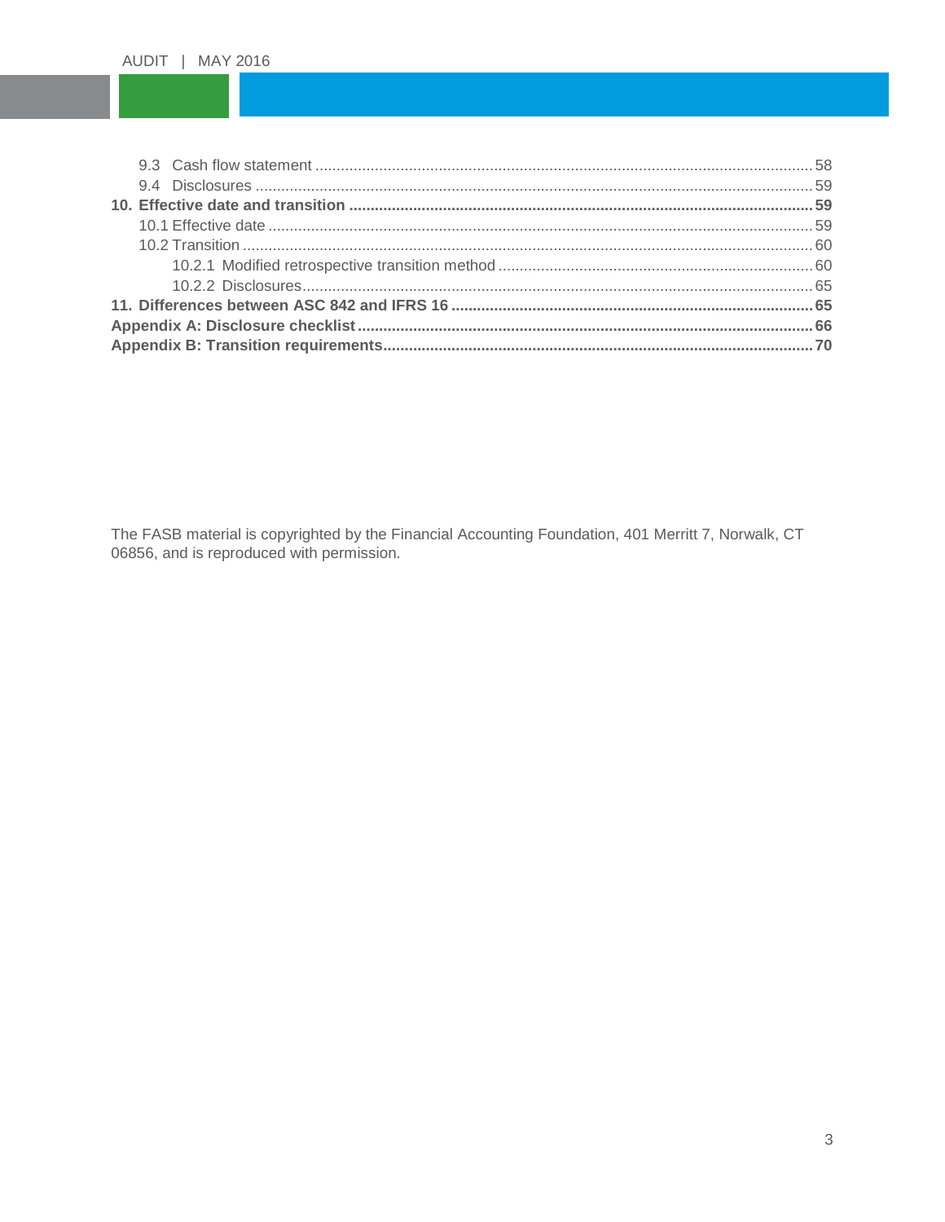- 9.3 Cash flow statement ........ 58
- 9.4 Disclosures ........ 59

**10. Effective date and transition ........ 59**

- 10.1 Effective date ........ 59
- 10.2 Transition ........ 60
  - 10.2.1 Modified retrospective transition method ........ 60
  - 10.2.2 Disclosures ........ 65

**11. Differences between ASC 842 and IFRS 16 ........ 65**

**Appendix A: Disclosure checklist ........ 66**

**Appendix B: Transition requirements ........ 70**

The FASB material is copyrighted by the Financial Accounting Foundation, 401 Merritt 7, Norwalk, CT 06856, and is reproduced with permission.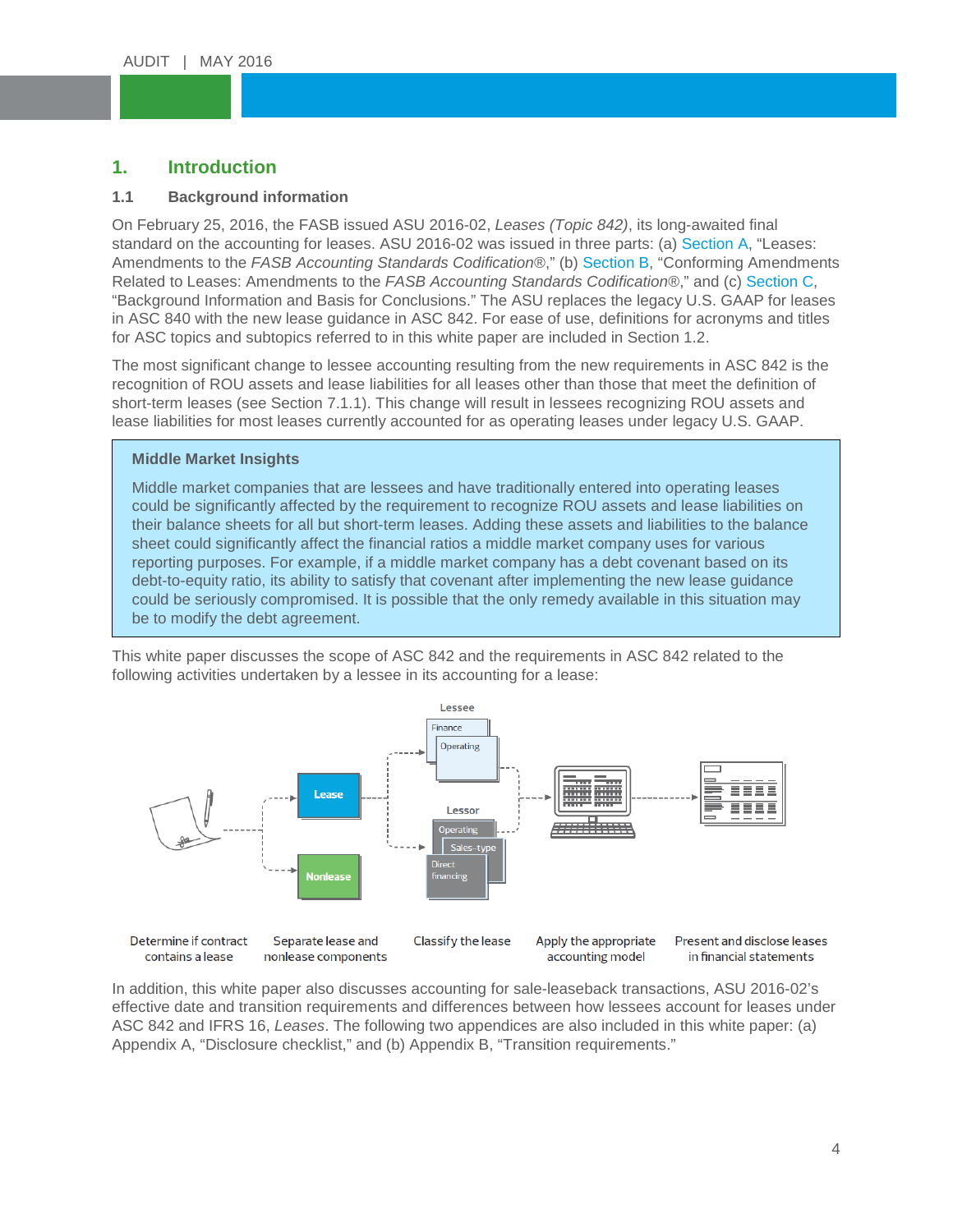# 1. Introduction

## 1.1 Background information

On February 25, 2016, the FASB issued ASU 2016-02, *Leases (Topic 842)*, its long-awaited final standard on the accounting for leases. ASU 2016-02 was issued in three parts: (a) Section A, "Leases: Amendments to the *FASB Accounting Standards Codification*®," (b) Section B, "Conforming Amendments Related to Leases: Amendments to the *FASB Accounting Standards Codification*®," and (c) Section C, "Background Information and Basis for Conclusions." The ASU replaces the legacy U.S. GAAP for leases in ASC 840 with the new lease guidance in ASC 842. For ease of use, definitions for acronyms and titles for ASC topics and subtopics referred to in this white paper are included in Section 1.2.

The most significant change to lessee accounting resulting from the new requirements in ASC 842 is the recognition of ROU assets and lease liabilities for all leases other than those that meet the definition of short-term leases (see Section 7.1.1). This change will result in lessees recognizing ROU assets and lease liabilities for most leases currently accounted for as operating leases under legacy U.S. GAAP.

> **Middle Market Insights**
>
> Middle market companies that are lessees and have traditionally entered into operating leases could be significantly affected by the requirement to recognize ROU assets and lease liabilities on their balance sheets for all but short-term leases. Adding these assets and liabilities to the balance sheet could significantly affect the financial ratios a middle market company uses for various reporting purposes. For example, if a middle market company has a debt covenant based on its debt-to-equity ratio, its ability to satisfy that covenant after implementing the new lease guidance could be seriously compromised. It is possible that the only remedy available in this situation may be to modify the debt agreement.

This white paper discusses the scope of ASC 842 and the requirements in ASC 842 related to the following activities undertaken by a lessee in its accounting for a lease:

Lease / Nonlease — Lessee: Finance, Operating — Lessor: Operating, Sales-type, Direct financing

Determine if contract contains a lease → Separate lease and nonlease components → Classify the lease → Apply the appropriate accounting model → Present and disclose leases in financial statements

In addition, this white paper also discusses accounting for sale-leaseback transactions, ASU 2016-02's effective date and transition requirements and differences between how lessees account for leases under ASC 842 and IFRS 16, *Leases*. The following two appendices are also included in this white paper: (a) Appendix A, "Disclosure checklist," and (b) Appendix B, "Transition requirements."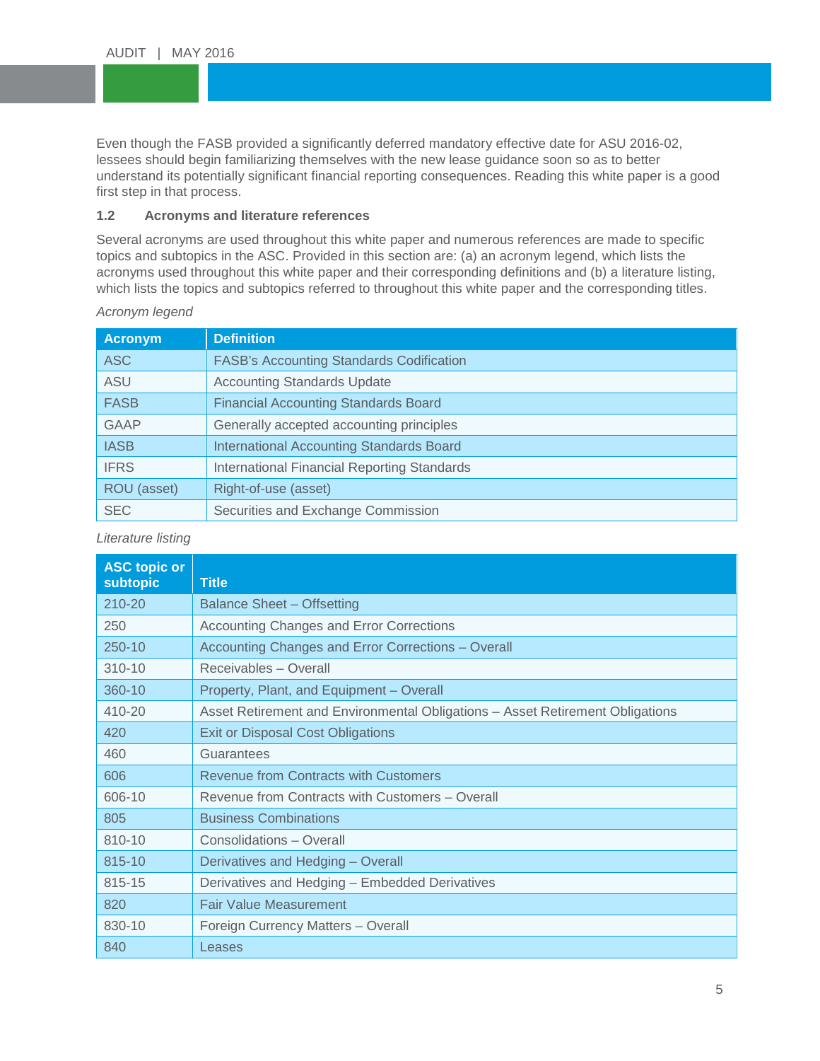Even though the FASB provided a significantly deferred mandatory effective date for ASU 2016-02, lessees should begin familiarizing themselves with the new lease guidance soon so as to better understand its potentially significant financial reporting consequences. Reading this white paper is a good first step in that process.

### 1.2 Acronyms and literature references

Several acronyms are used throughout this white paper and numerous references are made to specific topics and subtopics in the ASC. Provided in this section are: (a) an acronym legend, which lists the acronyms used throughout this white paper and their corresponding definitions and (b) a literature listing, which lists the topics and subtopics referred to throughout this white paper and the corresponding titles.

*Acronym legend*

| Acronym | Definition |
|---|---|
| ASC | FASB's Accounting Standards Codification |
| ASU | Accounting Standards Update |
| FASB | Financial Accounting Standards Board |
| GAAP | Generally accepted accounting principles |
| IASB | International Accounting Standards Board |
| IFRS | International Financial Reporting Standards |
| ROU (asset) | Right-of-use (asset) |
| SEC | Securities and Exchange Commission |

*Literature listing*

| ASC topic or subtopic | Title |
|---|---|
| 210-20 | Balance Sheet – Offsetting |
| 250 | Accounting Changes and Error Corrections |
| 250-10 | Accounting Changes and Error Corrections – Overall |
| 310-10 | Receivables – Overall |
| 360-10 | Property, Plant, and Equipment – Overall |
| 410-20 | Asset Retirement and Environmental Obligations – Asset Retirement Obligations |
| 420 | Exit or Disposal Cost Obligations |
| 460 | Guarantees |
| 606 | Revenue from Contracts with Customers |
| 606-10 | Revenue from Contracts with Customers – Overall |
| 805 | Business Combinations |
| 810-10 | Consolidations – Overall |
| 815-10 | Derivatives and Hedging – Overall |
| 815-15 | Derivatives and Hedging – Embedded Derivatives |
| 820 | Fair Value Measurement |
| 830-10 | Foreign Currency Matters – Overall |
| 840 | Leases |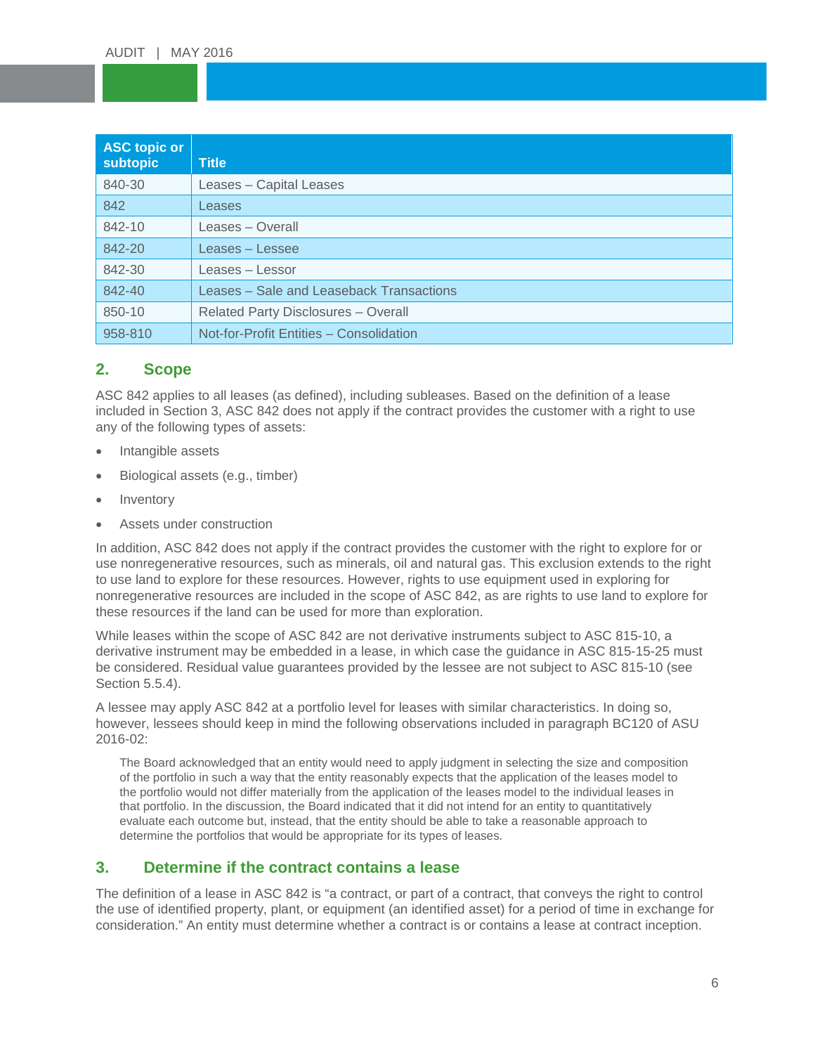| ASC topic or subtopic | Title |
|---|---|
| 840-30 | Leases – Capital Leases |
| 842 | Leases |
| 842-10 | Leases – Overall |
| 842-20 | Leases – Lessee |
| 842-30 | Leases – Lessor |
| 842-40 | Leases – Sale and Leaseback Transactions |
| 850-10 | Related Party Disclosures – Overall |
| 958-810 | Not-for-Profit Entities – Consolidation |

## 2. Scope

ASC 842 applies to all leases (as defined), including subleases. Based on the definition of a lease included in Section 3, ASC 842 does not apply if the contract provides the customer with a right to use any of the following types of assets:

- Intangible assets
- Biological assets (e.g., timber)
- Inventory
- Assets under construction

In addition, ASC 842 does not apply if the contract provides the customer with the right to explore for or use nonregenerative resources, such as minerals, oil and natural gas. This exclusion extends to the right to use land to explore for these resources. However, rights to use equipment used in exploring for nonregenerative resources are included in the scope of ASC 842, as are rights to use land to explore for these resources if the land can be used for more than exploration.

While leases within the scope of ASC 842 are not derivative instruments subject to ASC 815-10, a derivative instrument may be embedded in a lease, in which case the guidance in ASC 815-15-25 must be considered. Residual value guarantees provided by the lessee are not subject to ASC 815-10 (see Section 5.5.4).

A lessee may apply ASC 842 at a portfolio level for leases with similar characteristics. In doing so, however, lessees should keep in mind the following observations included in paragraph BC120 of ASU 2016-02:

> The Board acknowledged that an entity would need to apply judgment in selecting the size and composition of the portfolio in such a way that the entity reasonably expects that the application of the leases model to the portfolio would not differ materially from the application of the leases model to the individual leases in that portfolio. In the discussion, the Board indicated that it did not intend for an entity to quantitatively evaluate each outcome but, instead, that the entity should be able to take a reasonable approach to determine the portfolios that would be appropriate for its types of leases.

## 3. Determine if the contract contains a lease

The definition of a lease in ASC 842 is "a contract, or part of a contract, that conveys the right to control the use of identified property, plant, or equipment (an identified asset) for a period of time in exchange for consideration." An entity must determine whether a contract is or contains a lease at contract inception.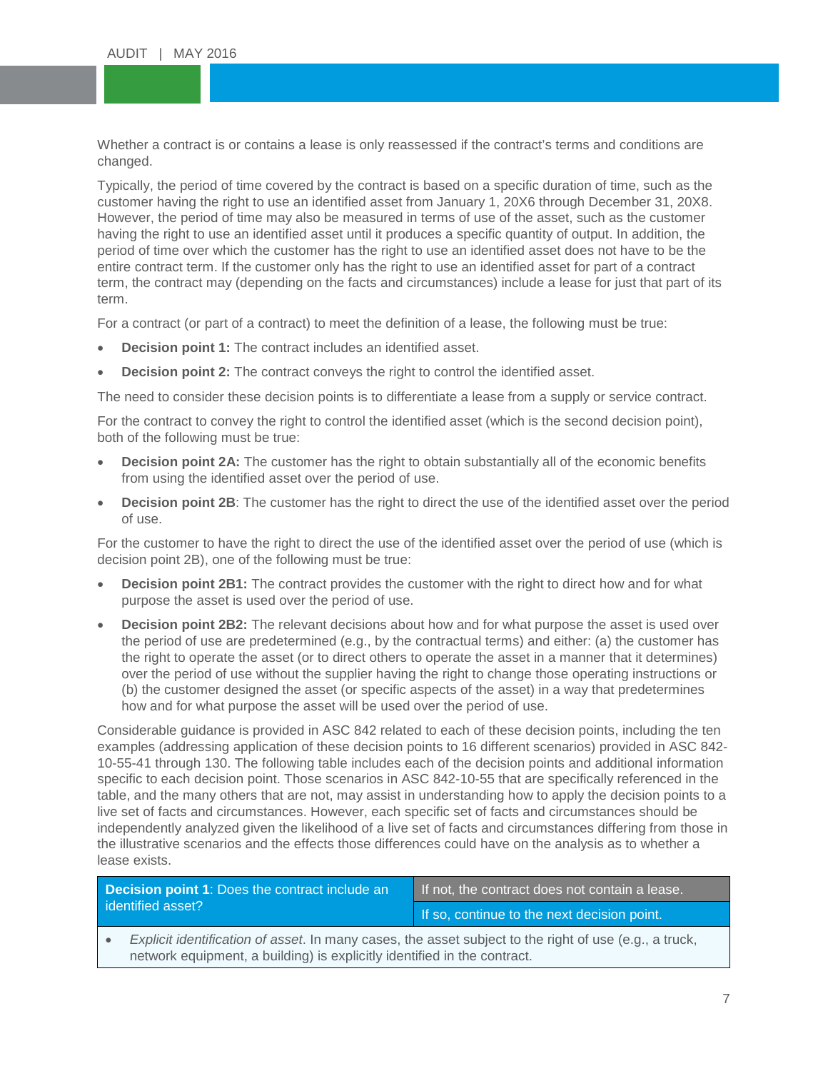Whether a contract is or contains a lease is only reassessed if the contract's terms and conditions are changed.

Typically, the period of time covered by the contract is based on a specific duration of time, such as the customer having the right to use an identified asset from January 1, 20X6 through December 31, 20X8. However, the period of time may also be measured in terms of use of the asset, such as the customer having the right to use an identified asset until it produces a specific quantity of output. In addition, the period of time over which the customer has the right to use an identified asset does not have to be the entire contract term. If the customer only has the right to use an identified asset for part of a contract term, the contract may (depending on the facts and circumstances) include a lease for just that part of its term.

For a contract (or part of a contract) to meet the definition of a lease, the following must be true:

- **Decision point 1:** The contract includes an identified asset.
- **Decision point 2:** The contract conveys the right to control the identified asset.

The need to consider these decision points is to differentiate a lease from a supply or service contract.

For the contract to convey the right to control the identified asset (which is the second decision point), both of the following must be true:

- **Decision point 2A:** The customer has the right to obtain substantially all of the economic benefits from using the identified asset over the period of use.
- **Decision point 2B**: The customer has the right to direct the use of the identified asset over the period of use.

For the customer to have the right to direct the use of the identified asset over the period of use (which is decision point 2B), one of the following must be true:

- **Decision point 2B1:** The contract provides the customer with the right to direct how and for what purpose the asset is used over the period of use.
- **Decision point 2B2:** The relevant decisions about how and for what purpose the asset is used over the period of use are predetermined (e.g., by the contractual terms) and either: (a) the customer has the right to operate the asset (or to direct others to operate the asset in a manner that it determines) over the period of use without the supplier having the right to change those operating instructions or (b) the customer designed the asset (or specific aspects of the asset) in a way that predetermines how and for what purpose the asset will be used over the period of use.

Considerable guidance is provided in ASC 842 related to each of these decision points, including the ten examples (addressing application of these decision points to 16 different scenarios) provided in ASC 842-10-55-41 through 130. The following table includes each of the decision points and additional information specific to each decision point. Those scenarios in ASC 842-10-55 that are specifically referenced in the table, and the many others that are not, may assist in understanding how to apply the decision points to a live set of facts and circumstances. However, each specific set of facts and circumstances should be independently analyzed given the likelihood of a live set of facts and circumstances differing from those in the illustrative scenarios and the effects those differences could have on the analysis as to whether a lease exists.

| **Decision point 1**: Does the contract include an identified asset? | If not, the contract does not contain a lease. |
|---|---|
| | If so, continue to the next decision point. |
| • *Explicit identification of asset*. In many cases, the asset subject to the right of use (e.g., a truck, network equipment, a building) is explicitly identified in the contract. | |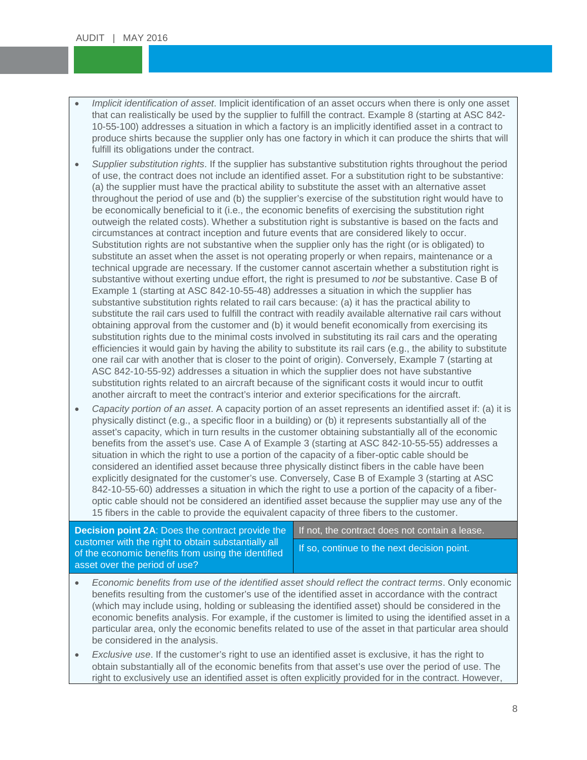- *Implicit identification of asset*. Implicit identification of an asset occurs when there is only one asset that can realistically be used by the supplier to fulfill the contract. Example 8 (starting at ASC 842-10-55-100) addresses a situation in which a factory is an implicitly identified asset in a contract to produce shirts because the supplier only has one factory in which it can produce the shirts that will fulfill its obligations under the contract.
- *Supplier substitution rights*. If the supplier has substantive substitution rights throughout the period of use, the contract does not include an identified asset. For a substitution right to be substantive: (a) the supplier must have the practical ability to substitute the asset with an alternative asset throughout the period of use and (b) the supplier's exercise of the substitution right would have to be economically beneficial to it (i.e., the economic benefits of exercising the substitution right outweigh the related costs). Whether a substitution right is substantive is based on the facts and circumstances at contract inception and future events that are considered likely to occur. Substitution rights are not substantive when the supplier only has the right (or is obligated) to substitute an asset when the asset is not operating properly or when repairs, maintenance or a technical upgrade are necessary. If the customer cannot ascertain whether a substitution right is substantive without exerting undue effort, the right is presumed to *not* be substantive. Case B of Example 1 (starting at ASC 842-10-55-48) addresses a situation in which the supplier has substantive substitution rights related to rail cars because: (a) it has the practical ability to substitute the rail cars used to fulfill the contract with readily available alternative rail cars without obtaining approval from the customer and (b) it would benefit economically from exercising its substitution rights due to the minimal costs involved in substituting its rail cars and the operating efficiencies it would gain by having the ability to substitute its rail cars (e.g., the ability to substitute one rail car with another that is closer to the point of origin). Conversely, Example 7 (starting at ASC 842-10-55-92) addresses a situation in which the supplier does not have substantive substitution rights related to an aircraft because of the significant costs it would incur to outfit another aircraft to meet the contract's interior and exterior specifications for the aircraft.
- *Capacity portion of an asset*. A capacity portion of an asset represents an identified asset if: (a) it is physically distinct (e.g., a specific floor in a building) or (b) it represents substantially all of the asset's capacity, which in turn results in the customer obtaining substantially all of the economic benefits from the asset's use. Case A of Example 3 (starting at ASC 842-10-55-55) addresses a situation in which the right to use a portion of the capacity of a fiber-optic cable should be considered an identified asset because three physically distinct fibers in the cable have been explicitly designated for the customer's use. Conversely, Case B of Example 3 (starting at ASC 842-10-55-60) addresses a situation in which the right to use a portion of the capacity of a fiber-optic cable should not be considered an identified asset because the supplier may use any of the 15 fibers in the cable to provide the equivalent capacity of three fibers to the customer.

| **Decision point 2A**: Does the contract provide the customer with the right to obtain substantially all of the economic benefits from using the identified asset over the period of use? | If not, the contract does not contain a lease. |
|---|---|
| | If so, continue to the next decision point. |

- *Economic benefits from use of the identified asset should reflect the contract terms*. Only economic benefits resulting from the customer's use of the identified asset in accordance with the contract (which may include using, holding or subleasing the identified asset) should be considered in the economic benefits analysis. For example, if the customer is limited to using the identified asset in a particular area, only the economic benefits related to use of the asset in that particular area should be considered in the analysis.
- *Exclusive use*. If the customer's right to use an identified asset is exclusive, it has the right to obtain substantially all of the economic benefits from that asset's use over the period of use. The right to exclusively use an identified asset is often explicitly provided for in the contract. However,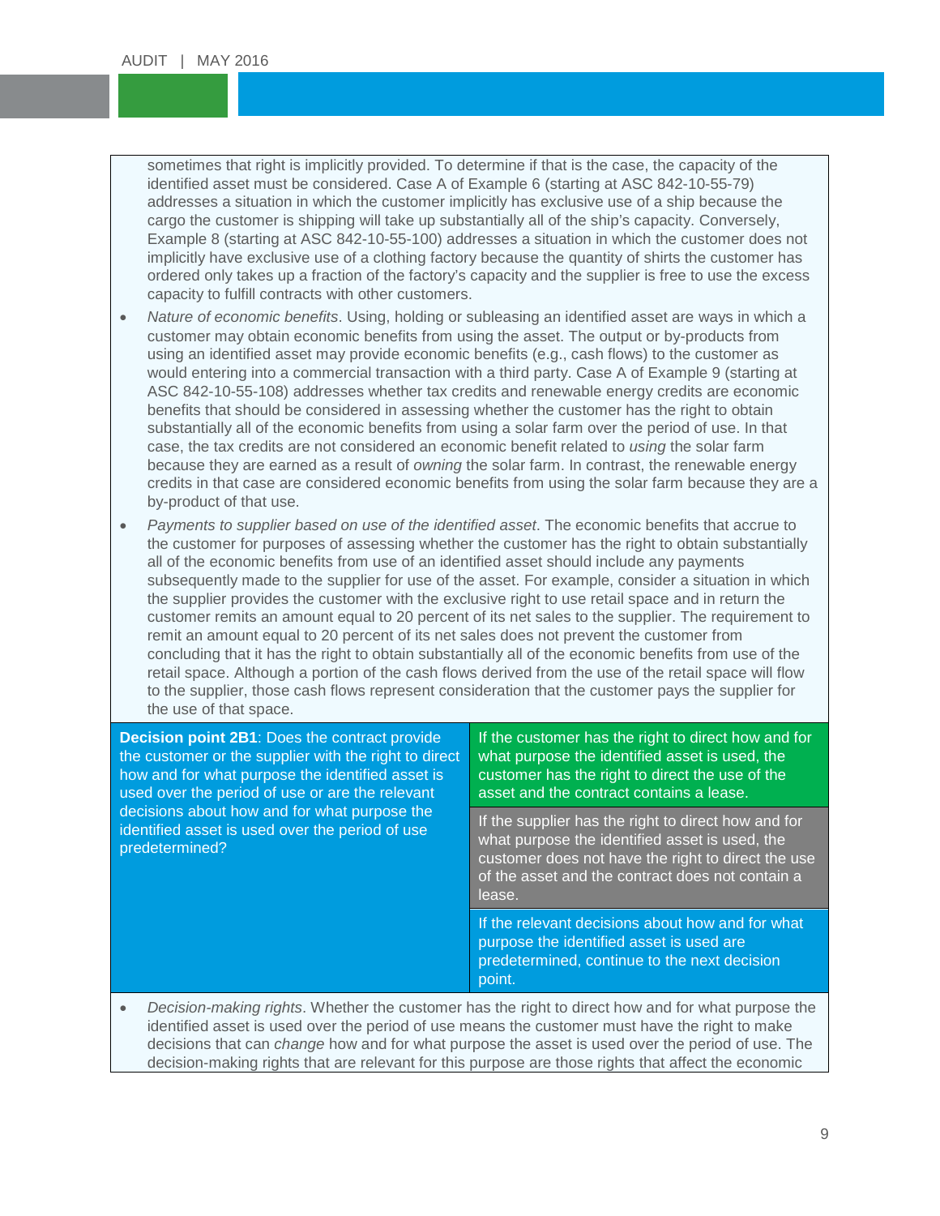sometimes that right is implicitly provided. To determine if that is the case, the capacity of the identified asset must be considered. Case A of Example 6 (starting at ASC 842-10-55-79) addresses a situation in which the customer implicitly has exclusive use of a ship because the cargo the customer is shipping will take up substantially all of the ship's capacity. Conversely, Example 8 (starting at ASC 842-10-55-100) addresses a situation in which the customer does not implicitly have exclusive use of a clothing factory because the quantity of shirts the customer has ordered only takes up a fraction of the factory's capacity and the supplier is free to use the excess capacity to fulfill contracts with other customers.

- *Nature of economic benefits*. Using, holding or subleasing an identified asset are ways in which a customer may obtain economic benefits from using the asset. The output or by-products from using an identified asset may provide economic benefits (e.g., cash flows) to the customer as would entering into a commercial transaction with a third party. Case A of Example 9 (starting at ASC 842-10-55-108) addresses whether tax credits and renewable energy credits are economic benefits that should be considered in assessing whether the customer has the right to obtain substantially all of the economic benefits from using a solar farm over the period of use. In that case, the tax credits are not considered an economic benefit related to *using* the solar farm because they are earned as a result of *owning* the solar farm. In contrast, the renewable energy credits in that case are considered economic benefits from using the solar farm because they are a by-product of that use.
- *Payments to supplier based on use of the identified asset*. The economic benefits that accrue to the customer for purposes of assessing whether the customer has the right to obtain substantially all of the economic benefits from use of an identified asset should include any payments subsequently made to the supplier for use of the asset. For example, consider a situation in which the supplier provides the customer with the exclusive right to use retail space and in return the customer remits an amount equal to 20 percent of its net sales to the supplier. The requirement to remit an amount equal to 20 percent of its net sales does not prevent the customer from concluding that it has the right to obtain substantially all of the economic benefits from use of the retail space. Although a portion of the cash flows derived from the use of the retail space will flow to the supplier, those cash flows represent consideration that the customer pays the supplier for the use of that space.

| **Decision point 2B1**: Does the contract provide the customer or the supplier with the right to direct how and for what purpose the identified asset is used over the period of use or are the relevant decisions about how and for what purpose the identified asset is used over the period of use predetermined? | If the customer has the right to direct how and for what purpose the identified asset is used, the customer has the right to direct the use of the asset and the contract contains a lease. |
|---|---|
| | If the supplier has the right to direct how and for what purpose the identified asset is used, the customer does not have the right to direct the use of the asset and the contract does not contain a lease. |
| | If the relevant decisions about how and for what purpose the identified asset is used are predetermined, continue to the next decision point. |

- *Decision-making rights*. Whether the customer has the right to direct how and for what purpose the identified asset is used over the period of use means the customer must have the right to make decisions that can *change* how and for what purpose the asset is used over the period of use. The decision-making rights that are relevant for this purpose are those rights that affect the economic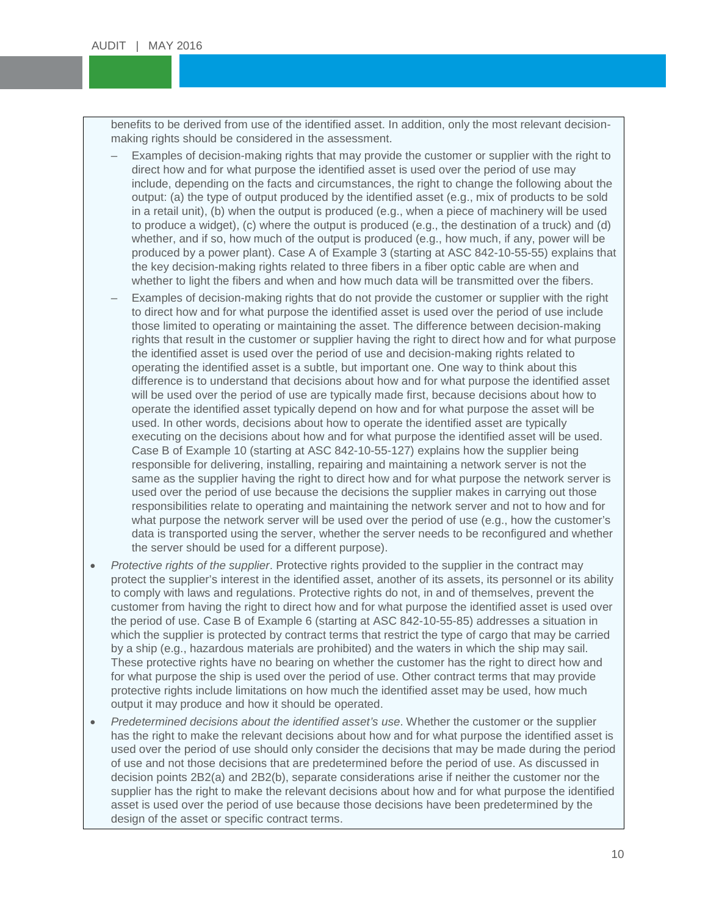benefits to be derived from use of the identified asset. In addition, only the most relevant decision-making rights should be considered in the assessment.

- Examples of decision-making rights that may provide the customer or supplier with the right to direct how and for what purpose the identified asset is used over the period of use may include, depending on the facts and circumstances, the right to change the following about the output: (a) the type of output produced by the identified asset (e.g., mix of products to be sold in a retail unit), (b) when the output is produced (e.g., when a piece of machinery will be used to produce a widget), (c) where the output is produced (e.g., the destination of a truck) and (d) whether, and if so, how much of the output is produced (e.g., how much, if any, power will be produced by a power plant). Case A of Example 3 (starting at ASC 842-10-55-55) explains that the key decision-making rights related to three fibers in a fiber optic cable are when and whether to light the fibers and when and how much data will be transmitted over the fibers.
- Examples of decision-making rights that do not provide the customer or supplier with the right to direct how and for what purpose the identified asset is used over the period of use include those limited to operating or maintaining the asset. The difference between decision-making rights that result in the customer or supplier having the right to direct how and for what purpose the identified asset is used over the period of use and decision-making rights related to operating the identified asset is a subtle, but important one. One way to think about this difference is to understand that decisions about how and for what purpose the identified asset will be used over the period of use are typically made first, because decisions about how to operate the identified asset typically depend on how and for what purpose the asset will be used. In other words, decisions about how to operate the identified asset are typically executing on the decisions about how and for what purpose the identified asset will be used. Case B of Example 10 (starting at ASC 842-10-55-127) explains how the supplier being responsible for delivering, installing, repairing and maintaining a network server is not the same as the supplier having the right to direct how and for what purpose the network server is used over the period of use because the decisions the supplier makes in carrying out those responsibilities relate to operating and maintaining the network server and not to how and for what purpose the network server will be used over the period of use (e.g., how the customer's data is transported using the server, whether the server needs to be reconfigured and whether the server should be used for a different purpose).

- *Protective rights of the supplier*. Protective rights provided to the supplier in the contract may protect the supplier's interest in the identified asset, another of its assets, its personnel or its ability to comply with laws and regulations. Protective rights do not, in and of themselves, prevent the customer from having the right to direct how and for what purpose the identified asset is used over the period of use. Case B of Example 6 (starting at ASC 842-10-55-85) addresses a situation in which the supplier is protected by contract terms that restrict the type of cargo that may be carried by a ship (e.g., hazardous materials are prohibited) and the waters in which the ship may sail. These protective rights have no bearing on whether the customer has the right to direct how and for what purpose the ship is used over the period of use. Other contract terms that may provide protective rights include limitations on how much the identified asset may be used, how much output it may produce and how it should be operated.
- *Predetermined decisions about the identified asset's use*. Whether the customer or the supplier has the right to make the relevant decisions about how and for what purpose the identified asset is used over the period of use should only consider the decisions that may be made during the period of use and not those decisions that are predetermined before the period of use. As discussed in decision points 2B2(a) and 2B2(b), separate considerations arise if neither the customer nor the supplier has the right to make the relevant decisions about how and for what purpose the identified asset is used over the period of use because those decisions have been predetermined by the design of the asset or specific contract terms.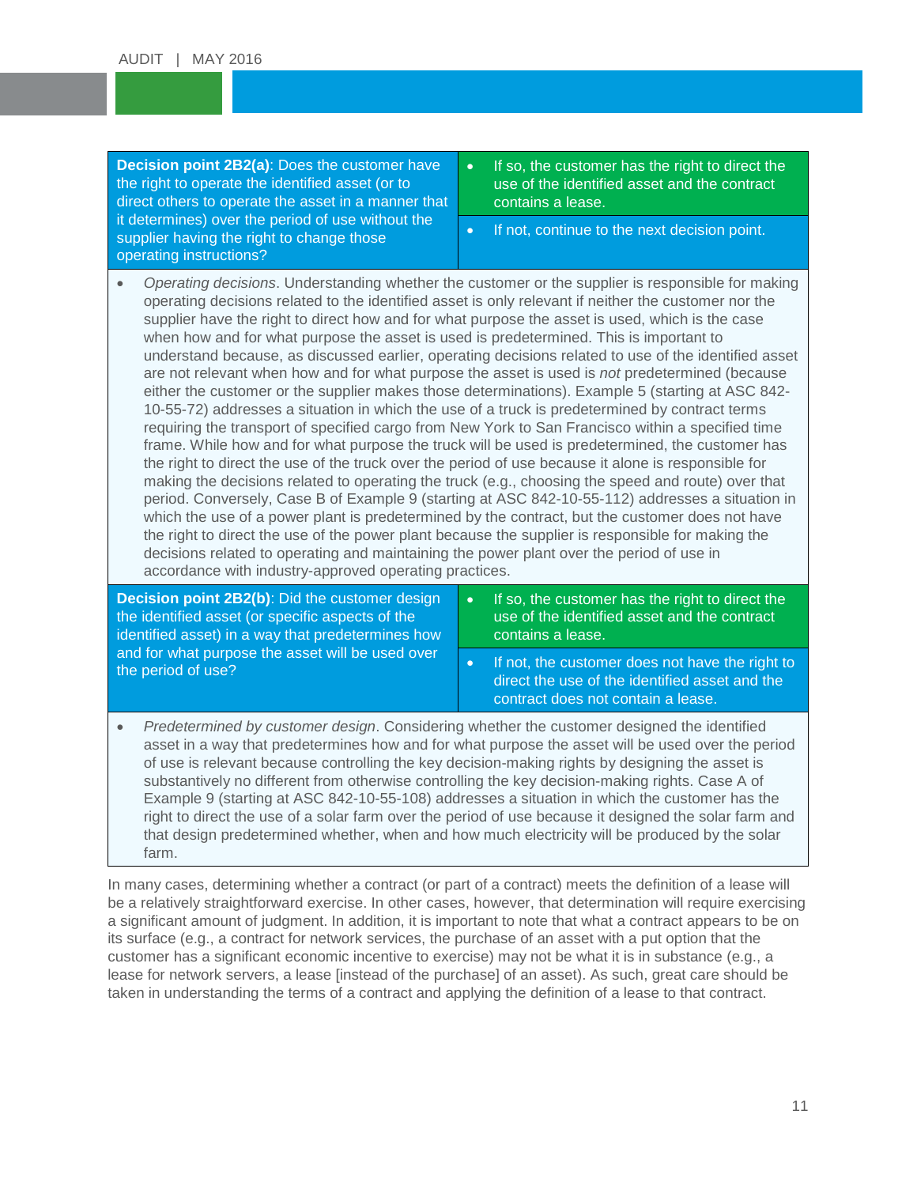| **Decision point 2B2(a)**: Does the customer have the right to operate the identified asset (or to direct others to operate the asset in a manner that it determines) over the period of use without the supplier having the right to change those operating instructions? | • If so, the customer has the right to direct the use of the identified asset and the contract contains a lease.<br>• If not, continue to the next decision point. |
|---|---|

- *Operating decisions*. Understanding whether the customer or the supplier is responsible for making operating decisions related to the identified asset is only relevant if neither the customer nor the supplier have the right to direct how and for what purpose the asset is used, which is the case when how and for what purpose the asset is used is predetermined. This is important to understand because, as discussed earlier, operating decisions related to use of the identified asset are not relevant when how and for what purpose the asset is used is *not* predetermined (because either the customer or the supplier makes those determinations). Example 5 (starting at ASC 842-10-55-72) addresses a situation in which the use of a truck is predetermined by contract terms requiring the transport of specified cargo from New York to San Francisco within a specified time frame. While how and for what purpose the truck will be used is predetermined, the customer has the right to direct the use of the truck over the period of use because it alone is responsible for making the decisions related to operating the truck (e.g., choosing the speed and route) over that period. Conversely, Case B of Example 9 (starting at ASC 842-10-55-112) addresses a situation in which the use of a power plant is predetermined by the contract, but the customer does not have the right to direct the use of the power plant because the supplier is responsible for making the decisions related to operating and maintaining the power plant over the period of use in accordance with industry-approved operating practices.

| **Decision point 2B2(b)**: Did the customer design the identified asset (or specific aspects of the identified asset) in a way that predetermines how and for what purpose the asset will be used over the period of use? | • If so, the customer has the right to direct the use of the identified asset and the contract contains a lease.<br>• If not, the customer does not have the right to direct the use of the identified asset and the contract does not contain a lease. |
|---|---|

- *Predetermined by customer design*. Considering whether the customer designed the identified asset in a way that predetermines how and for what purpose the asset will be used over the period of use is relevant because controlling the key decision-making rights by designing the asset is substantively no different from otherwise controlling the key decision-making rights. Case A of Example 9 (starting at ASC 842-10-55-108) addresses a situation in which the customer has the right to direct the use of a solar farm over the period of use because it designed the solar farm and that design predetermined whether, when and how much electricity will be produced by the solar farm.

In many cases, determining whether a contract (or part of a contract) meets the definition of a lease will be a relatively straightforward exercise. In other cases, however, that determination will require exercising a significant amount of judgment. In addition, it is important to note that what a contract appears to be on its surface (e.g., a contract for network services, the purchase of an asset with a put option that the customer has a significant economic incentive to exercise) may not be what it is in substance (e.g., a lease for network servers, a lease [instead of the purchase] of an asset). As such, great care should be taken in understanding the terms of a contract and applying the definition of a lease to that contract.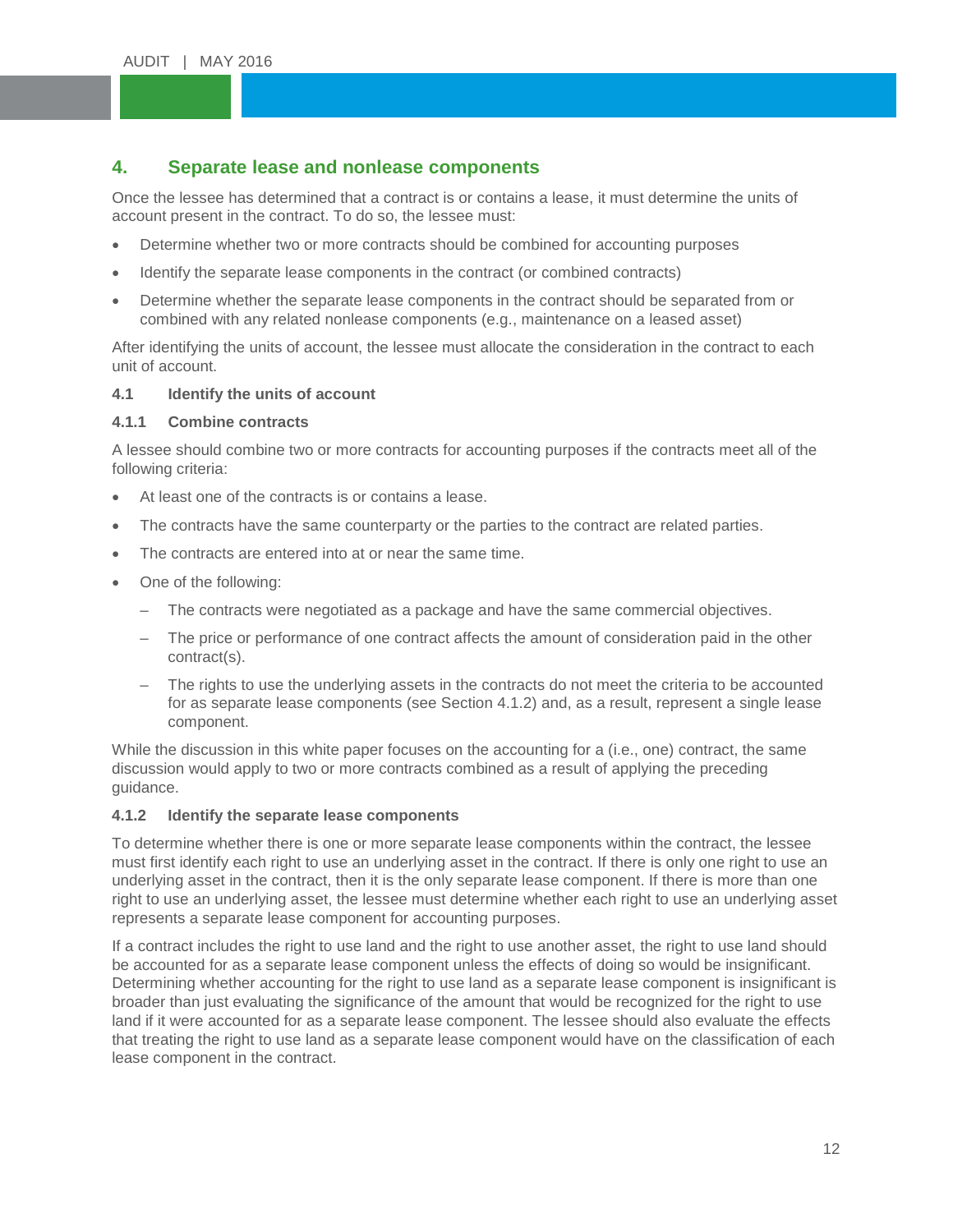## 4. Separate lease and nonlease components

Once the lessee has determined that a contract is or contains a lease, it must determine the units of account present in the contract. To do so, the lessee must:

- Determine whether two or more contracts should be combined for accounting purposes
- Identify the separate lease components in the contract (or combined contracts)
- Determine whether the separate lease components in the contract should be separated from or combined with any related nonlease components (e.g., maintenance on a leased asset)

After identifying the units of account, the lessee must allocate the consideration in the contract to each unit of account.

### 4.1 Identify the units of account

#### 4.1.1 Combine contracts

A lessee should combine two or more contracts for accounting purposes if the contracts meet all of the following criteria:

- At least one of the contracts is or contains a lease.
- The contracts have the same counterparty or the parties to the contract are related parties.
- The contracts are entered into at or near the same time.
- One of the following:
  - The contracts were negotiated as a package and have the same commercial objectives.
  - The price or performance of one contract affects the amount of consideration paid in the other contract(s).
  - The rights to use the underlying assets in the contracts do not meet the criteria to be accounted for as separate lease components (see Section 4.1.2) and, as a result, represent a single lease component.

While the discussion in this white paper focuses on the accounting for a (i.e., one) contract, the same discussion would apply to two or more contracts combined as a result of applying the preceding guidance.

#### 4.1.2 Identify the separate lease components

To determine whether there is one or more separate lease components within the contract, the lessee must first identify each right to use an underlying asset in the contract. If there is only one right to use an underlying asset in the contract, then it is the only separate lease component. If there is more than one right to use an underlying asset, the lessee must determine whether each right to use an underlying asset represents a separate lease component for accounting purposes.

If a contract includes the right to use land and the right to use another asset, the right to use land should be accounted for as a separate lease component unless the effects of doing so would be insignificant. Determining whether accounting for the right to use land as a separate lease component is insignificant is broader than just evaluating the significance of the amount that would be recognized for the right to use land if it were accounted for as a separate lease component. The lessee should also evaluate the effects that treating the right to use land as a separate lease component would have on the classification of each lease component in the contract.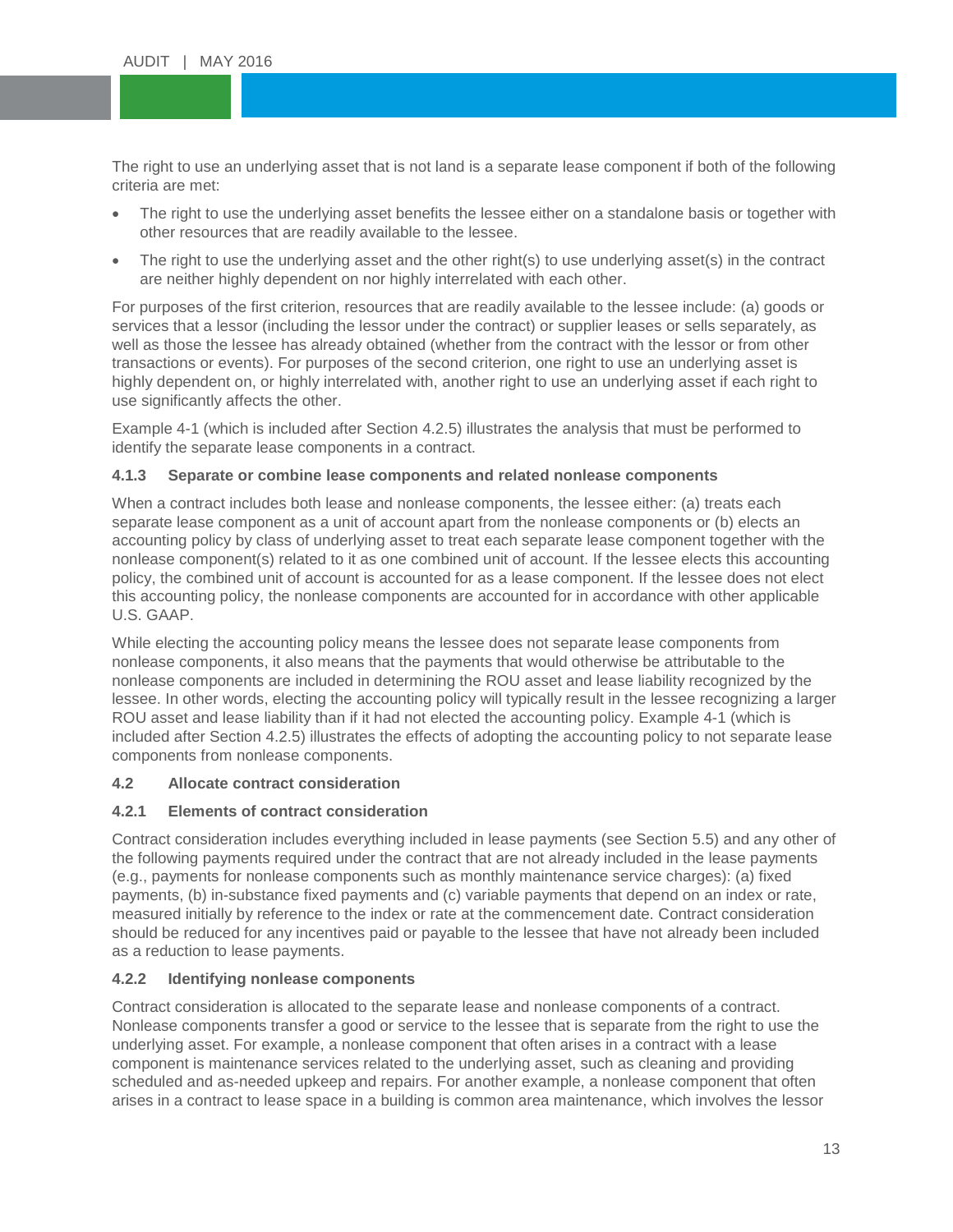The right to use an underlying asset that is not land is a separate lease component if both of the following criteria are met:

- The right to use the underlying asset benefits the lessee either on a standalone basis or together with other resources that are readily available to the lessee.
- The right to use the underlying asset and the other right(s) to use underlying asset(s) in the contract are neither highly dependent on nor highly interrelated with each other.

For purposes of the first criterion, resources that are readily available to the lessee include: (a) goods or services that a lessor (including the lessor under the contract) or supplier leases or sells separately, as well as those the lessee has already obtained (whether from the contract with the lessor or from other transactions or events). For purposes of the second criterion, one right to use an underlying asset is highly dependent on, or highly interrelated with, another right to use an underlying asset if each right to use significantly affects the other.

Example 4-1 (which is included after Section 4.2.5) illustrates the analysis that must be performed to identify the separate lease components in a contract.

### 4.1.3 Separate or combine lease components and related nonlease components

When a contract includes both lease and nonlease components, the lessee either: (a) treats each separate lease component as a unit of account apart from the nonlease components or (b) elects an accounting policy by class of underlying asset to treat each separate lease component together with the nonlease component(s) related to it as one combined unit of account. If the lessee elects this accounting policy, the combined unit of account is accounted for as a lease component. If the lessee does not elect this accounting policy, the nonlease components are accounted for in accordance with other applicable U.S. GAAP.

While electing the accounting policy means the lessee does not separate lease components from nonlease components, it also means that the payments that would otherwise be attributable to the nonlease components are included in determining the ROU asset and lease liability recognized by the lessee. In other words, electing the accounting policy will typically result in the lessee recognizing a larger ROU asset and lease liability than if it had not elected the accounting policy. Example 4-1 (which is included after Section 4.2.5) illustrates the effects of adopting the accounting policy to not separate lease components from nonlease components.

## 4.2 Allocate contract consideration

### 4.2.1 Elements of contract consideration

Contract consideration includes everything included in lease payments (see Section 5.5) and any other of the following payments required under the contract that are not already included in the lease payments (e.g., payments for nonlease components such as monthly maintenance service charges): (a) fixed payments, (b) in-substance fixed payments and (c) variable payments that depend on an index or rate, measured initially by reference to the index or rate at the commencement date. Contract consideration should be reduced for any incentives paid or payable to the lessee that have not already been included as a reduction to lease payments.

### 4.2.2 Identifying nonlease components

Contract consideration is allocated to the separate lease and nonlease components of a contract. Nonlease components transfer a good or service to the lessee that is separate from the right to use the underlying asset. For example, a nonlease component that often arises in a contract with a lease component is maintenance services related to the underlying asset, such as cleaning and providing scheduled and as-needed upkeep and repairs. For another example, a nonlease component that often arises in a contract to lease space in a building is common area maintenance, which involves the lessor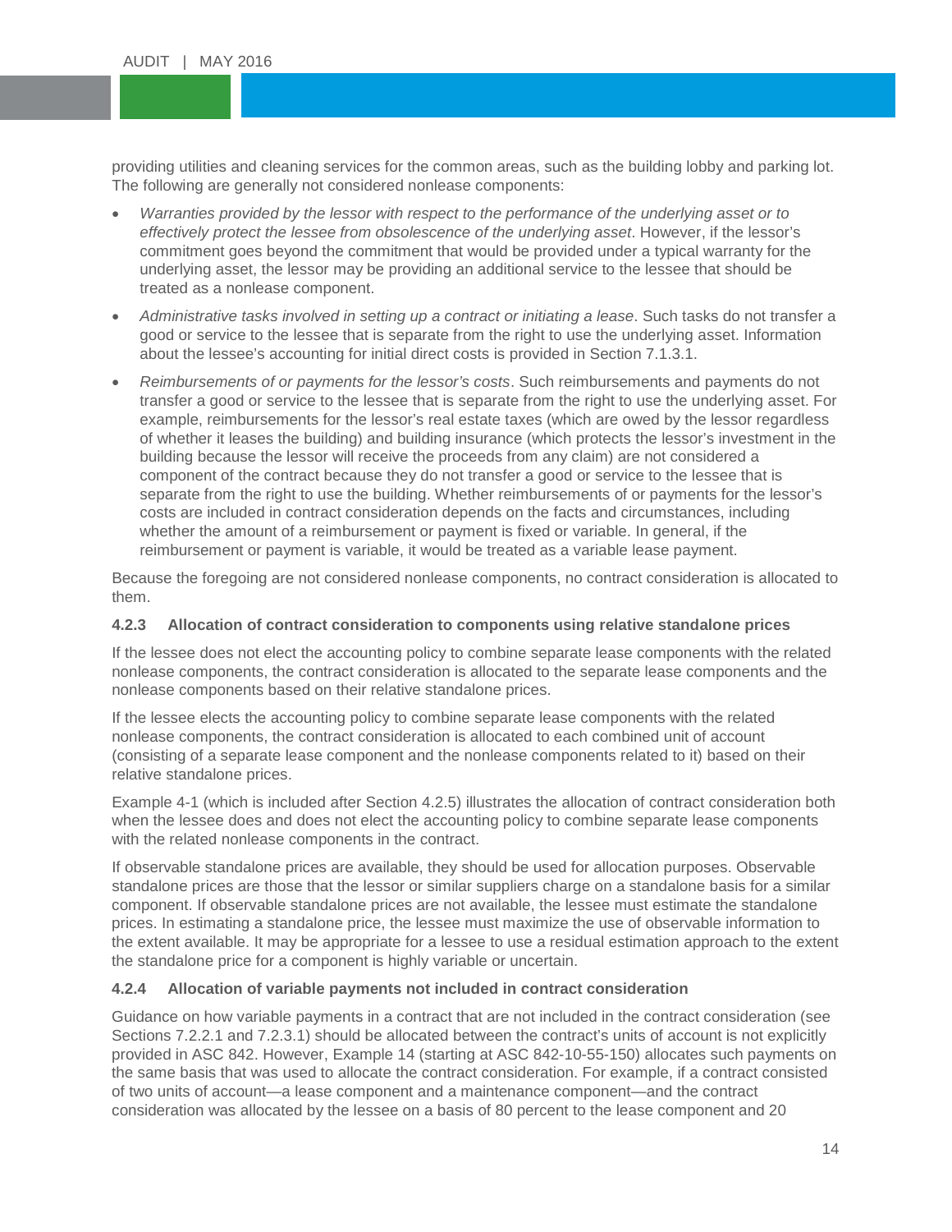providing utilities and cleaning services for the common areas, such as the building lobby and parking lot. The following are generally not considered nonlease components:

- *Warranties provided by the lessor with respect to the performance of the underlying asset or to effectively protect the lessee from obsolescence of the underlying asset*. However, if the lessor's commitment goes beyond the commitment that would be provided under a typical warranty for the underlying asset, the lessor may be providing an additional service to the lessee that should be treated as a nonlease component.
- *Administrative tasks involved in setting up a contract or initiating a lease*. Such tasks do not transfer a good or service to the lessee that is separate from the right to use the underlying asset. Information about the lessee's accounting for initial direct costs is provided in Section 7.1.3.1.
- *Reimbursements of or payments for the lessor's costs*. Such reimbursements and payments do not transfer a good or service to the lessee that is separate from the right to use the underlying asset. For example, reimbursements for the lessor's real estate taxes (which are owed by the lessor regardless of whether it leases the building) and building insurance (which protects the lessor's investment in the building because the lessor will receive the proceeds from any claim) are not considered a component of the contract because they do not transfer a good or service to the lessee that is separate from the right to use the building. Whether reimbursements of or payments for the lessor's costs are included in contract consideration depends on the facts and circumstances, including whether the amount of a reimbursement or payment is fixed or variable. In general, if the reimbursement or payment is variable, it would be treated as a variable lease payment.

Because the foregoing are not considered nonlease components, no contract consideration is allocated to them.

#### 4.2.3 Allocation of contract consideration to components using relative standalone prices

If the lessee does not elect the accounting policy to combine separate lease components with the related nonlease components, the contract consideration is allocated to the separate lease components and the nonlease components based on their relative standalone prices.

If the lessee elects the accounting policy to combine separate lease components with the related nonlease components, the contract consideration is allocated to each combined unit of account (consisting of a separate lease component and the nonlease components related to it) based on their relative standalone prices.

Example 4-1 (which is included after Section 4.2.5) illustrates the allocation of contract consideration both when the lessee does and does not elect the accounting policy to combine separate lease components with the related nonlease components in the contract.

If observable standalone prices are available, they should be used for allocation purposes. Observable standalone prices are those that the lessor or similar suppliers charge on a standalone basis for a similar component. If observable standalone prices are not available, the lessee must estimate the standalone prices. In estimating a standalone price, the lessee must maximize the use of observable information to the extent available. It may be appropriate for a lessee to use a residual estimation approach to the extent the standalone price for a component is highly variable or uncertain.

#### 4.2.4 Allocation of variable payments not included in contract consideration

Guidance on how variable payments in a contract that are not included in the contract consideration (see Sections 7.2.2.1 and 7.2.3.1) should be allocated between the contract's units of account is not explicitly provided in ASC 842. However, Example 14 (starting at ASC 842-10-55-150) allocates such payments on the same basis that was used to allocate the contract consideration. For example, if a contract consisted of two units of account—a lease component and a maintenance component—and the contract consideration was allocated by the lessee on a basis of 80 percent to the lease component and 20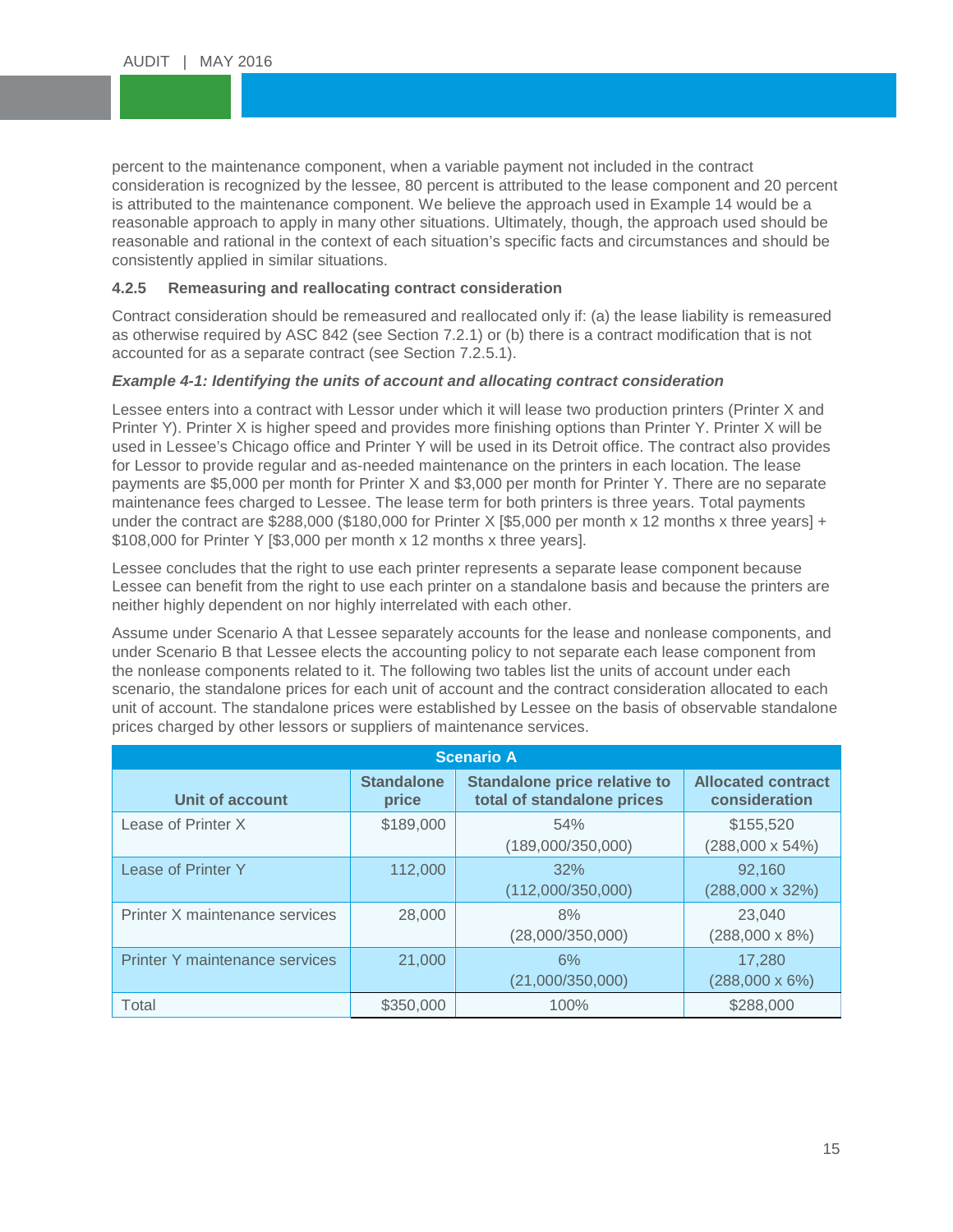percent to the maintenance component, when a variable payment not included in the contract consideration is recognized by the lessee, 80 percent is attributed to the lease component and 20 percent is attributed to the maintenance component. We believe the approach used in Example 14 would be a reasonable approach to apply in many other situations. Ultimately, though, the approach used should be reasonable and rational in the context of each situation's specific facts and circumstances and should be consistently applied in similar situations.

#### 4.2.5 Remeasuring and reallocating contract consideration

Contract consideration should be remeasured and reallocated only if: (a) the lease liability is remeasured as otherwise required by ASC 842 (see Section 7.2.1) or (b) there is a contract modification that is not accounted for as a separate contract (see Section 7.2.5.1).

***Example 4-1: Identifying the units of account and allocating contract consideration***

Lessee enters into a contract with Lessor under which it will lease two production printers (Printer X and Printer Y). Printer X is higher speed and provides more finishing options than Printer Y. Printer X will be used in Lessee's Chicago office and Printer Y will be used in its Detroit office. The contract also provides for Lessor to provide regular and as-needed maintenance on the printers in each location. The lease payments are $5,000 per month for Printer X and $3,000 per month for Printer Y. There are no separate maintenance fees charged to Lessee. The lease term for both printers is three years. Total payments under the contract are $288,000 ($180,000 for Printer X [$5,000 per month x 12 months x three years] + $108,000 for Printer Y [$3,000 per month x 12 months x three years].

Lessee concludes that the right to use each printer represents a separate lease component because Lessee can benefit from the right to use each printer on a standalone basis and because the printers are neither highly dependent on nor highly interrelated with each other.

Assume under Scenario A that Lessee separately accounts for the lease and nonlease components, and under Scenario B that Lessee elects the accounting policy to not separate each lease component from the nonlease components related to it. The following two tables list the units of account under each scenario, the standalone prices for each unit of account and the contract consideration allocated to each unit of account. The standalone prices were established by Lessee on the basis of observable standalone prices charged by other lessors or suppliers of maintenance services.

**Scenario A**

| Unit of account | Standalone price | Standalone price relative to total of standalone prices | Allocated contract consideration |
|---|---|---|---|
| Lease of Printer X | $189,000 | 54% (189,000/350,000) | $155,520 (288,000 x 54%) |
| Lease of Printer Y | 112,000 | 32% (112,000/350,000) | 92,160 (288,000 x 32%) |
| Printer X maintenance services | 28,000 | 8% (28,000/350,000) | 23,040 (288,000 x 8%) |
| Printer Y maintenance services | 21,000 | 6% (21,000/350,000) | 17,280 (288,000 x 6%) |
| Total | $350,000 | 100% | $288,000 |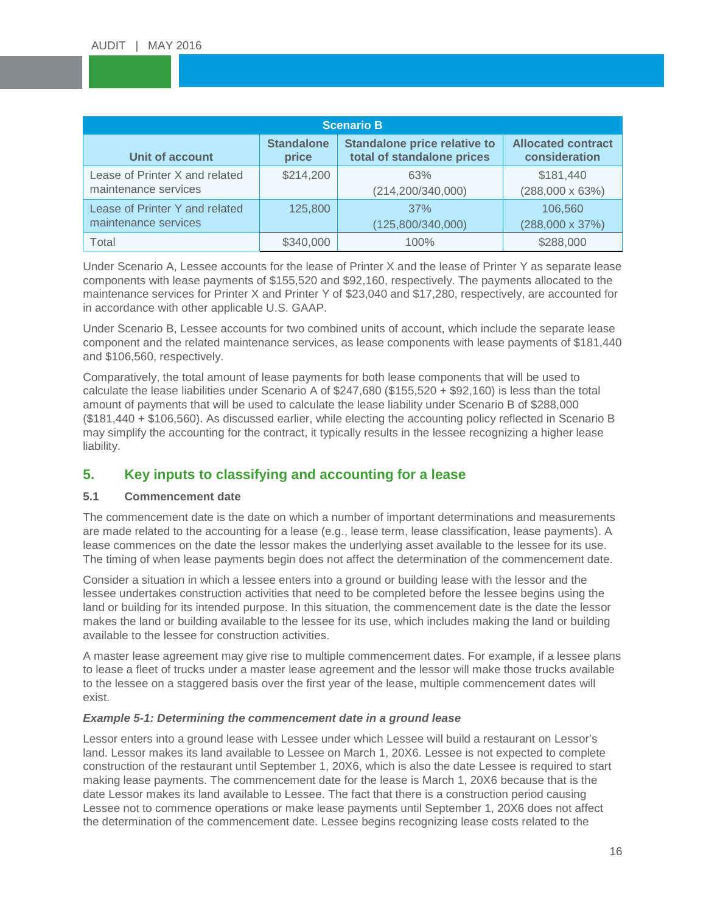| Scenario B | | | |
|---|---|---|---|
| **Unit of account** | **Standalone price** | **Standalone price relative to total of standalone prices** | **Allocated contract consideration** |
| Lease of Printer X and related maintenance services | $214,200 | 63% (214,200/340,000) | $181,440 (288,000 x 63%) |
| Lease of Printer Y and related maintenance services | 125,800 | 37% (125,800/340,000) | 106,560 (288,000 x 37%) |
| Total | $340,000 | 100% | $288,000 |

Under Scenario A, Lessee accounts for the lease of Printer X and the lease of Printer Y as separate lease components with lease payments of $155,520 and $92,160, respectively. The payments allocated to the maintenance services for Printer X and Printer Y of $23,040 and $17,280, respectively, are accounted for in accordance with other applicable U.S. GAAP.

Under Scenario B, Lessee accounts for two combined units of account, which include the separate lease component and the related maintenance services, as lease components with lease payments of $181,440 and $106,560, respectively.

Comparatively, the total amount of lease payments for both lease components that will be used to calculate the lease liabilities under Scenario A of $247,680 ($155,520 + $92,160) is less than the total amount of payments that will be used to calculate the lease liability under Scenario B of $288,000 ($181,440 + $106,560). As discussed earlier, while electing the accounting policy reflected in Scenario B may simplify the accounting for the contract, it typically results in the lessee recognizing a higher lease liability.

## 5. Key inputs to classifying and accounting for a lease

### 5.1 Commencement date

The commencement date is the date on which a number of important determinations and measurements are made related to the accounting for a lease (e.g., lease term, lease classification, lease payments). A lease commences on the date the lessor makes the underlying asset available to the lessee for its use. The timing of when lease payments begin does not affect the determination of the commencement date.

Consider a situation in which a lessee enters into a ground or building lease with the lessor and the lessee undertakes construction activities that need to be completed before the lessee begins using the land or building for its intended purpose. In this situation, the commencement date is the date the lessor makes the land or building available to the lessee for its use, which includes making the land or building available to the lessee for construction activities.

A master lease agreement may give rise to multiple commencement dates. For example, if a lessee plans to lease a fleet of trucks under a master lease agreement and the lessor will make those trucks available to the lessee on a staggered basis over the first year of the lease, multiple commencement dates will exist.

***Example 5-1: Determining the commencement date in a ground lease***

Lessor enters into a ground lease with Lessee under which Lessee will build a restaurant on Lessor's land. Lessor makes its land available to Lessee on March 1, 20X6. Lessee is not expected to complete construction of the restaurant until September 1, 20X6, which is also the date Lessee is required to start making lease payments. The commencement date for the lease is March 1, 20X6 because that is the date Lessor makes its land available to Lessee. The fact that there is a construction period causing Lessee not to commence operations or make lease payments until September 1, 20X6 does not affect the determination of the commencement date. Lessee begins recognizing lease costs related to the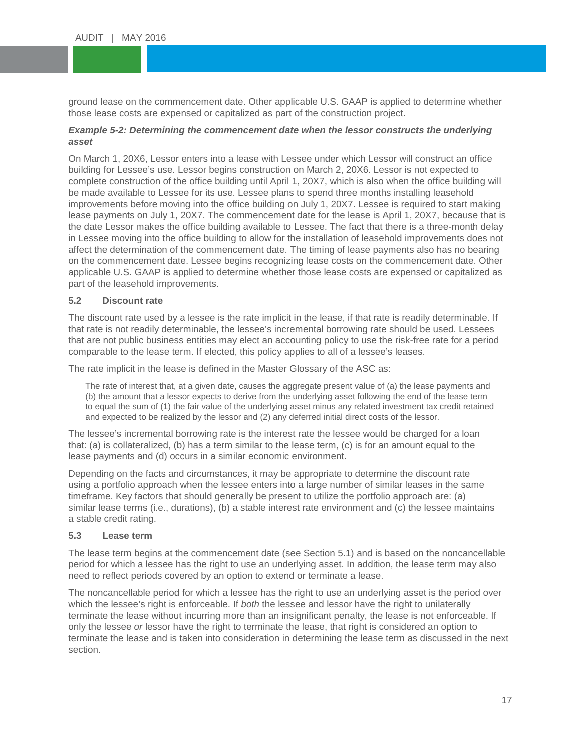ground lease on the commencement date. Other applicable U.S. GAAP is applied to determine whether those lease costs are expensed or capitalized as part of the construction project.

***Example 5-2: Determining the commencement date when the lessor constructs the underlying asset***

On March 1, 20X6, Lessor enters into a lease with Lessee under which Lessor will construct an office building for Lessee's use. Lessor begins construction on March 2, 20X6. Lessor is not expected to complete construction of the office building until April 1, 20X7, which is also when the office building will be made available to Lessee for its use. Lessee plans to spend three months installing leasehold improvements before moving into the office building on July 1, 20X7. Lessee is required to start making lease payments on July 1, 20X7. The commencement date for the lease is April 1, 20X7, because that is the date Lessor makes the office building available to Lessee. The fact that there is a three-month delay in Lessee moving into the office building to allow for the installation of leasehold improvements does not affect the determination of the commencement date. The timing of lease payments also has no bearing on the commencement date. Lessee begins recognizing lease costs on the commencement date. Other applicable U.S. GAAP is applied to determine whether those lease costs are expensed or capitalized as part of the leasehold improvements.

### 5.2 Discount rate

The discount rate used by a lessee is the rate implicit in the lease, if that rate is readily determinable. If that rate is not readily determinable, the lessee's incremental borrowing rate should be used. Lessees that are not public business entities may elect an accounting policy to use the risk-free rate for a period comparable to the lease term. If elected, this policy applies to all of a lessee's leases.

The rate implicit in the lease is defined in the Master Glossary of the ASC as:

> The rate of interest that, at a given date, causes the aggregate present value of (a) the lease payments and (b) the amount that a lessor expects to derive from the underlying asset following the end of the lease term to equal the sum of (1) the fair value of the underlying asset minus any related investment tax credit retained and expected to be realized by the lessor and (2) any deferred initial direct costs of the lessor.

The lessee's incremental borrowing rate is the interest rate the lessee would be charged for a loan that: (a) is collateralized, (b) has a term similar to the lease term, (c) is for an amount equal to the lease payments and (d) occurs in a similar economic environment.

Depending on the facts and circumstances, it may be appropriate to determine the discount rate using a portfolio approach when the lessee enters into a large number of similar leases in the same timeframe. Key factors that should generally be present to utilize the portfolio approach are: (a) similar lease terms (i.e., durations), (b) a stable interest rate environment and (c) the lessee maintains a stable credit rating.

### 5.3 Lease term

The lease term begins at the commencement date (see Section 5.1) and is based on the noncancellable period for which a lessee has the right to use an underlying asset. In addition, the lease term may also need to reflect periods covered by an option to extend or terminate a lease.

The noncancellable period for which a lessee has the right to use an underlying asset is the period over which the lessee's right is enforceable. If *both* the lessee and lessor have the right to unilaterally terminate the lease without incurring more than an insignificant penalty, the lease is not enforceable. If only the lessee *or* lessor have the right to terminate the lease, that right is considered an option to terminate the lease and is taken into consideration in determining the lease term as discussed in the next section.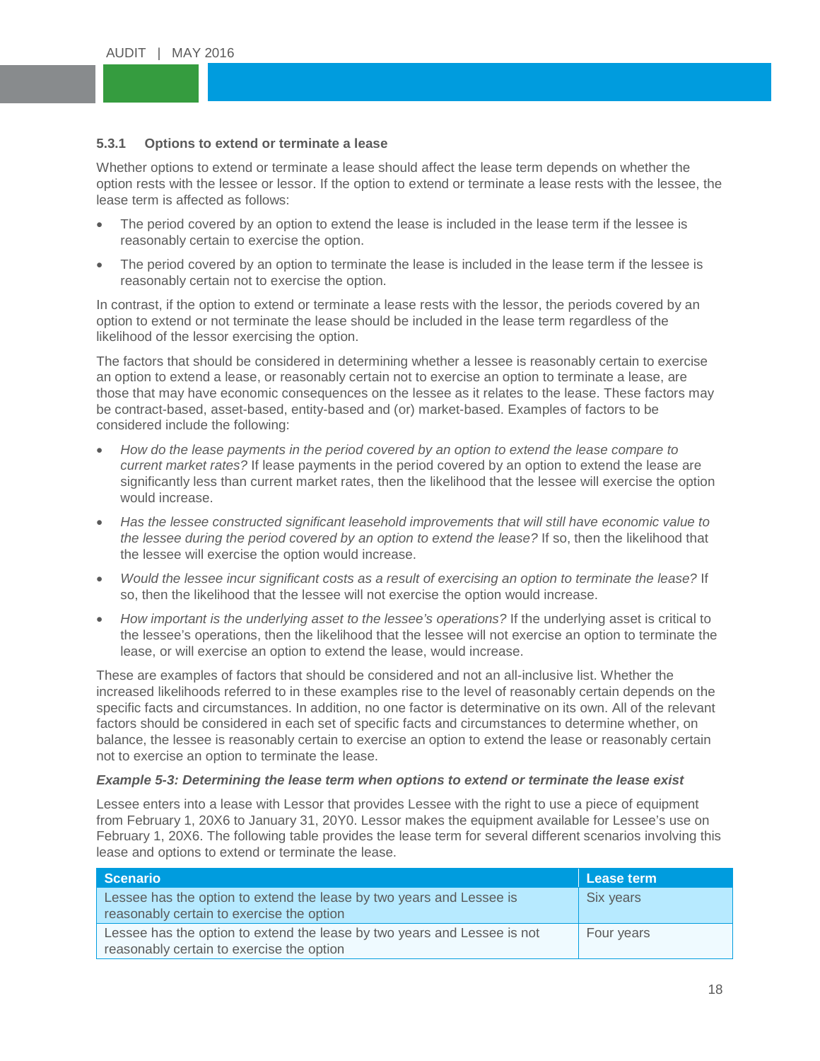### 5.3.1 Options to extend or terminate a lease

Whether options to extend or terminate a lease should affect the lease term depends on whether the option rests with the lessee or lessor. If the option to extend or terminate a lease rests with the lessee, the lease term is affected as follows:

- The period covered by an option to extend the lease is included in the lease term if the lessee is reasonably certain to exercise the option.
- The period covered by an option to terminate the lease is included in the lease term if the lessee is reasonably certain not to exercise the option.

In contrast, if the option to extend or terminate a lease rests with the lessor, the periods covered by an option to extend or not terminate the lease should be included in the lease term regardless of the likelihood of the lessor exercising the option.

The factors that should be considered in determining whether a lessee is reasonably certain to exercise an option to extend a lease, or reasonably certain not to exercise an option to terminate a lease, are those that may have economic consequences on the lessee as it relates to the lease. These factors may be contract-based, asset-based, entity-based and (or) market-based. Examples of factors to be considered include the following:

- *How do the lease payments in the period covered by an option to extend the lease compare to current market rates?* If lease payments in the period covered by an option to extend the lease are significantly less than current market rates, then the likelihood that the lessee will exercise the option would increase.
- *Has the lessee constructed significant leasehold improvements that will still have economic value to the lessee during the period covered by an option to extend the lease?* If so, then the likelihood that the lessee will exercise the option would increase.
- *Would the lessee incur significant costs as a result of exercising an option to terminate the lease?* If so, then the likelihood that the lessee will not exercise the option would increase.
- *How important is the underlying asset to the lessee's operations?* If the underlying asset is critical to the lessee's operations, then the likelihood that the lessee will not exercise an option to terminate the lease, or will exercise an option to extend the lease, would increase.

These are examples of factors that should be considered and not an all-inclusive list. Whether the increased likelihoods referred to in these examples rise to the level of reasonably certain depends on the specific facts and circumstances. In addition, no one factor is determinative on its own. All of the relevant factors should be considered in each set of specific facts and circumstances to determine whether, on balance, the lessee is reasonably certain to exercise an option to extend the lease or reasonably certain not to exercise an option to terminate the lease.

***Example 5-3: Determining the lease term when options to extend or terminate the lease exist***

Lessee enters into a lease with Lessor that provides Lessee with the right to use a piece of equipment from February 1, 20X6 to January 31, 20Y0. Lessor makes the equipment available for Lessee's use on February 1, 20X6. The following table provides the lease term for several different scenarios involving this lease and options to extend or terminate the lease.

| Scenario | Lease term |
|---|---|
| Lessee has the option to extend the lease by two years and Lessee is reasonably certain to exercise the option | Six years |
| Lessee has the option to extend the lease by two years and Lessee is not reasonably certain to exercise the option | Four years |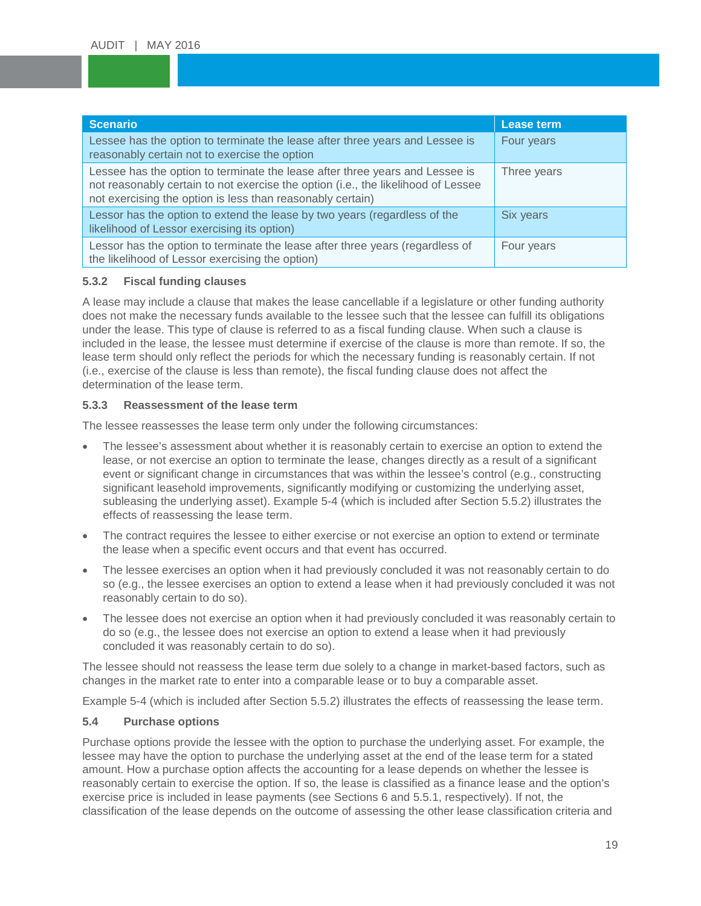| Scenario | Lease term |
|---|---|
| Lessee has the option to terminate the lease after three years and Lessee is reasonably certain not to exercise the option | Four years |
| Lessee has the option to terminate the lease after three years and Lessee is not reasonably certain to not exercise the option (i.e., the likelihood of Lessee not exercising the option is less than reasonably certain) | Three years |
| Lessor has the option to extend the lease by two years (regardless of the likelihood of Lessor exercising its option) | Six years |
| Lessor has the option to terminate the lease after three years (regardless of the likelihood of Lessor exercising the option) | Four years |

#### 5.3.2 Fiscal funding clauses

A lease may include a clause that makes the lease cancellable if a legislature or other funding authority does not make the necessary funds available to the lessee such that the lessee can fulfill its obligations under the lease. This type of clause is referred to as a fiscal funding clause. When such a clause is included in the lease, the lessee must determine if exercise of the clause is more than remote. If so, the lease term should only reflect the periods for which the necessary funding is reasonably certain. If not (i.e., exercise of the clause is less than remote), the fiscal funding clause does not affect the determination of the lease term.

#### 5.3.3 Reassessment of the lease term

The lessee reassesses the lease term only under the following circumstances:

- The lessee's assessment about whether it is reasonably certain to exercise an option to extend the lease, or not exercise an option to terminate the lease, changes directly as a result of a significant event or significant change in circumstances that was within the lessee's control (e.g., constructing significant leasehold improvements, significantly modifying or customizing the underlying asset, subleasing the underlying asset). Example 5-4 (which is included after Section 5.5.2) illustrates the effects of reassessing the lease term.
- The contract requires the lessee to either exercise or not exercise an option to extend or terminate the lease when a specific event occurs and that event has occurred.
- The lessee exercises an option when it had previously concluded it was not reasonably certain to do so (e.g., the lessee exercises an option to extend a lease when it had previously concluded it was not reasonably certain to do so).
- The lessee does not exercise an option when it had previously concluded it was reasonably certain to do so (e.g., the lessee does not exercise an option to extend a lease when it had previously concluded it was reasonably certain to do so).

The lessee should not reassess the lease term due solely to a change in market-based factors, such as changes in the market rate to enter into a comparable lease or to buy a comparable asset.

Example 5-4 (which is included after Section 5.5.2) illustrates the effects of reassessing the lease term.

### 5.4 Purchase options

Purchase options provide the lessee with the option to purchase the underlying asset. For example, the lessee may have the option to purchase the underlying asset at the end of the lease term for a stated amount. How a purchase option affects the accounting for a lease depends on whether the lessee is reasonably certain to exercise the option. If so, the lease is classified as a finance lease and the option's exercise price is included in lease payments (see Sections 6 and 5.5.1, respectively). If not, the classification of the lease depends on the outcome of assessing the other lease classification criteria and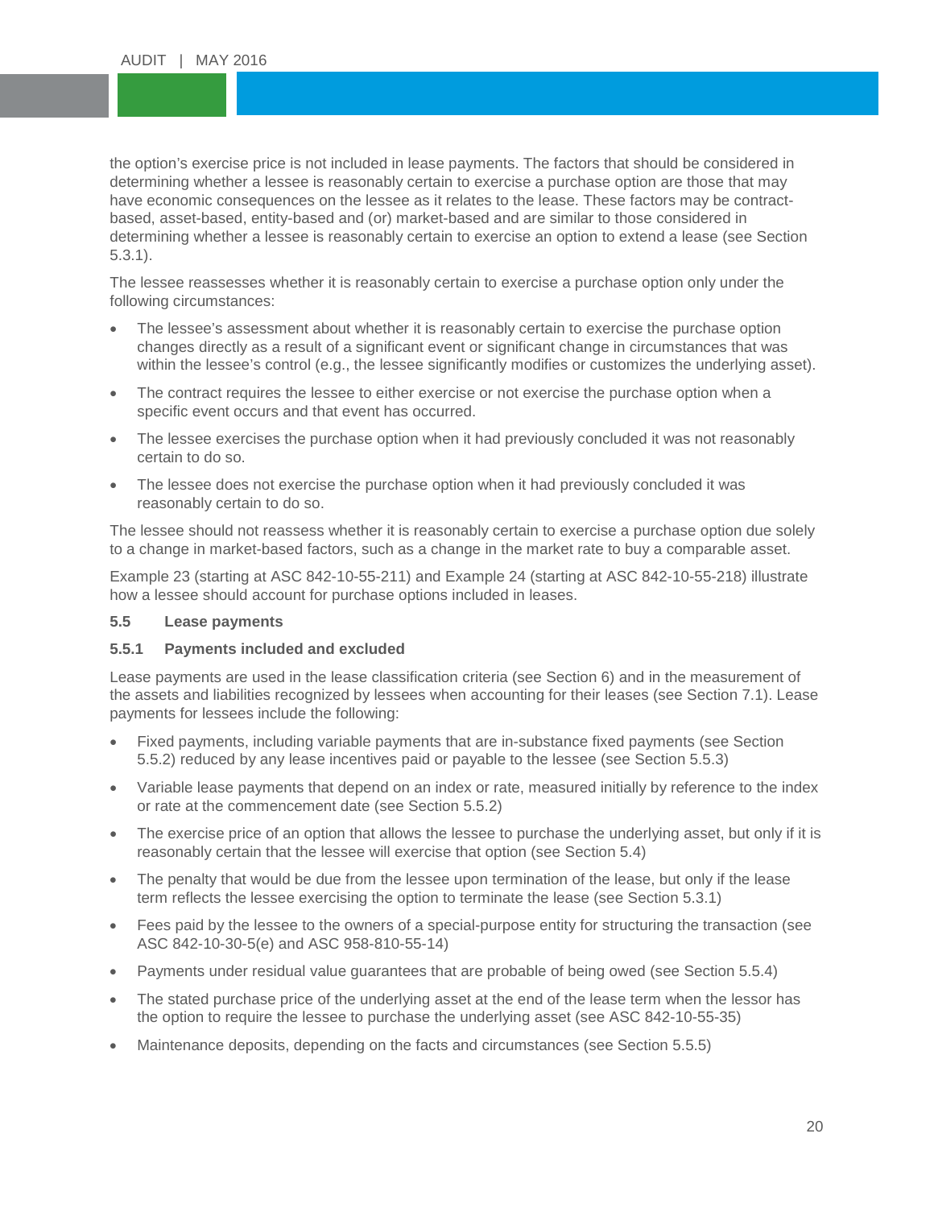the option's exercise price is not included in lease payments. The factors that should be considered in determining whether a lessee is reasonably certain to exercise a purchase option are those that may have economic consequences on the lessee as it relates to the lease. These factors may be contract-based, asset-based, entity-based and (or) market-based and are similar to those considered in determining whether a lessee is reasonably certain to exercise an option to extend a lease (see Section 5.3.1).

The lessee reassesses whether it is reasonably certain to exercise a purchase option only under the following circumstances:

- The lessee's assessment about whether it is reasonably certain to exercise the purchase option changes directly as a result of a significant event or significant change in circumstances that was within the lessee's control (e.g., the lessee significantly modifies or customizes the underlying asset).
- The contract requires the lessee to either exercise or not exercise the purchase option when a specific event occurs and that event has occurred.
- The lessee exercises the purchase option when it had previously concluded it was not reasonably certain to do so.
- The lessee does not exercise the purchase option when it had previously concluded it was reasonably certain to do so.

The lessee should not reassess whether it is reasonably certain to exercise a purchase option due solely to a change in market-based factors, such as a change in the market rate to buy a comparable asset.

Example 23 (starting at ASC 842-10-55-211) and Example 24 (starting at ASC 842-10-55-218) illustrate how a lessee should account for purchase options included in leases.

### 5.5 Lease payments

#### 5.5.1 Payments included and excluded

Lease payments are used in the lease classification criteria (see Section 6) and in the measurement of the assets and liabilities recognized by lessees when accounting for their leases (see Section 7.1). Lease payments for lessees include the following:

- Fixed payments, including variable payments that are in-substance fixed payments (see Section 5.5.2) reduced by any lease incentives paid or payable to the lessee (see Section 5.5.3)
- Variable lease payments that depend on an index or rate, measured initially by reference to the index or rate at the commencement date (see Section 5.5.2)
- The exercise price of an option that allows the lessee to purchase the underlying asset, but only if it is reasonably certain that the lessee will exercise that option (see Section 5.4)
- The penalty that would be due from the lessee upon termination of the lease, but only if the lease term reflects the lessee exercising the option to terminate the lease (see Section 5.3.1)
- Fees paid by the lessee to the owners of a special-purpose entity for structuring the transaction (see ASC 842-10-30-5(e) and ASC 958-810-55-14)
- Payments under residual value guarantees that are probable of being owed (see Section 5.5.4)
- The stated purchase price of the underlying asset at the end of the lease term when the lessor has the option to require the lessee to purchase the underlying asset (see ASC 842-10-55-35)
- Maintenance deposits, depending on the facts and circumstances (see Section 5.5.5)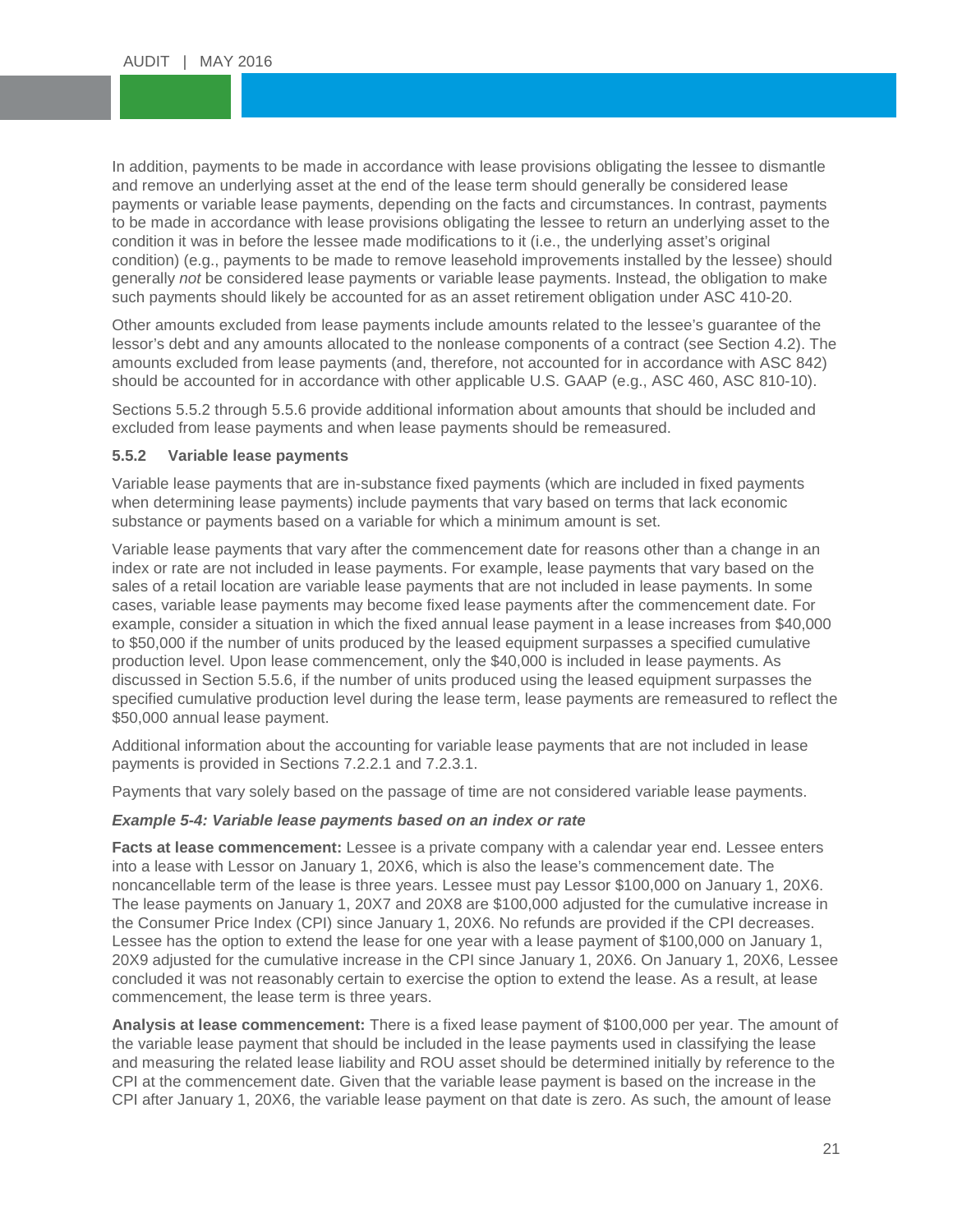In addition, payments to be made in accordance with lease provisions obligating the lessee to dismantle and remove an underlying asset at the end of the lease term should generally be considered lease payments or variable lease payments, depending on the facts and circumstances. In contrast, payments to be made in accordance with lease provisions obligating the lessee to return an underlying asset to the condition it was in before the lessee made modifications to it (i.e., the underlying asset's original condition) (e.g., payments to be made to remove leasehold improvements installed by the lessee) should generally *not* be considered lease payments or variable lease payments. Instead, the obligation to make such payments should likely be accounted for as an asset retirement obligation under ASC 410-20.

Other amounts excluded from lease payments include amounts related to the lessee's guarantee of the lessor's debt and any amounts allocated to the nonlease components of a contract (see Section 4.2). The amounts excluded from lease payments (and, therefore, not accounted for in accordance with ASC 842) should be accounted for in accordance with other applicable U.S. GAAP (e.g., ASC 460, ASC 810-10).

Sections 5.5.2 through 5.5.6 provide additional information about amounts that should be included and excluded from lease payments and when lease payments should be remeasured.

### 5.5.2 Variable lease payments

Variable lease payments that are in-substance fixed payments (which are included in fixed payments when determining lease payments) include payments that vary based on terms that lack economic substance or payments based on a variable for which a minimum amount is set.

Variable lease payments that vary after the commencement date for reasons other than a change in an index or rate are not included in lease payments. For example, lease payments that vary based on the sales of a retail location are variable lease payments that are not included in lease payments. In some cases, variable lease payments may become fixed lease payments after the commencement date. For example, consider a situation in which the fixed annual lease payment in a lease increases from $40,000 to $50,000 if the number of units produced by the leased equipment surpasses a specified cumulative production level. Upon lease commencement, only the $40,000 is included in lease payments. As discussed in Section 5.5.6, if the number of units produced using the leased equipment surpasses the specified cumulative production level during the lease term, lease payments are remeasured to reflect the $50,000 annual lease payment.

Additional information about the accounting for variable lease payments that are not included in lease payments is provided in Sections 7.2.2.1 and 7.2.3.1.

Payments that vary solely based on the passage of time are not considered variable lease payments.

***Example 5-4: Variable lease payments based on an index or rate***

**Facts at lease commencement:** Lessee is a private company with a calendar year end. Lessee enters into a lease with Lessor on January 1, 20X6, which is also the lease's commencement date. The noncancellable term of the lease is three years. Lessee must pay Lessor $100,000 on January 1, 20X6. The lease payments on January 1, 20X7 and 20X8 are $100,000 adjusted for the cumulative increase in the Consumer Price Index (CPI) since January 1, 20X6. No refunds are provided if the CPI decreases. Lessee has the option to extend the lease for one year with a lease payment of $100,000 on January 1, 20X9 adjusted for the cumulative increase in the CPI since January 1, 20X6. On January 1, 20X6, Lessee concluded it was not reasonably certain to exercise the option to extend the lease. As a result, at lease commencement, the lease term is three years.

**Analysis at lease commencement:** There is a fixed lease payment of $100,000 per year. The amount of the variable lease payment that should be included in the lease payments used in classifying the lease and measuring the related lease liability and ROU asset should be determined initially by reference to the CPI at the commencement date. Given that the variable lease payment is based on the increase in the CPI after January 1, 20X6, the variable lease payment on that date is zero. As such, the amount of lease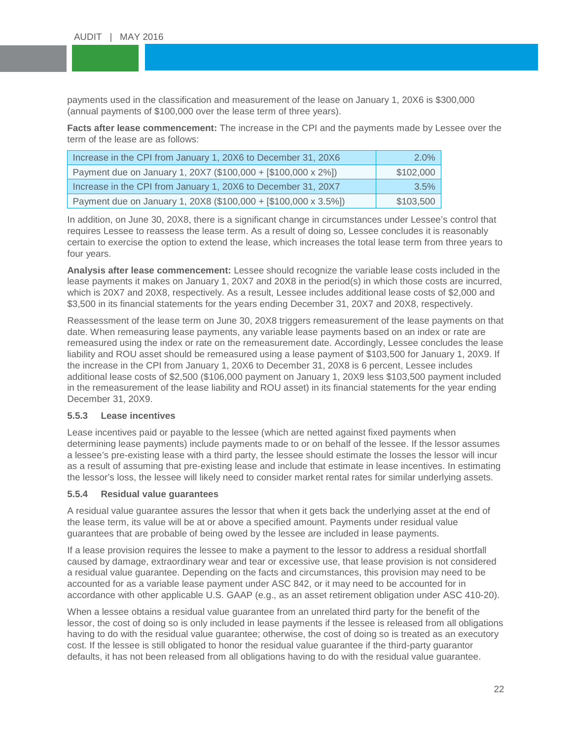payments used in the classification and measurement of the lease on January 1, 20X6 is $300,000 (annual payments of $100,000 over the lease term of three years).

**Facts after lease commencement:** The increase in the CPI and the payments made by Lessee over the term of the lease are as follows:

| | |
|---|---:|
| Increase in the CPI from January 1, 20X6 to December 31, 20X6 | 2.0% |
| Payment due on January 1, 20X7 ($100,000 + [$100,000 x 2%]) | $102,000 |
| Increase in the CPI from January 1, 20X6 to December 31, 20X7 | 3.5% |
| Payment due on January 1, 20X8 ($100,000 + [$100,000 x 3.5%]) | $103,500 |

In addition, on June 30, 20X8, there is a significant change in circumstances under Lessee's control that requires Lessee to reassess the lease term. As a result of doing so, Lessee concludes it is reasonably certain to exercise the option to extend the lease, which increases the total lease term from three years to four years.

**Analysis after lease commencement:** Lessee should recognize the variable lease costs included in the lease payments it makes on January 1, 20X7 and 20X8 in the period(s) in which those costs are incurred, which is 20X7 and 20X8, respectively. As a result, Lessee includes additional lease costs of $2,000 and $3,500 in its financial statements for the years ending December 31, 20X7 and 20X8, respectively.

Reassessment of the lease term on June 30, 20X8 triggers remeasurement of the lease payments on that date. When remeasuring lease payments, any variable lease payments based on an index or rate are remeasured using the index or rate on the remeasurement date. Accordingly, Lessee concludes the lease liability and ROU asset should be remeasured using a lease payment of $103,500 for January 1, 20X9. If the increase in the CPI from January 1, 20X6 to December 31, 20X8 is 6 percent, Lessee includes additional lease costs of $2,500 ($106,000 payment on January 1, 20X9 less $103,500 payment included in the remeasurement of the lease liability and ROU asset) in its financial statements for the year ending December 31, 20X9.

### 5.5.3 Lease incentives

Lease incentives paid or payable to the lessee (which are netted against fixed payments when determining lease payments) include payments made to or on behalf of the lessee. If the lessor assumes a lessee's pre-existing lease with a third party, the lessee should estimate the losses the lessor will incur as a result of assuming that pre-existing lease and include that estimate in lease incentives. In estimating the lessor's loss, the lessee will likely need to consider market rental rates for similar underlying assets.

### 5.5.4 Residual value guarantees

A residual value guarantee assures the lessor that when it gets back the underlying asset at the end of the lease term, its value will be at or above a specified amount. Payments under residual value guarantees that are probable of being owed by the lessee are included in lease payments.

If a lease provision requires the lessee to make a payment to the lessor to address a residual shortfall caused by damage, extraordinary wear and tear or excessive use, that lease provision is not considered a residual value guarantee. Depending on the facts and circumstances, this provision may need to be accounted for as a variable lease payment under ASC 842, or it may need to be accounted for in accordance with other applicable U.S. GAAP (e.g., as an asset retirement obligation under ASC 410-20).

When a lessee obtains a residual value guarantee from an unrelated third party for the benefit of the lessor, the cost of doing so is only included in lease payments if the lessee is released from all obligations having to do with the residual value guarantee; otherwise, the cost of doing so is treated as an executory cost. If the lessee is still obligated to honor the residual value guarantee if the third-party guarantor defaults, it has not been released from all obligations having to do with the residual value guarantee.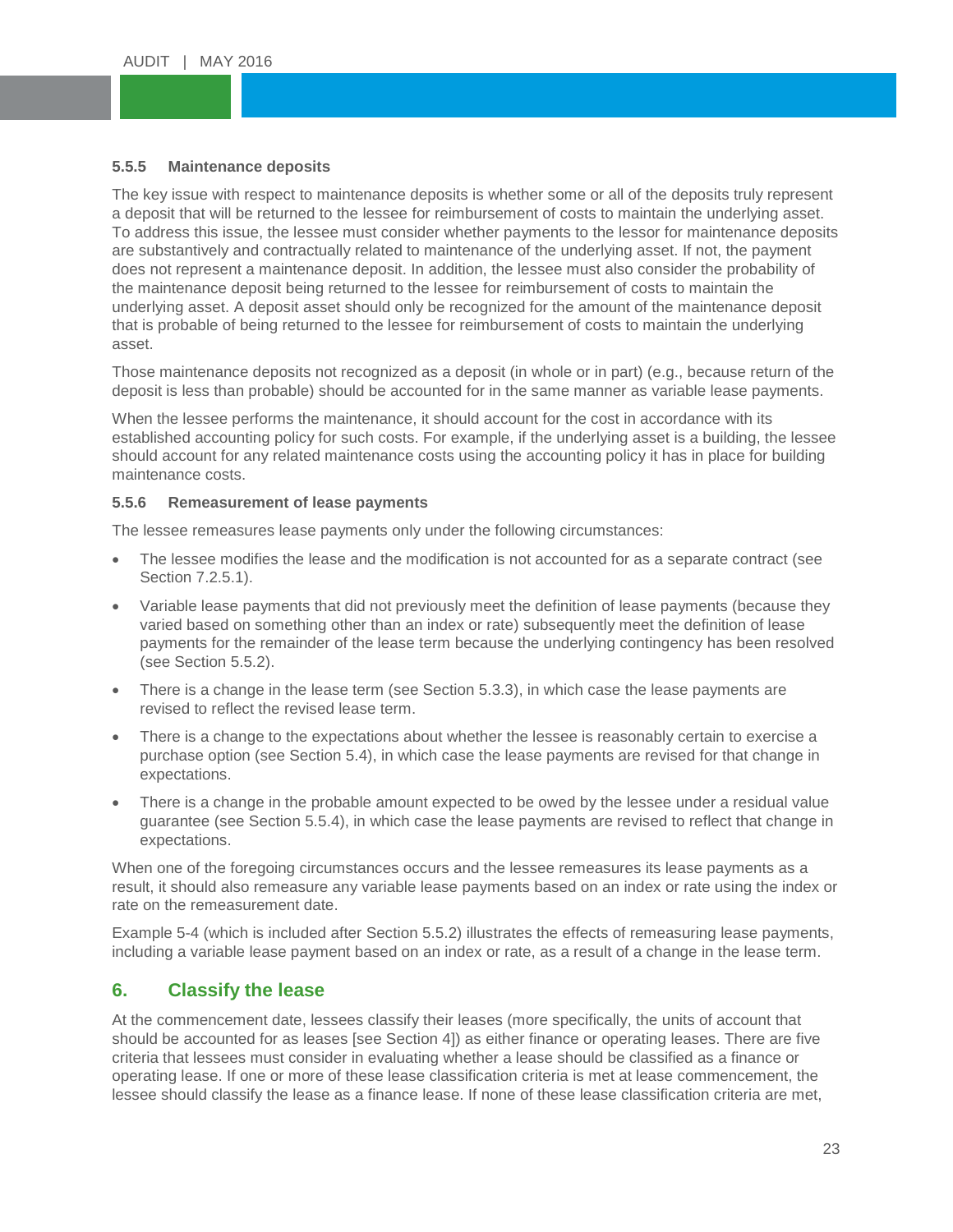### 5.5.5 Maintenance deposits

The key issue with respect to maintenance deposits is whether some or all of the deposits truly represent a deposit that will be returned to the lessee for reimbursement of costs to maintain the underlying asset. To address this issue, the lessee must consider whether payments to the lessor for maintenance deposits are substantively and contractually related to maintenance of the underlying asset. If not, the payment does not represent a maintenance deposit. In addition, the lessee must also consider the probability of the maintenance deposit being returned to the lessee for reimbursement of costs to maintain the underlying asset. A deposit asset should only be recognized for the amount of the maintenance deposit that is probable of being returned to the lessee for reimbursement of costs to maintain the underlying asset.

Those maintenance deposits not recognized as a deposit (in whole or in part) (e.g., because return of the deposit is less than probable) should be accounted for in the same manner as variable lease payments.

When the lessee performs the maintenance, it should account for the cost in accordance with its established accounting policy for such costs. For example, if the underlying asset is a building, the lessee should account for any related maintenance costs using the accounting policy it has in place for building maintenance costs.

### 5.5.6 Remeasurement of lease payments

The lessee remeasures lease payments only under the following circumstances:

- The lessee modifies the lease and the modification is not accounted for as a separate contract (see Section 7.2.5.1).
- Variable lease payments that did not previously meet the definition of lease payments (because they varied based on something other than an index or rate) subsequently meet the definition of lease payments for the remainder of the lease term because the underlying contingency has been resolved (see Section 5.5.2).
- There is a change in the lease term (see Section 5.3.3), in which case the lease payments are revised to reflect the revised lease term.
- There is a change to the expectations about whether the lessee is reasonably certain to exercise a purchase option (see Section 5.4), in which case the lease payments are revised for that change in expectations.
- There is a change in the probable amount expected to be owed by the lessee under a residual value guarantee (see Section 5.5.4), in which case the lease payments are revised to reflect that change in expectations.

When one of the foregoing circumstances occurs and the lessee remeasures its lease payments as a result, it should also remeasure any variable lease payments based on an index or rate using the index or rate on the remeasurement date.

Example 5-4 (which is included after Section 5.5.2) illustrates the effects of remeasuring lease payments, including a variable lease payment based on an index or rate, as a result of a change in the lease term.

## 6. Classify the lease

At the commencement date, lessees classify their leases (more specifically, the units of account that should be accounted for as leases [see Section 4]) as either finance or operating leases. There are five criteria that lessees must consider in evaluating whether a lease should be classified as a finance or operating lease. If one or more of these lease classification criteria is met at lease commencement, the lessee should classify the lease as a finance lease. If none of these lease classification criteria are met,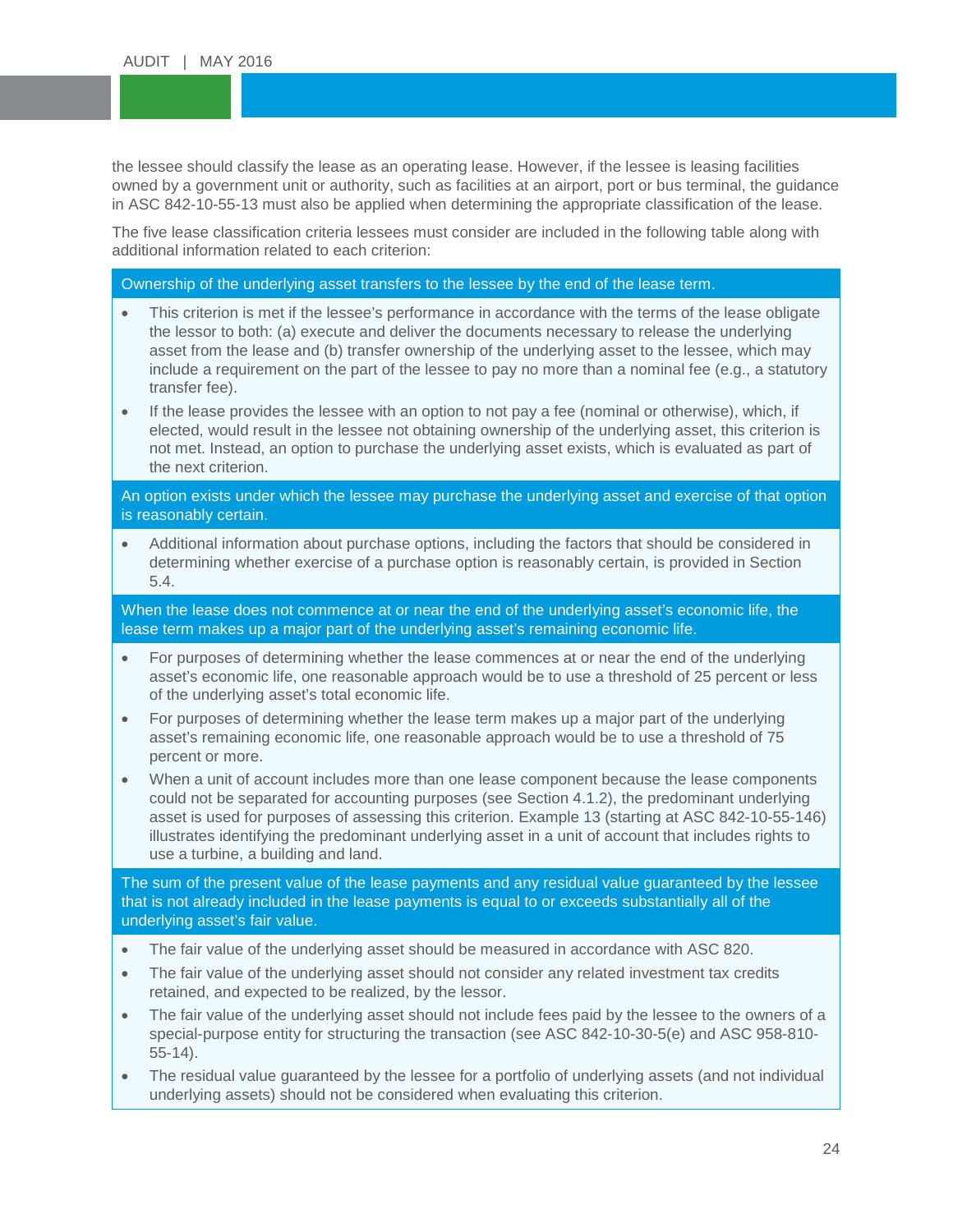the lessee should classify the lease as an operating lease. However, if the lessee is leasing facilities owned by a government unit or authority, such as facilities at an airport, port or bus terminal, the guidance in ASC 842-10-55-13 must also be applied when determining the appropriate classification of the lease.

The five lease classification criteria lessees must consider are included in the following table along with additional information related to each criterion:

| Ownership of the underlying asset transfers to the lessee by the end of the lease term. |
|---|
| • This criterion is met if the lessee's performance in accordance with the terms of the lease obligate the lessor to both: (a) execute and deliver the documents necessary to release the underlying asset from the lease and (b) transfer ownership of the underlying asset to the lessee, which may include a requirement on the part of the lessee to pay no more than a nominal fee (e.g., a statutory transfer fee).<br>• If the lease provides the lessee with an option to not pay a fee (nominal or otherwise), which, if elected, would result in the lessee not obtaining ownership of the underlying asset, this criterion is not met. Instead, an option to purchase the underlying asset exists, which is evaluated as part of the next criterion. |
| **An option exists under which the lessee may purchase the underlying asset and exercise of that option is reasonably certain.** |
| • Additional information about purchase options, including the factors that should be considered in determining whether exercise of a purchase option is reasonably certain, is provided in Section 5.4. |
| **When the lease does not commence at or near the end of the underlying asset's economic life, the lease term makes up a major part of the underlying asset's remaining economic life.** |
| • For purposes of determining whether the lease commences at or near the end of the underlying asset's economic life, one reasonable approach would be to use a threshold of 25 percent or less of the underlying asset's total economic life.<br>• For purposes of determining whether the lease term makes up a major part of the underlying asset's remaining economic life, one reasonable approach would be to use a threshold of 75 percent or more.<br>• When a unit of account includes more than one lease component because the lease components could not be separated for accounting purposes (see Section 4.1.2), the predominant underlying asset is used for purposes of assessing this criterion. Example 13 (starting at ASC 842-10-55-146) illustrates identifying the predominant underlying asset in a unit of account that includes rights to use a turbine, a building and land. |
| **The sum of the present value of the lease payments and any residual value guaranteed by the lessee that is not already included in the lease payments is equal to or exceeds substantially all of the underlying asset's fair value.** |
| • The fair value of the underlying asset should be measured in accordance with ASC 820.<br>• The fair value of the underlying asset should not consider any related investment tax credits retained, and expected to be realized, by the lessor.<br>• The fair value of the underlying asset should not include fees paid by the lessee to the owners of a special-purpose entity for structuring the transaction (see ASC 842-10-30-5(e) and ASC 958-810-55-14).<br>• The residual value guaranteed by the lessee for a portfolio of underlying assets (and not individual underlying assets) should not be considered when evaluating this criterion. |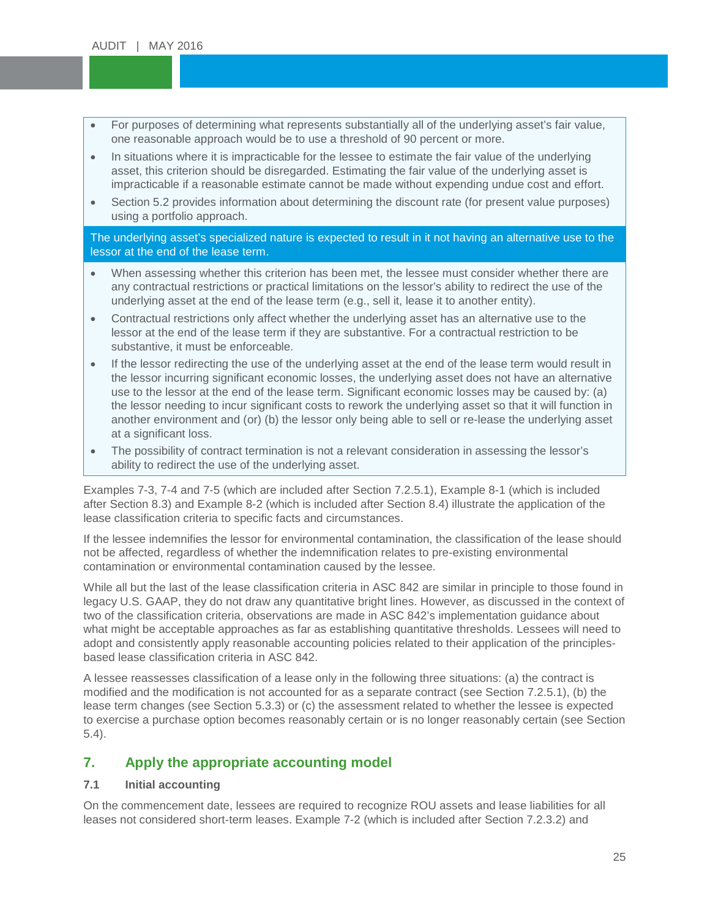- For purposes of determining what represents substantially all of the underlying asset's fair value, one reasonable approach would be to use a threshold of 90 percent or more.
- In situations where it is impracticable for the lessee to estimate the fair value of the underlying asset, this criterion should be disregarded. Estimating the fair value of the underlying asset is impracticable if a reasonable estimate cannot be made without expending undue cost and effort.
- Section 5.2 provides information about determining the discount rate (for present value purposes) using a portfolio approach.

**The underlying asset's specialized nature is expected to result in it not having an alternative use to the lessor at the end of the lease term.**

- When assessing whether this criterion has been met, the lessee must consider whether there are any contractual restrictions or practical limitations on the lessor's ability to redirect the use of the underlying asset at the end of the lease term (e.g., sell it, lease it to another entity).
- Contractual restrictions only affect whether the underlying asset has an alternative use to the lessor at the end of the lease term if they are substantive. For a contractual restriction to be substantive, it must be enforceable.
- If the lessor redirecting the use of the underlying asset at the end of the lease term would result in the lessor incurring significant economic losses, the underlying asset does not have an alternative use to the lessor at the end of the lease term. Significant economic losses may be caused by: (a) the lessor needing to incur significant costs to rework the underlying asset so that it will function in another environment and (or) (b) the lessor only being able to sell or re-lease the underlying asset at a significant loss.
- The possibility of contract termination is not a relevant consideration in assessing the lessor's ability to redirect the use of the underlying asset.

Examples 7-3, 7-4 and 7-5 (which are included after Section 7.2.5.1), Example 8-1 (which is included after Section 8.3) and Example 8-2 (which is included after Section 8.4) illustrate the application of the lease classification criteria to specific facts and circumstances.

If the lessee indemnifies the lessor for environmental contamination, the classification of the lease should not be affected, regardless of whether the indemnification relates to pre-existing environmental contamination or environmental contamination caused by the lessee.

While all but the last of the lease classification criteria in ASC 842 are similar in principle to those found in legacy U.S. GAAP, they do not draw any quantitative bright lines. However, as discussed in the context of two of the classification criteria, observations are made in ASC 842's implementation guidance about what might be acceptable approaches as far as establishing quantitative thresholds. Lessees will need to adopt and consistently apply reasonable accounting policies related to their application of the principles-based lease classification criteria in ASC 842.

A lessee reassesses classification of a lease only in the following three situations: (a) the contract is modified and the modification is not accounted for as a separate contract (see Section 7.2.5.1), (b) the lease term changes (see Section 5.3.3) or (c) the assessment related to whether the lessee is expected to exercise a purchase option becomes reasonably certain or is no longer reasonably certain (see Section 5.4).

## 7. Apply the appropriate accounting model

### 7.1 Initial accounting

On the commencement date, lessees are required to recognize ROU assets and lease liabilities for all leases not considered short-term leases. Example 7-2 (which is included after Section 7.2.3.2) and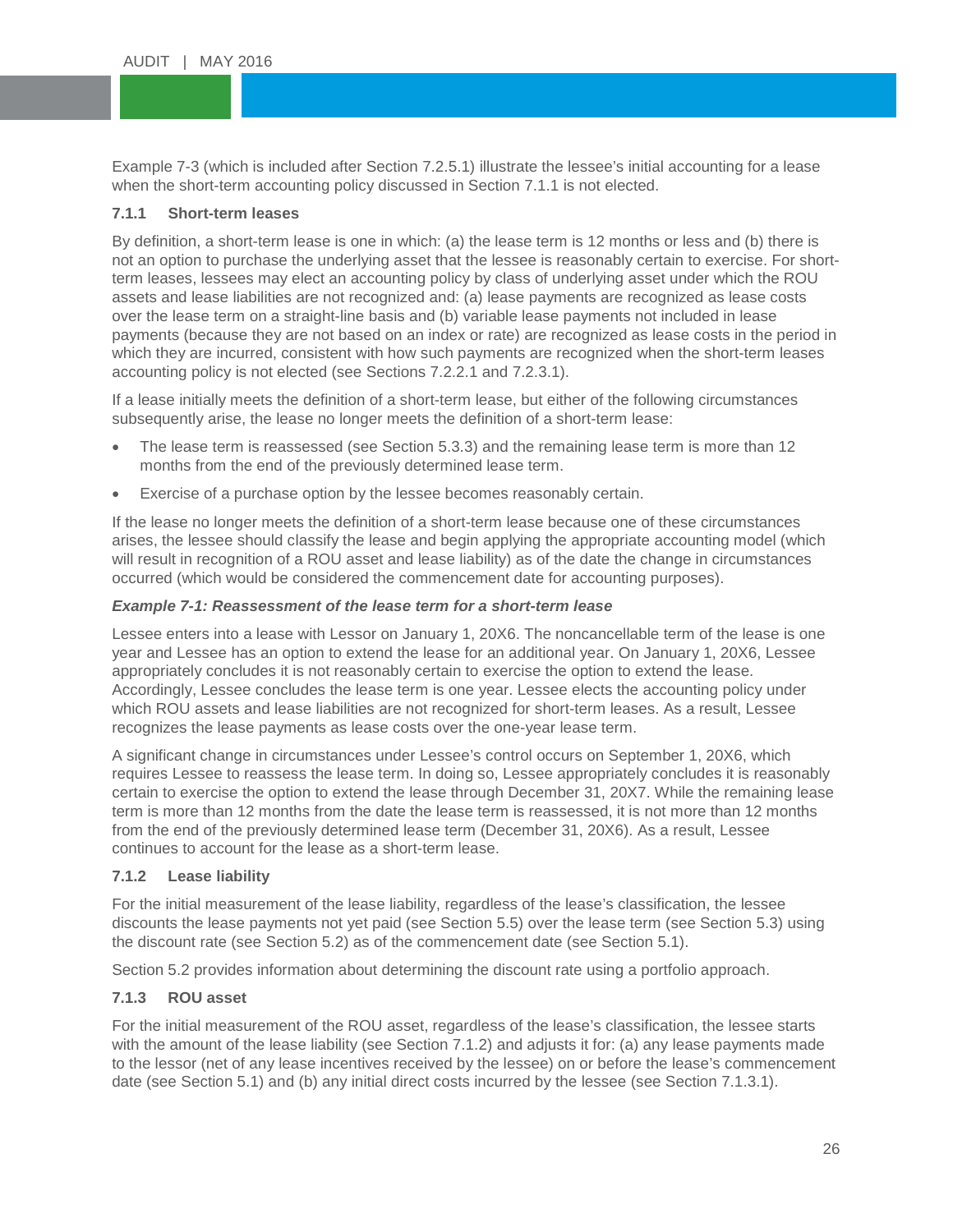Example 7-3 (which is included after Section 7.2.5.1) illustrate the lessee's initial accounting for a lease when the short-term accounting policy discussed in Section 7.1.1 is not elected.

### 7.1.1 Short-term leases

By definition, a short-term lease is one in which: (a) the lease term is 12 months or less and (b) there is not an option to purchase the underlying asset that the lessee is reasonably certain to exercise. For short-term leases, lessees may elect an accounting policy by class of underlying asset under which the ROU assets and lease liabilities are not recognized and: (a) lease payments are recognized as lease costs over the lease term on a straight-line basis and (b) variable lease payments not included in lease payments (because they are not based on an index or rate) are recognized as lease costs in the period in which they are incurred, consistent with how such payments are recognized when the short-term leases accounting policy is not elected (see Sections 7.2.2.1 and 7.2.3.1).

If a lease initially meets the definition of a short-term lease, but either of the following circumstances subsequently arise, the lease no longer meets the definition of a short-term lease:

- The lease term is reassessed (see Section 5.3.3) and the remaining lease term is more than 12 months from the end of the previously determined lease term.
- Exercise of a purchase option by the lessee becomes reasonably certain.

If the lease no longer meets the definition of a short-term lease because one of these circumstances arises, the lessee should classify the lease and begin applying the appropriate accounting model (which will result in recognition of a ROU asset and lease liability) as of the date the change in circumstances occurred (which would be considered the commencement date for accounting purposes).

***Example 7-1: Reassessment of the lease term for a short-term lease***

Lessee enters into a lease with Lessor on January 1, 20X6. The noncancellable term of the lease is one year and Lessee has an option to extend the lease for an additional year. On January 1, 20X6, Lessee appropriately concludes it is not reasonably certain to exercise the option to extend the lease. Accordingly, Lessee concludes the lease term is one year. Lessee elects the accounting policy under which ROU assets and lease liabilities are not recognized for short-term leases. As a result, Lessee recognizes the lease payments as lease costs over the one-year lease term.

A significant change in circumstances under Lessee's control occurs on September 1, 20X6, which requires Lessee to reassess the lease term. In doing so, Lessee appropriately concludes it is reasonably certain to exercise the option to extend the lease through December 31, 20X7. While the remaining lease term is more than 12 months from the date the lease term is reassessed, it is not more than 12 months from the end of the previously determined lease term (December 31, 20X6). As a result, Lessee continues to account for the lease as a short-term lease.

### 7.1.2 Lease liability

For the initial measurement of the lease liability, regardless of the lease's classification, the lessee discounts the lease payments not yet paid (see Section 5.5) over the lease term (see Section 5.3) using the discount rate (see Section 5.2) as of the commencement date (see Section 5.1).

Section 5.2 provides information about determining the discount rate using a portfolio approach.

### 7.1.3 ROU asset

For the initial measurement of the ROU asset, regardless of the lease's classification, the lessee starts with the amount of the lease liability (see Section 7.1.2) and adjusts it for: (a) any lease payments made to the lessor (net of any lease incentives received by the lessee) on or before the lease's commencement date (see Section 5.1) and (b) any initial direct costs incurred by the lessee (see Section 7.1.3.1).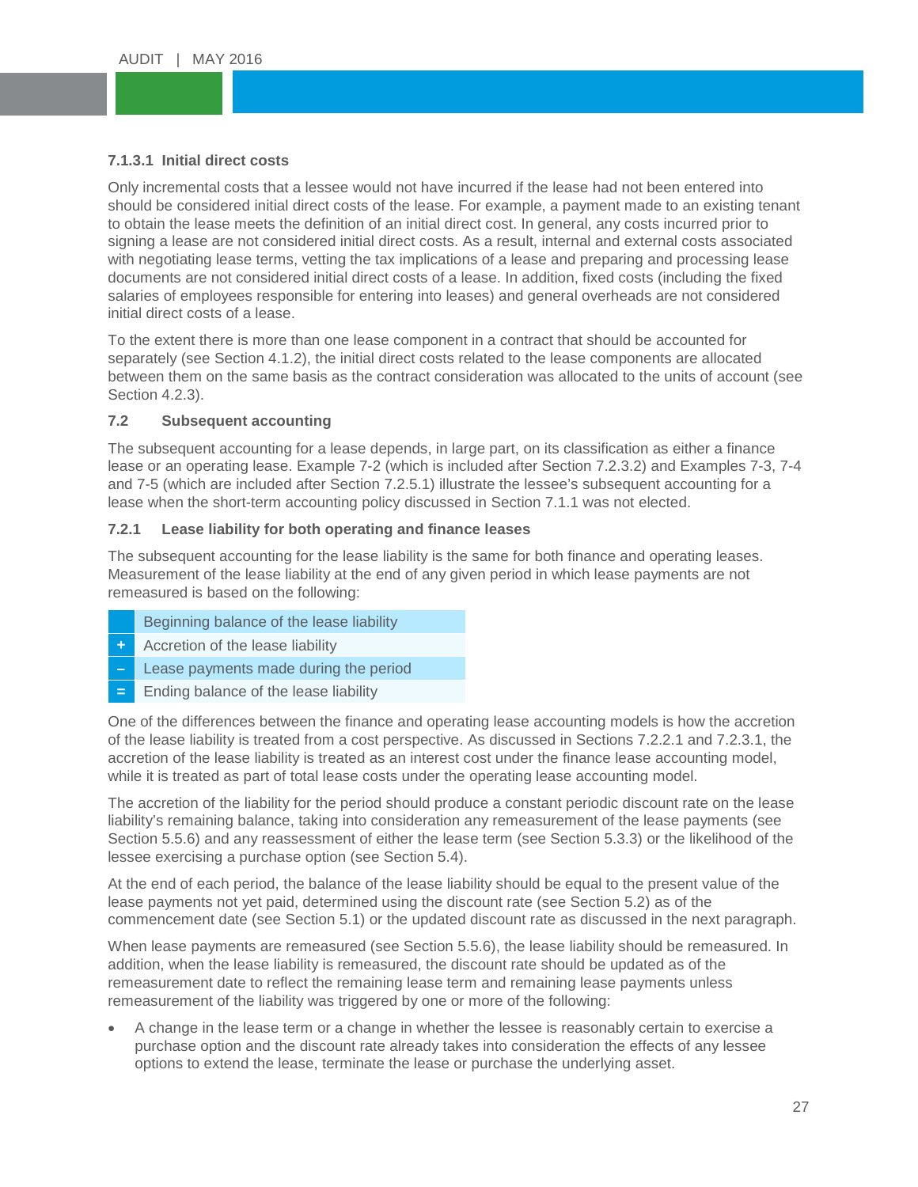#### 7.1.3.1 Initial direct costs

Only incremental costs that a lessee would not have incurred if the lease had not been entered into should be considered initial direct costs of the lease. For example, a payment made to an existing tenant to obtain the lease meets the definition of an initial direct cost. In general, any costs incurred prior to signing a lease are not considered initial direct costs. As a result, internal and external costs associated with negotiating lease terms, vetting the tax implications of a lease and preparing and processing lease documents are not considered initial direct costs of a lease. In addition, fixed costs (including the fixed salaries of employees responsible for entering into leases) and general overheads are not considered initial direct costs of a lease.

To the extent there is more than one lease component in a contract that should be accounted for separately (see Section 4.1.2), the initial direct costs related to the lease components are allocated between them on the same basis as the contract consideration was allocated to the units of account (see Section 4.2.3).

### 7.2 Subsequent accounting

The subsequent accounting for a lease depends, in large part, on its classification as either a finance lease or an operating lease. Example 7-2 (which is included after Section 7.2.3.2) and Examples 7-3, 7-4 and 7-5 (which are included after Section 7.2.5.1) illustrate the lessee's subsequent accounting for a lease when the short-term accounting policy discussed in Section 7.1.1 was not elected.

#### 7.2.1 Lease liability for both operating and finance leases

The subsequent accounting for the lease liability is the same for both finance and operating leases. Measurement of the lease liability at the end of any given period in which lease payments are not remeasured is based on the following:

| | |
|---|---|
| | Beginning balance of the lease liability |
| + | Accretion of the lease liability |
| – | Lease payments made during the period |
| = | Ending balance of the lease liability |

One of the differences between the finance and operating lease accounting models is how the accretion of the lease liability is treated from a cost perspective. As discussed in Sections 7.2.2.1 and 7.2.3.1, the accretion of the lease liability is treated as an interest cost under the finance lease accounting model, while it is treated as part of total lease costs under the operating lease accounting model.

The accretion of the liability for the period should produce a constant periodic discount rate on the lease liability's remaining balance, taking into consideration any remeasurement of the lease payments (see Section 5.5.6) and any reassessment of either the lease term (see Section 5.3.3) or the likelihood of the lessee exercising a purchase option (see Section 5.4).

At the end of each period, the balance of the lease liability should be equal to the present value of the lease payments not yet paid, determined using the discount rate (see Section 5.2) as of the commencement date (see Section 5.1) or the updated discount rate as discussed in the next paragraph.

When lease payments are remeasured (see Section 5.5.6), the lease liability should be remeasured. In addition, when the lease liability is remeasured, the discount rate should be updated as of the remeasurement date to reflect the remaining lease term and remaining lease payments unless remeasurement of the liability was triggered by one or more of the following:

- A change in the lease term or a change in whether the lessee is reasonably certain to exercise a purchase option and the discount rate already takes into consideration the effects of any lessee options to extend the lease, terminate the lease or purchase the underlying asset.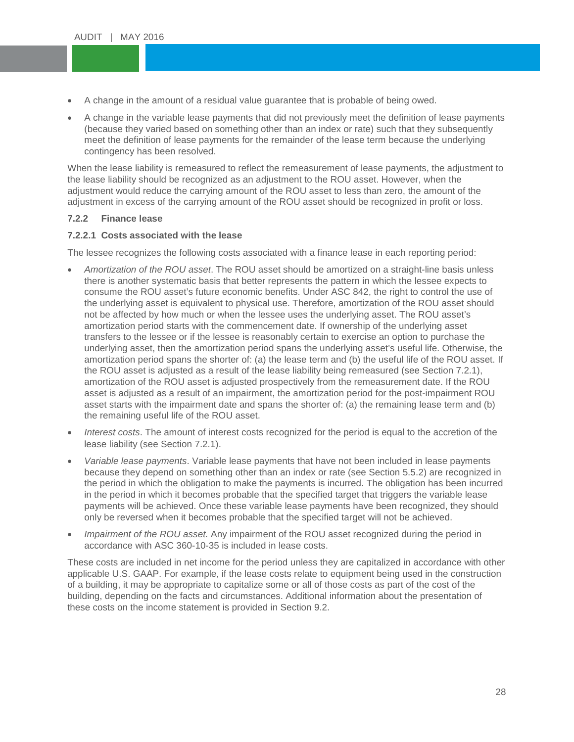- A change in the amount of a residual value guarantee that is probable of being owed.
- A change in the variable lease payments that did not previously meet the definition of lease payments (because they varied based on something other than an index or rate) such that they subsequently meet the definition of lease payments for the remainder of the lease term because the underlying contingency has been resolved.

When the lease liability is remeasured to reflect the remeasurement of lease payments, the adjustment to the lease liability should be recognized as an adjustment to the ROU asset. However, when the adjustment would reduce the carrying amount of the ROU asset to less than zero, the amount of the adjustment in excess of the carrying amount of the ROU asset should be recognized in profit or loss.

### 7.2.2 Finance lease

#### 7.2.2.1 Costs associated with the lease

The lessee recognizes the following costs associated with a finance lease in each reporting period:

- *Amortization of the ROU asset*. The ROU asset should be amortized on a straight-line basis unless there is another systematic basis that better represents the pattern in which the lessee expects to consume the ROU asset's future economic benefits. Under ASC 842, the right to control the use of the underlying asset is equivalent to physical use. Therefore, amortization of the ROU asset should not be affected by how much or when the lessee uses the underlying asset. The ROU asset's amortization period starts with the commencement date. If ownership of the underlying asset transfers to the lessee or if the lessee is reasonably certain to exercise an option to purchase the underlying asset, then the amortization period spans the underlying asset's useful life. Otherwise, the amortization period spans the shorter of: (a) the lease term and (b) the useful life of the ROU asset. If the ROU asset is adjusted as a result of the lease liability being remeasured (see Section 7.2.1), amortization of the ROU asset is adjusted prospectively from the remeasurement date. If the ROU asset is adjusted as a result of an impairment, the amortization period for the post-impairment ROU asset starts with the impairment date and spans the shorter of: (a) the remaining lease term and (b) the remaining useful life of the ROU asset.
- *Interest costs*. The amount of interest costs recognized for the period is equal to the accretion of the lease liability (see Section 7.2.1).
- *Variable lease payments*. Variable lease payments that have not been included in lease payments because they depend on something other than an index or rate (see Section 5.5.2) are recognized in the period in which the obligation to make the payments is incurred. The obligation has been incurred in the period in which it becomes probable that the specified target that triggers the variable lease payments will be achieved. Once these variable lease payments have been recognized, they should only be reversed when it becomes probable that the specified target will not be achieved.
- *Impairment of the ROU asset.* Any impairment of the ROU asset recognized during the period in accordance with ASC 360-10-35 is included in lease costs.

These costs are included in net income for the period unless they are capitalized in accordance with other applicable U.S. GAAP. For example, if the lease costs relate to equipment being used in the construction of a building, it may be appropriate to capitalize some or all of those costs as part of the cost of the building, depending on the facts and circumstances. Additional information about the presentation of these costs on the income statement is provided in Section 9.2.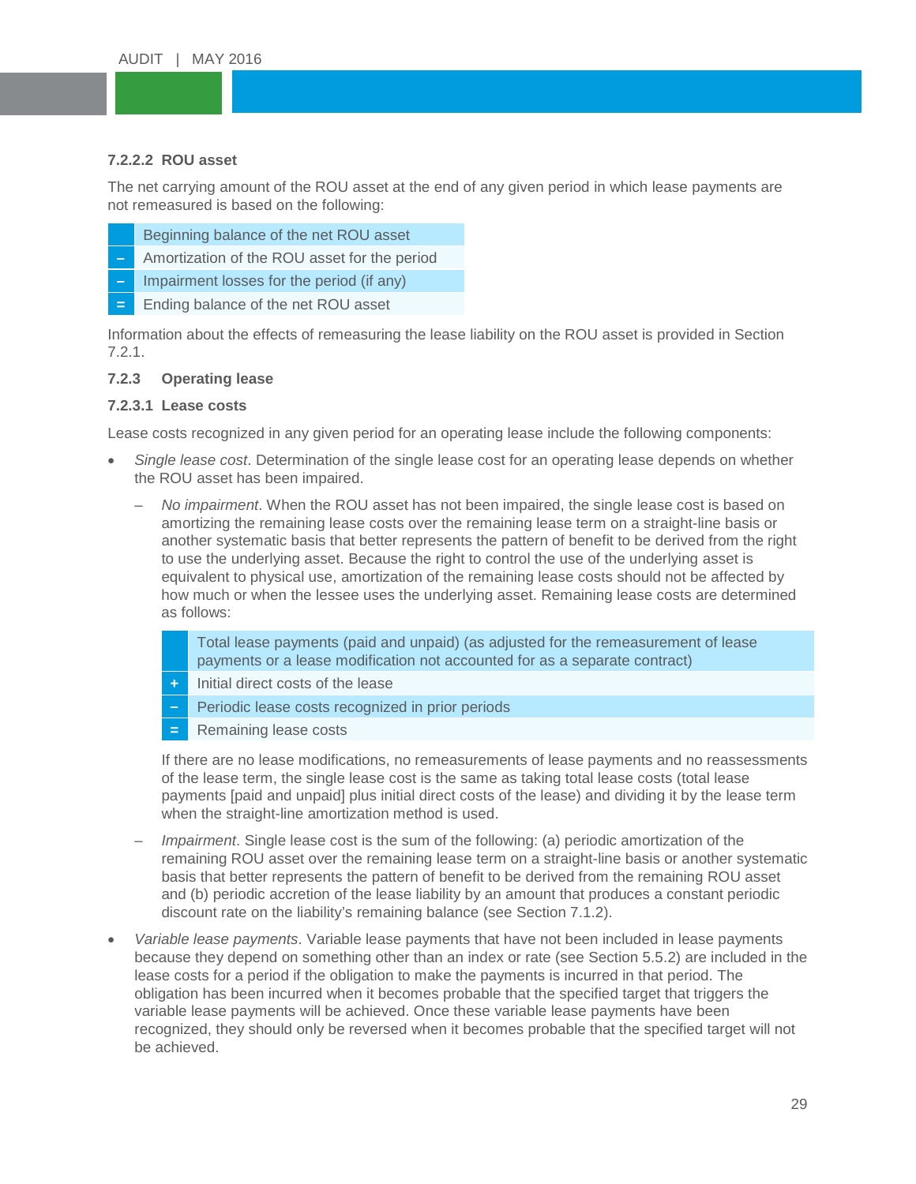#### 7.2.2.2 ROU asset

The net carrying amount of the ROU asset at the end of any given period in which lease payments are not remeasured is based on the following:

| | |
|---|---|
| | Beginning balance of the net ROU asset |
| – | Amortization of the ROU asset for the period |
| – | Impairment losses for the period (if any) |
| = | Ending balance of the net ROU asset |

Information about the effects of remeasuring the lease liability on the ROU asset is provided in Section 7.2.1.

### 7.2.3 Operating lease

#### 7.2.3.1 Lease costs

Lease costs recognized in any given period for an operating lease include the following components:

- *Single lease cost*. Determination of the single lease cost for an operating lease depends on whether the ROU asset has been impaired.
  - *No impairment*. When the ROU asset has not been impaired, the single lease cost is based on amortizing the remaining lease costs over the remaining lease term on a straight-line basis or another systematic basis that better represents the pattern of benefit to be derived from the right to use the underlying asset. Because the right to control the use of the underlying asset is equivalent to physical use, amortization of the remaining lease costs should not be affected by how much or when the lessee uses the underlying asset. Remaining lease costs are determined as follows:

    | | |
    |---|---|
    | | Total lease payments (paid and unpaid) (as adjusted for the remeasurement of lease payments or a lease modification not accounted for as a separate contract) |
    | + | Initial direct costs of the lease |
    | – | Periodic lease costs recognized in prior periods |
    | = | Remaining lease costs |

    If there are no lease modifications, no remeasurements of lease payments and no reassessments of the lease term, the single lease cost is the same as taking total lease costs (total lease payments [paid and unpaid] plus initial direct costs of the lease) and dividing it by the lease term when the straight-line amortization method is used.
  - *Impairment*. Single lease cost is the sum of the following: (a) periodic amortization of the remaining ROU asset over the remaining lease term on a straight-line basis or another systematic basis that better represents the pattern of benefit to be derived from the remaining ROU asset and (b) periodic accretion of the lease liability by an amount that produces a constant periodic discount rate on the liability's remaining balance (see Section 7.1.2).
- *Variable lease payments*. Variable lease payments that have not been included in lease payments because they depend on something other than an index or rate (see Section 5.5.2) are included in the lease costs for a period if the obligation to make the payments is incurred in that period. The obligation has been incurred when it becomes probable that the specified target that triggers the variable lease payments will be achieved. Once these variable lease payments have been recognized, they should only be reversed when it becomes probable that the specified target will not be achieved.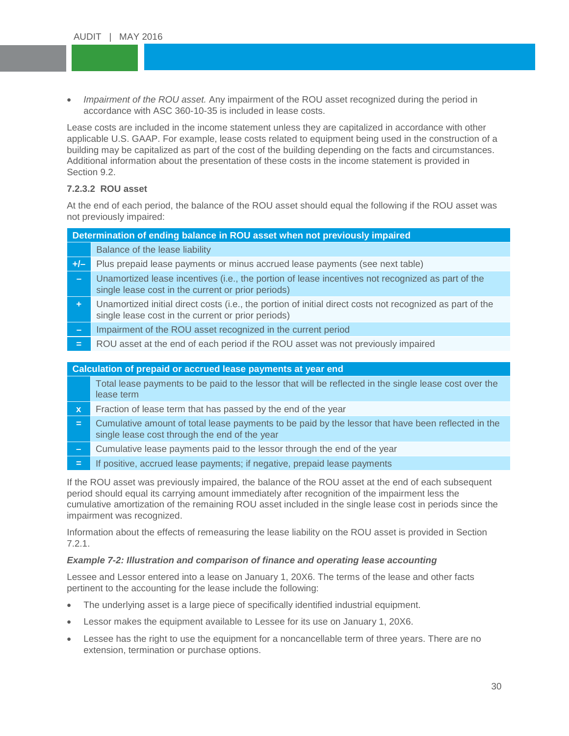- *Impairment of the ROU asset.* Any impairment of the ROU asset recognized during the period in accordance with ASC 360-10-35 is included in lease costs.

Lease costs are included in the income statement unless they are capitalized in accordance with other applicable U.S. GAAP. For example, lease costs related to equipment being used in the construction of a building may be capitalized as part of the cost of the building depending on the facts and circumstances. Additional information about the presentation of these costs in the income statement is provided in Section 9.2.

#### 7.2.3.2 ROU asset

At the end of each period, the balance of the ROU asset should equal the following if the ROU asset was not previously impaired:

| | Determination of ending balance in ROU asset when not previously impaired |
|---|---|
| | Balance of the lease liability |
| +/– | Plus prepaid lease payments or minus accrued lease payments (see next table) |
| – | Unamortized lease incentives (i.e., the portion of lease incentives not recognized as part of the single lease cost in the current or prior periods) |
| + | Unamortized initial direct costs (i.e., the portion of initial direct costs not recognized as part of the single lease cost in the current or prior periods) |
| – | Impairment of the ROU asset recognized in the current period |
| = | ROU asset at the end of each period if the ROU asset was not previously impaired |

| | Calculation of prepaid or accrued lease payments at year end |
|---|---|
| | Total lease payments to be paid to the lessor that will be reflected in the single lease cost over the lease term |
| x | Fraction of lease term that has passed by the end of the year |
| = | Cumulative amount of total lease payments to be paid by the lessor that have been reflected in the single lease cost through the end of the year |
| – | Cumulative lease payments paid to the lessor through the end of the year |
| = | If positive, accrued lease payments; if negative, prepaid lease payments |

If the ROU asset was previously impaired, the balance of the ROU asset at the end of each subsequent period should equal its carrying amount immediately after recognition of the impairment less the cumulative amortization of the remaining ROU asset included in the single lease cost in periods since the impairment was recognized.

Information about the effects of remeasuring the lease liability on the ROU asset is provided in Section 7.2.1.

***Example 7-2: Illustration and comparison of finance and operating lease accounting***

Lessee and Lessor entered into a lease on January 1, 20X6. The terms of the lease and other facts pertinent to the accounting for the lease include the following:

- The underlying asset is a large piece of specifically identified industrial equipment.
- Lessor makes the equipment available to Lessee for its use on January 1, 20X6.
- Lessee has the right to use the equipment for a noncancellable term of three years. There are no extension, termination or purchase options.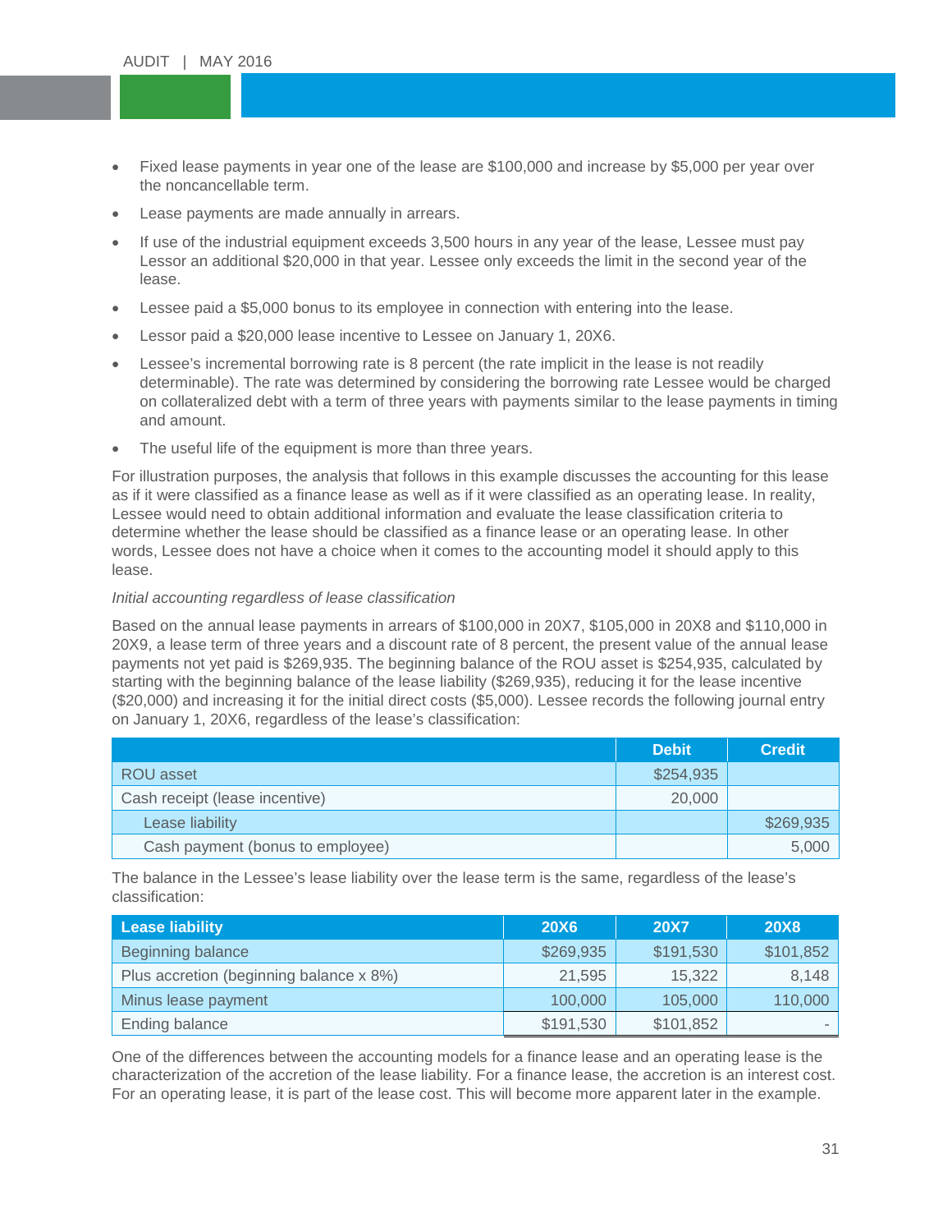- Fixed lease payments in year one of the lease are $100,000 and increase by $5,000 per year over the noncancellable term.
- Lease payments are made annually in arrears.
- If use of the industrial equipment exceeds 3,500 hours in any year of the lease, Lessee must pay Lessor an additional $20,000 in that year. Lessee only exceeds the limit in the second year of the lease.
- Lessee paid a $5,000 bonus to its employee in connection with entering into the lease.
- Lessor paid a $20,000 lease incentive to Lessee on January 1, 20X6.
- Lessee's incremental borrowing rate is 8 percent (the rate implicit in the lease is not readily determinable). The rate was determined by considering the borrowing rate Lessee would be charged on collateralized debt with a term of three years with payments similar to the lease payments in timing and amount.
- The useful life of the equipment is more than three years.

For illustration purposes, the analysis that follows in this example discusses the accounting for this lease as if it were classified as a finance lease as well as if it were classified as an operating lease. In reality, Lessee would need to obtain additional information and evaluate the lease classification criteria to determine whether the lease should be classified as a finance lease or an operating lease. In other words, Lessee does not have a choice when it comes to the accounting model it should apply to this lease.

*Initial accounting regardless of lease classification*

Based on the annual lease payments in arrears of $100,000 in 20X7, $105,000 in 20X8 and $110,000 in 20X9, a lease term of three years and a discount rate of 8 percent, the present value of the annual lease payments not yet paid is $269,935. The beginning balance of the ROU asset is $254,935, calculated by starting with the beginning balance of the lease liability ($269,935), reducing it for the lease incentive ($20,000) and increasing it for the initial direct costs ($5,000). Lessee records the following journal entry on January 1, 20X6, regardless of the lease's classification:

| | Debit | Credit |
|---|---|---|
| ROU asset | $254,935 | |
| Cash receipt (lease incentive) | 20,000 | |
| Lease liability | | $269,935 |
| Cash payment (bonus to employee) | | 5,000 |

The balance in the Lessee's lease liability over the lease term is the same, regardless of the lease's classification:

| Lease liability | 20X6 | 20X7 | 20X8 |
|---|---|---|---|
| Beginning balance | $269,935 | $191,530 | $101,852 |
| Plus accretion (beginning balance x 8%) | 21,595 | 15,322 | 8,148 |
| Minus lease payment | 100,000 | 105,000 | 110,000 |
| Ending balance | $191,530 | $101,852 | - |

One of the differences between the accounting models for a finance lease and an operating lease is the characterization of the accretion of the lease liability. For a finance lease, the accretion is an interest cost. For an operating lease, it is part of the lease cost. This will become more apparent later in the example.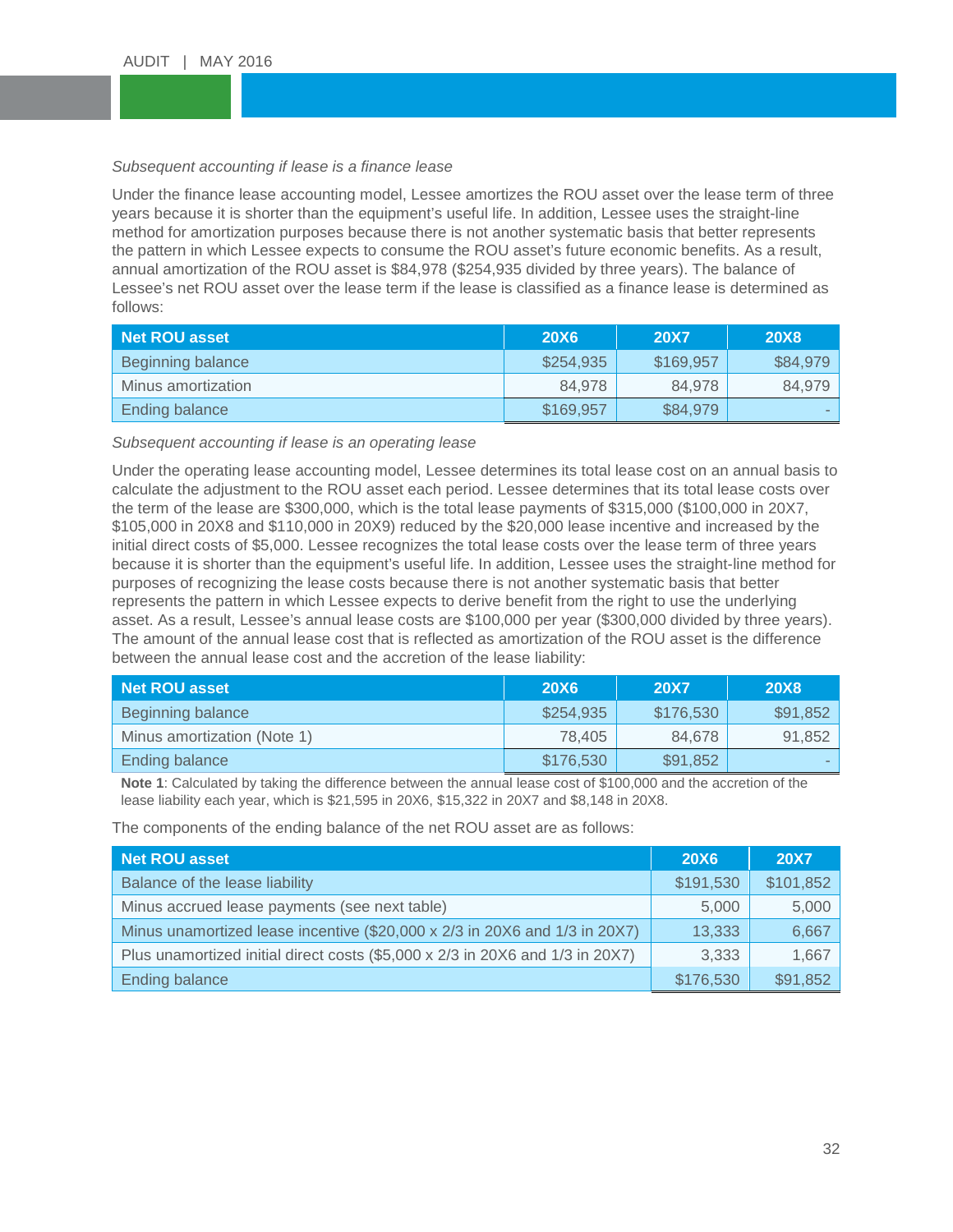*Subsequent accounting if lease is a finance lease*

Under the finance lease accounting model, Lessee amortizes the ROU asset over the lease term of three years because it is shorter than the equipment's useful life. In addition, Lessee uses the straight-line method for amortization purposes because there is not another systematic basis that better represents the pattern in which Lessee expects to consume the ROU asset's future economic benefits. As a result, annual amortization of the ROU asset is $84,978 ($254,935 divided by three years). The balance of Lessee's net ROU asset over the lease term if the lease is classified as a finance lease is determined as follows:

| Net ROU asset | 20X6 | 20X7 | 20X8 |
|---|---|---|---|
| Beginning balance | $254,935 | $169,957 | $84,979 |
| Minus amortization | 84,978 | 84,978 | 84,979 |
| Ending balance | $169,957 | $84,979 | - |

*Subsequent accounting if lease is an operating lease*

Under the operating lease accounting model, Lessee determines its total lease cost on an annual basis to calculate the adjustment to the ROU asset each period. Lessee determines that its total lease costs over the term of the lease are $300,000, which is the total lease payments of $315,000 ($100,000 in 20X7, $105,000 in 20X8 and $110,000 in 20X9) reduced by the $20,000 lease incentive and increased by the initial direct costs of $5,000. Lessee recognizes the total lease costs over the lease term of three years because it is shorter than the equipment's useful life. In addition, Lessee uses the straight-line method for purposes of recognizing the lease costs because there is not another systematic basis that better represents the pattern in which Lessee expects to derive benefit from the right to use the underlying asset. As a result, Lessee's annual lease costs are $100,000 per year ($300,000 divided by three years). The amount of the annual lease cost that is reflected as amortization of the ROU asset is the difference between the annual lease cost and the accretion of the lease liability:

| Net ROU asset | 20X6 | 20X7 | 20X8 |
|---|---|---|---|
| Beginning balance | $254,935 | $176,530 | $91,852 |
| Minus amortization (Note 1) | 78,405 | 84,678 | 91,852 |
| Ending balance | $176,530 | $91,852 | - |

**Note 1**: Calculated by taking the difference between the annual lease cost of $100,000 and the accretion of the lease liability each year, which is $21,595 in 20X6, $15,322 in 20X7 and $8,148 in 20X8.

The components of the ending balance of the net ROU asset are as follows:

| Net ROU asset | 20X6 | 20X7 |
|---|---|---|
| Balance of the lease liability | $191,530 | $101,852 |
| Minus accrued lease payments (see next table) | 5,000 | 5,000 |
| Minus unamortized lease incentive ($20,000 x 2/3 in 20X6 and 1/3 in 20X7) | 13,333 | 6,667 |
| Plus unamortized initial direct costs ($5,000 x 2/3 in 20X6 and 1/3 in 20X7) | 3,333 | 1,667 |
| Ending balance | $176,530 | $91,852 |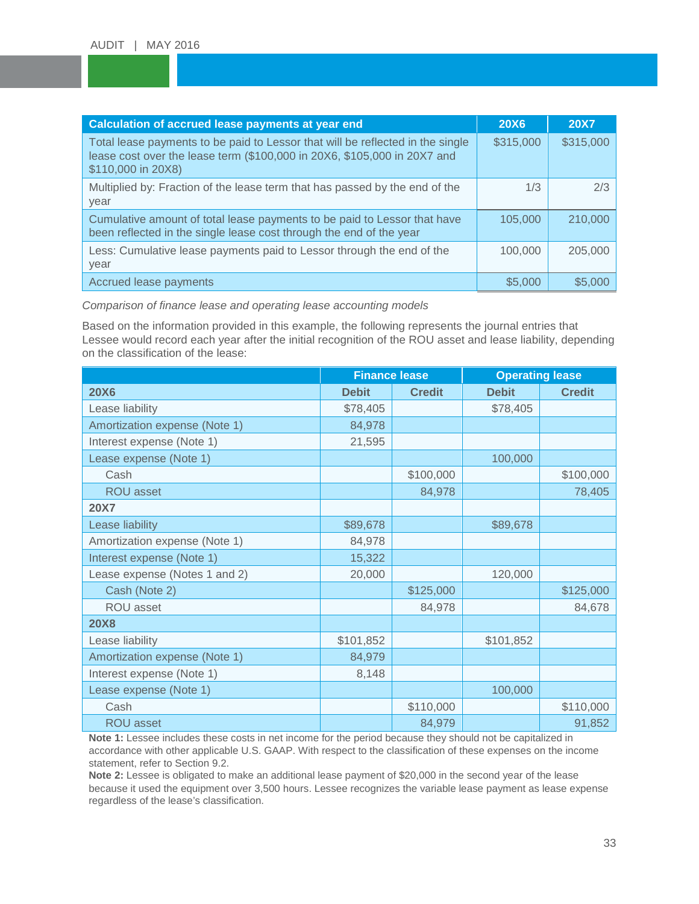| Calculation of accrued lease payments at year end | 20X6 | 20X7 |
|---|---|---|
| Total lease payments to be paid to Lessor that will be reflected in the single lease cost over the lease term ($100,000 in 20X6, $105,000 in 20X7 and $110,000 in 20X8) | $315,000 | $315,000 |
| Multiplied by: Fraction of the lease term that has passed by the end of the year | 1/3 | 2/3 |
| Cumulative amount of total lease payments to be paid to Lessor that have been reflected in the single lease cost through the end of the year | 105,000 | 210,000 |
| Less: Cumulative lease payments paid to Lessor through the end of the year | 100,000 | 205,000 |
| Accrued lease payments | $5,000 | $5,000 |

*Comparison of finance lease and operating lease accounting models*

Based on the information provided in this example, the following represents the journal entries that Lessee would record each year after the initial recognition of the ROU asset and lease liability, depending on the classification of the lease:

| | Finance lease | | Operating lease | |
|---|---|---|---|---|
| **20X6** | **Debit** | **Credit** | **Debit** | **Credit** |
| Lease liability | $78,405 | | $78,405 | |
| Amortization expense (Note 1) | 84,978 | | | |
| Interest expense (Note 1) | 21,595 | | | |
| Lease expense (Note 1) | | | 100,000 | |
| Cash | | $100,000 | | $100,000 |
| ROU asset | | 84,978 | | 78,405 |
| **20X7** | | | | |
| Lease liability | $89,678 | | $89,678 | |
| Amortization expense (Note 1) | 84,978 | | | |
| Interest expense (Note 1) | 15,322 | | | |
| Lease expense (Notes 1 and 2) | 20,000 | | 120,000 | |
| Cash (Note 2) | | $125,000 | | $125,000 |
| ROU asset | | 84,978 | | 84,678 |
| **20X8** | | | | |
| Lease liability | $101,852 | | $101,852 | |
| Amortization expense (Note 1) | 84,979 | | | |
| Interest expense (Note 1) | 8,148 | | | |
| Lease expense (Note 1) | | | 100,000 | |
| Cash | | $110,000 | | $110,000 |
| ROU asset | | 84,979 | | 91,852 |

**Note 1:** Lessee includes these costs in net income for the period because they should not be capitalized in accordance with other applicable U.S. GAAP. With respect to the classification of these expenses on the income statement, refer to Section 9.2.

**Note 2:** Lessee is obligated to make an additional lease payment of $20,000 in the second year of the lease because it used the equipment over 3,500 hours. Lessee recognizes the variable lease payment as lease expense regardless of the lease's classification.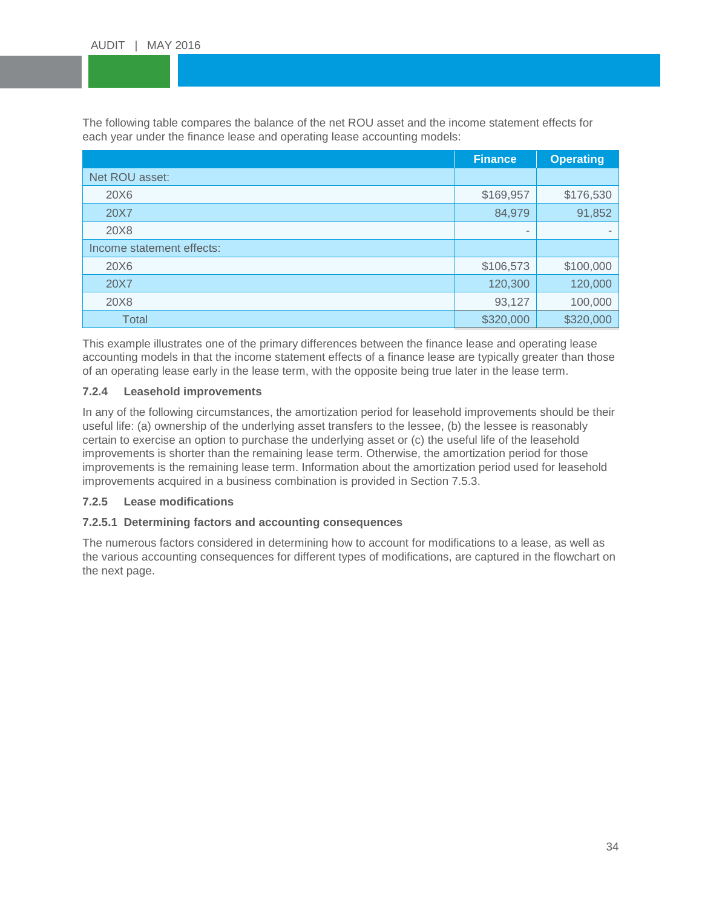The following table compares the balance of the net ROU asset and the income statement effects for each year under the finance lease and operating lease accounting models:

| | Finance | Operating |
|---|---|---|
| Net ROU asset: | | |
| 20X6 | $169,957 | $176,530 |
| 20X7 | 84,979 | 91,852 |
| 20X8 | - | - |
| Income statement effects: | | |
| 20X6 | $106,573 | $100,000 |
| 20X7 | 120,300 | 120,000 |
| 20X8 | 93,127 | 100,000 |
| Total | $320,000 | $320,000 |

This example illustrates one of the primary differences between the finance lease and operating lease accounting models in that the income statement effects of a finance lease are typically greater than those of an operating lease early in the lease term, with the opposite being true later in the lease term.

#### 7.2.4 Leasehold improvements

In any of the following circumstances, the amortization period for leasehold improvements should be their useful life: (a) ownership of the underlying asset transfers to the lessee, (b) the lessee is reasonably certain to exercise an option to purchase the underlying asset or (c) the useful life of the leasehold improvements is shorter than the remaining lease term. Otherwise, the amortization period for those improvements is the remaining lease term. Information about the amortization period used for leasehold improvements acquired in a business combination is provided in Section 7.5.3.

#### 7.2.5 Lease modifications

##### 7.2.5.1 Determining factors and accounting consequences

The numerous factors considered in determining how to account for modifications to a lease, as well as the various accounting consequences for different types of modifications, are captured in the flowchart on the next page.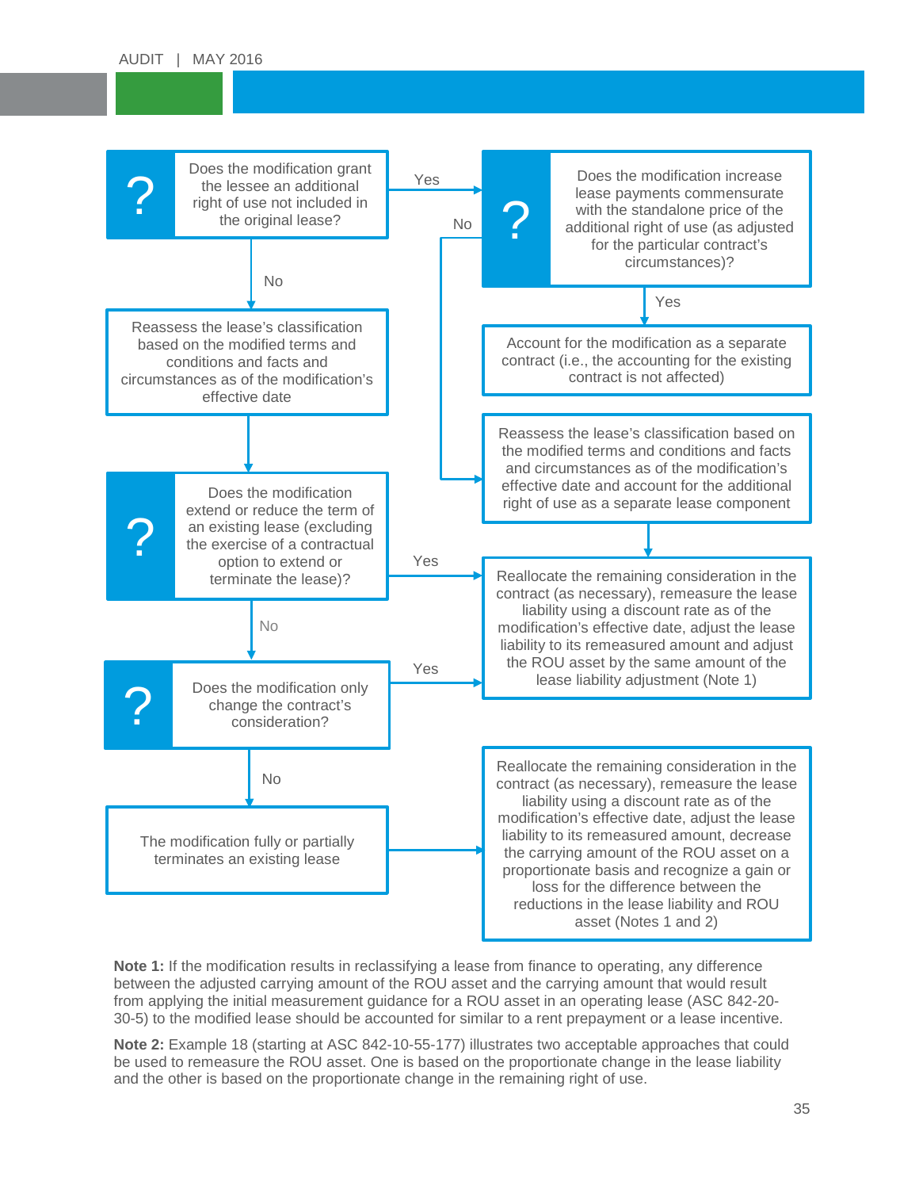Does the modification grant the lessee an additional right of use not included in the original lease?

- **Yes** → Does the modification increase lease payments commensurate with the standalone price of the additional right of use (as adjusted for the particular contract's circumstances)?
  - **Yes** → Account for the modification as a separate contract (i.e., the accounting for the existing contract is not affected)
  - **No** → Reassess the lease's classification based on the modified terms and conditions and facts and circumstances as of the modification's effective date and account for the additional right of use as a separate lease component → Reallocate the remaining consideration in the contract (as necessary), remeasure the lease liability using a discount rate as of the modification's effective date, adjust the lease liability to its remeasured amount and adjust the ROU asset by the same amount of the lease liability adjustment (Note 1)
- **No** → Reassess the lease's classification based on the modified terms and conditions and facts and circumstances as of the modification's effective date → Does the modification extend or reduce the term of an existing lease (excluding the exercise of a contractual option to extend or terminate the lease)?
  - **Yes** → Reallocate the remaining consideration in the contract (as necessary), remeasure the lease liability using a discount rate as of the modification's effective date, adjust the lease liability to its remeasured amount and adjust the ROU asset by the same amount of the lease liability adjustment (Note 1)
  - **No** → Does the modification only change the contract's consideration?
    - **Yes** → Reallocate the remaining consideration in the contract (as necessary), remeasure the lease liability using a discount rate as of the modification's effective date, adjust the lease liability to its remeasured amount and adjust the ROU asset by the same amount of the lease liability adjustment (Note 1)
    - **No** → The modification fully or partially terminates an existing lease → Reallocate the remaining consideration in the contract (as necessary), remeasure the lease liability using a discount rate as of the modification's effective date, adjust the lease liability to its remeasured amount, decrease the carrying amount of the ROU asset on a proportionate basis and recognize a gain or loss for the difference between the reductions in the lease liability and ROU asset (Notes 1 and 2)

**Note 1:** If the modification results in reclassifying a lease from finance to operating, any difference between the adjusted carrying amount of the ROU asset and the carrying amount that would result from applying the initial measurement guidance for a ROU asset in an operating lease (ASC 842-20-30-5) to the modified lease should be accounted for similar to a rent prepayment or a lease incentive.

**Note 2:** Example 18 (starting at ASC 842-10-55-177) illustrates two acceptable approaches that could be used to remeasure the ROU asset. One is based on the proportionate change in the lease liability and the other is based on the proportionate change in the remaining right of use.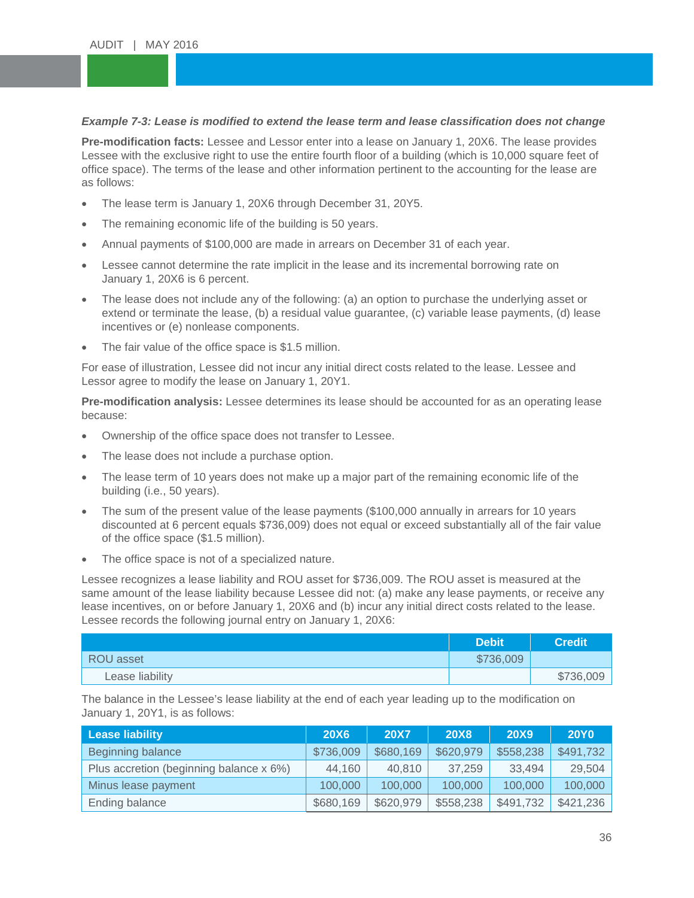***Example 7-3: Lease is modified to extend the lease term and lease classification does not change***

**Pre-modification facts:** Lessee and Lessor enter into a lease on January 1, 20X6. The lease provides Lessee with the exclusive right to use the entire fourth floor of a building (which is 10,000 square feet of office space). The terms of the lease and other information pertinent to the accounting for the lease are as follows:

- The lease term is January 1, 20X6 through December 31, 20Y5.
- The remaining economic life of the building is 50 years.
- Annual payments of $100,000 are made in arrears on December 31 of each year.
- Lessee cannot determine the rate implicit in the lease and its incremental borrowing rate on January 1, 20X6 is 6 percent.
- The lease does not include any of the following: (a) an option to purchase the underlying asset or extend or terminate the lease, (b) a residual value guarantee, (c) variable lease payments, (d) lease incentives or (e) nonlease components.
- The fair value of the office space is $1.5 million.

For ease of illustration, Lessee did not incur any initial direct costs related to the lease. Lessee and Lessor agree to modify the lease on January 1, 20Y1.

**Pre-modification analysis:** Lessee determines its lease should be accounted for as an operating lease because:

- Ownership of the office space does not transfer to Lessee.
- The lease does not include a purchase option.
- The lease term of 10 years does not make up a major part of the remaining economic life of the building (i.e., 50 years).
- The sum of the present value of the lease payments ($100,000 annually in arrears for 10 years discounted at 6 percent equals $736,009) does not equal or exceed substantially all of the fair value of the office space ($1.5 million).
- The office space is not of a specialized nature.

Lessee recognizes a lease liability and ROU asset for $736,009. The ROU asset is measured at the same amount of the lease liability because Lessee did not: (a) make any lease payments, or receive any lease incentives, on or before January 1, 20X6 and (b) incur any initial direct costs related to the lease. Lessee records the following journal entry on January 1, 20X6:

| | Debit | Credit |
|---|---|---|
| ROU asset | $736,009 | |
| Lease liability | | $736,009 |

The balance in the Lessee's lease liability at the end of each year leading up to the modification on January 1, 20Y1, is as follows:

| Lease liability | 20X6 | 20X7 | 20X8 | 20X9 | 20Y0 |
|---|---|---|---|---|---|
| Beginning balance | $736,009 | $680,169 | $620,979 | $558,238 | $491,732 |
| Plus accretion (beginning balance x 6%) | 44,160 | 40,810 | 37,259 | 33,494 | 29,504 |
| Minus lease payment | 100,000 | 100,000 | 100,000 | 100,000 | 100,000 |
| Ending balance | $680,169 | $620,979 | $558,238 | $491,732 | $421,236 |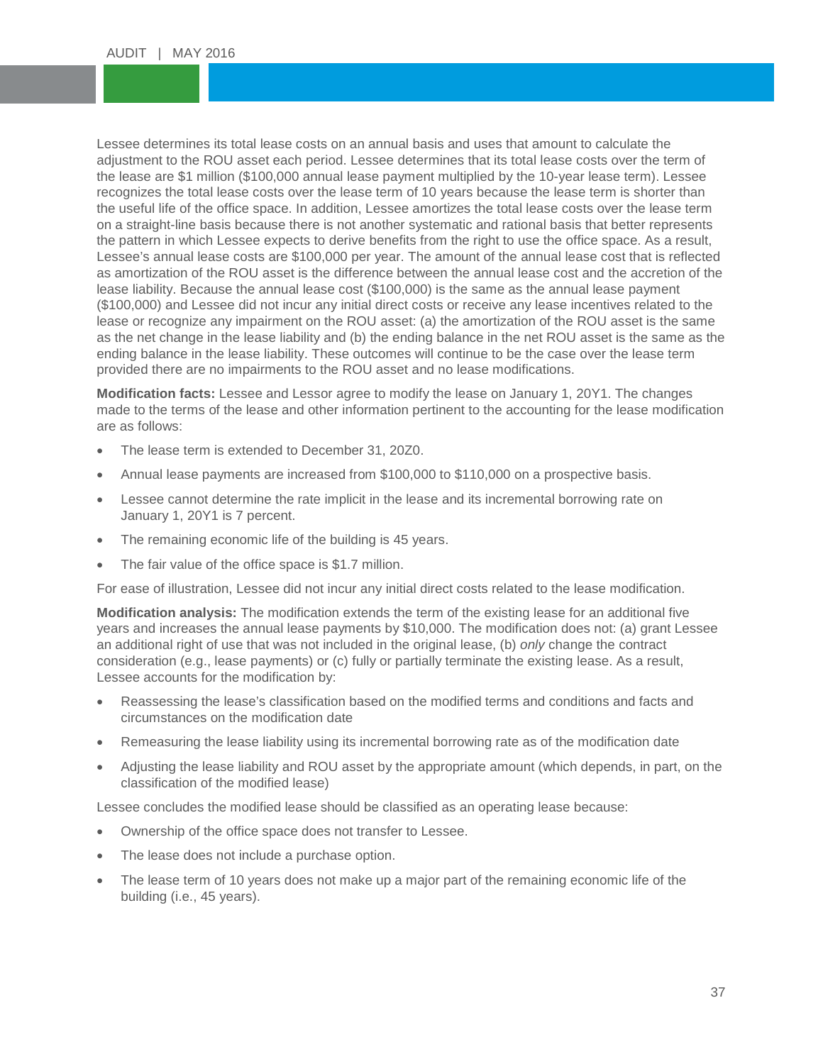Lessee determines its total lease costs on an annual basis and uses that amount to calculate the adjustment to the ROU asset each period. Lessee determines that its total lease costs over the term of the lease are $1 million ($100,000 annual lease payment multiplied by the 10-year lease term). Lessee recognizes the total lease costs over the lease term of 10 years because the lease term is shorter than the useful life of the office space. In addition, Lessee amortizes the total lease costs over the lease term on a straight-line basis because there is not another systematic and rational basis that better represents the pattern in which Lessee expects to derive benefits from the right to use the office space. As a result, Lessee's annual lease costs are $100,000 per year. The amount of the annual lease cost that is reflected as amortization of the ROU asset is the difference between the annual lease cost and the accretion of the lease liability. Because the annual lease cost ($100,000) is the same as the annual lease payment ($100,000) and Lessee did not incur any initial direct costs or receive any lease incentives related to the lease or recognize any impairment on the ROU asset: (a) the amortization of the ROU asset is the same as the net change in the lease liability and (b) the ending balance in the net ROU asset is the same as the ending balance in the lease liability. These outcomes will continue to be the case over the lease term provided there are no impairments to the ROU asset and no lease modifications.

**Modification facts:** Lessee and Lessor agree to modify the lease on January 1, 20Y1. The changes made to the terms of the lease and other information pertinent to the accounting for the lease modification are as follows:

- The lease term is extended to December 31, 20Z0.
- Annual lease payments are increased from $100,000 to $110,000 on a prospective basis.
- Lessee cannot determine the rate implicit in the lease and its incremental borrowing rate on January 1, 20Y1 is 7 percent.
- The remaining economic life of the building is 45 years.
- The fair value of the office space is $1.7 million.

For ease of illustration, Lessee did not incur any initial direct costs related to the lease modification.

**Modification analysis:** The modification extends the term of the existing lease for an additional five years and increases the annual lease payments by $10,000. The modification does not: (a) grant Lessee an additional right of use that was not included in the original lease, (b) *only* change the contract consideration (e.g., lease payments) or (c) fully or partially terminate the existing lease. As a result, Lessee accounts for the modification by:

- Reassessing the lease's classification based on the modified terms and conditions and facts and circumstances on the modification date
- Remeasuring the lease liability using its incremental borrowing rate as of the modification date
- Adjusting the lease liability and ROU asset by the appropriate amount (which depends, in part, on the classification of the modified lease)

Lessee concludes the modified lease should be classified as an operating lease because:

- Ownership of the office space does not transfer to Lessee.
- The lease does not include a purchase option.
- The lease term of 10 years does not make up a major part of the remaining economic life of the building (i.e., 45 years).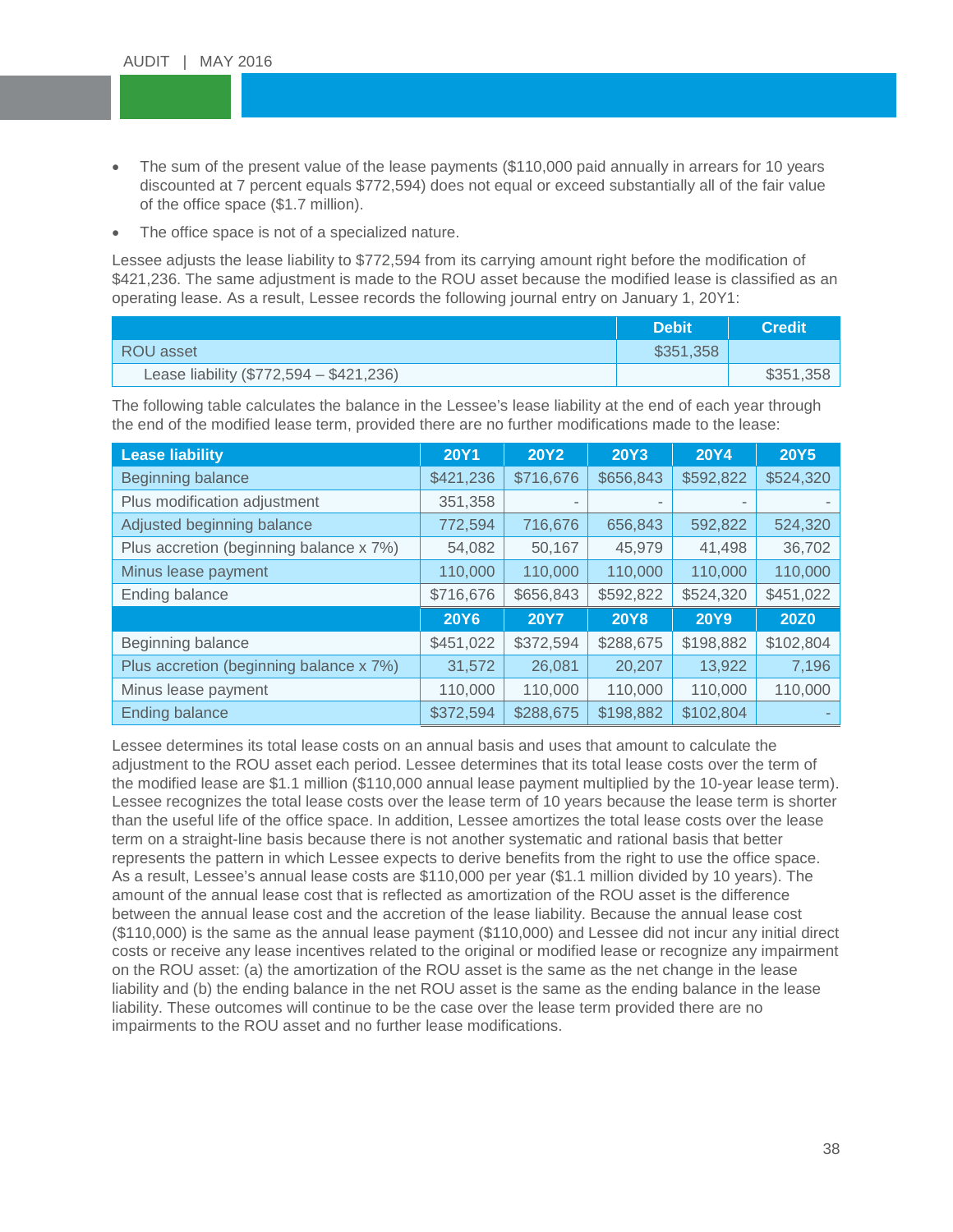- The sum of the present value of the lease payments ($110,000 paid annually in arrears for 10 years discounted at 7 percent equals $772,594) does not equal or exceed substantially all of the fair value of the office space ($1.7 million).
- The office space is not of a specialized nature.

Lessee adjusts the lease liability to $772,594 from its carrying amount right before the modification of $421,236. The same adjustment is made to the ROU asset because the modified lease is classified as an operating lease. As a result, Lessee records the following journal entry on January 1, 20Y1:

| | Debit | Credit |
|---|---|---|
| ROU asset | $351,358 | |
| Lease liability ($772,594 – $421,236) | | $351,358 |

The following table calculates the balance in the Lessee's lease liability at the end of each year through the end of the modified lease term, provided there are no further modifications made to the lease:

| Lease liability | 20Y1 | 20Y2 | 20Y3 | 20Y4 | 20Y5 |
|---|---|---|---|---|---|
| Beginning balance | $421,236 | $716,676 | $656,843 | $592,822 | $524,320 |
| Plus modification adjustment | 351,358 | - | - | - | - |
| Adjusted beginning balance | 772,594 | 716,676 | 656,843 | 592,822 | 524,320 |
| Plus accretion (beginning balance x 7%) | 54,082 | 50,167 | 45,979 | 41,498 | 36,702 |
| Minus lease payment | 110,000 | 110,000 | 110,000 | 110,000 | 110,000 |
| Ending balance | $716,676 | $656,843 | $592,822 | $524,320 | $451,022 |
| | **20Y6** | **20Y7** | **20Y8** | **20Y9** | **20Z0** |
| Beginning balance | $451,022 | $372,594 | $288,675 | $198,882 | $102,804 |
| Plus accretion (beginning balance x 7%) | 31,572 | 26,081 | 20,207 | 13,922 | 7,196 |
| Minus lease payment | 110,000 | 110,000 | 110,000 | 110,000 | 110,000 |
| Ending balance | $372,594 | $288,675 | $198,882 | $102,804 | - |

Lessee determines its total lease costs on an annual basis and uses that amount to calculate the adjustment to the ROU asset each period. Lessee determines that its total lease costs over the term of the modified lease are $1.1 million ($110,000 annual lease payment multiplied by the 10-year lease term). Lessee recognizes the total lease costs over the lease term of 10 years because the lease term is shorter than the useful life of the office space. In addition, Lessee amortizes the total lease costs over the lease term on a straight-line basis because there is not another systematic and rational basis that better represents the pattern in which Lessee expects to derive benefits from the right to use the office space. As a result, Lessee's annual lease costs are $110,000 per year ($1.1 million divided by 10 years). The amount of the annual lease cost that is reflected as amortization of the ROU asset is the difference between the annual lease cost and the accretion of the lease liability. Because the annual lease cost ($110,000) is the same as the annual lease payment ($110,000) and Lessee did not incur any initial direct costs or receive any lease incentives related to the original or modified lease or recognize any impairment on the ROU asset: (a) the amortization of the ROU asset is the same as the net change in the lease liability and (b) the ending balance in the net ROU asset is the same as the ending balance in the lease liability. These outcomes will continue to be the case over the lease term provided there are no impairments to the ROU asset and no further lease modifications.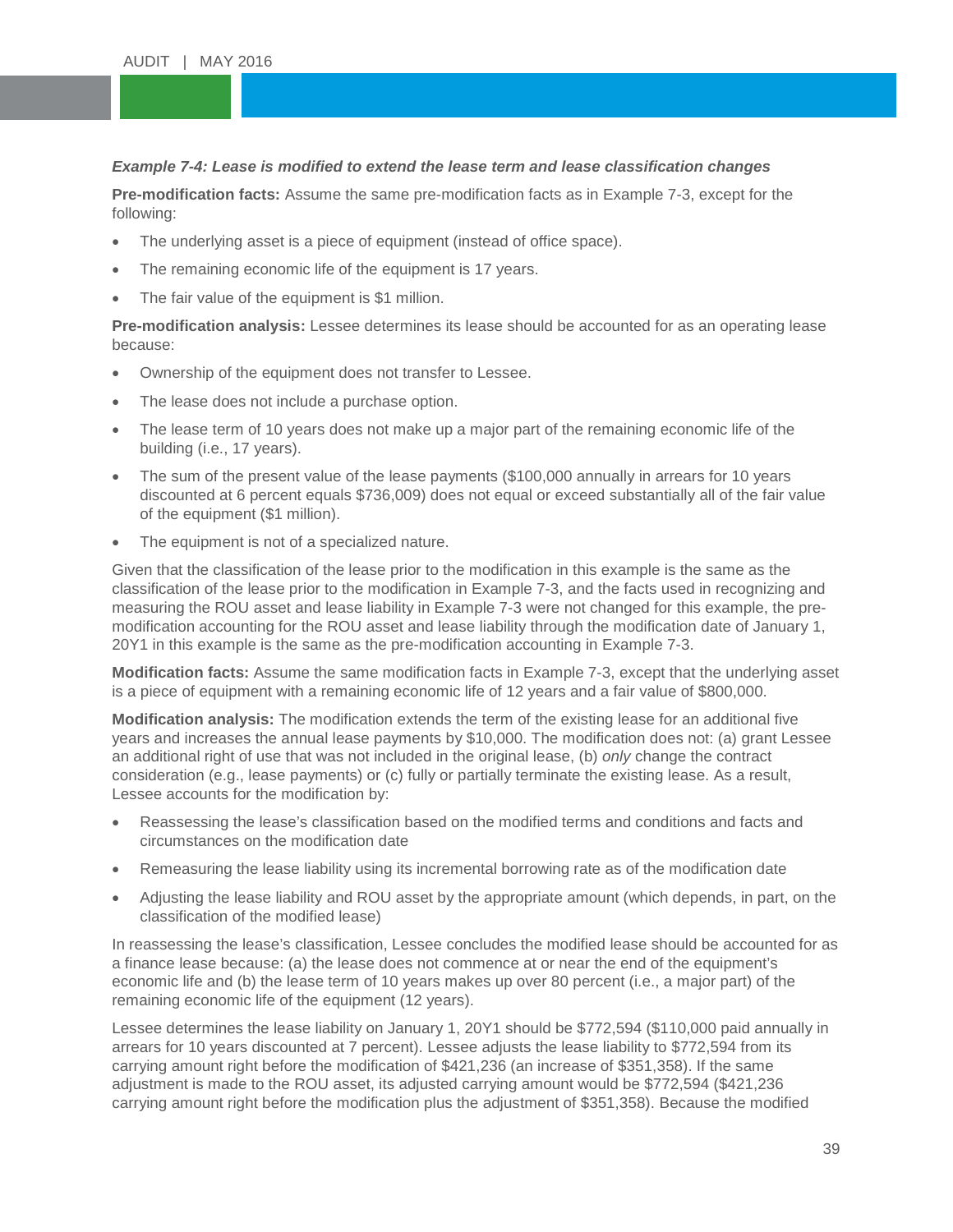***Example 7-4: Lease is modified to extend the lease term and lease classification changes***

**Pre-modification facts:** Assume the same pre-modification facts as in Example 7-3, except for the following:

- The underlying asset is a piece of equipment (instead of office space).
- The remaining economic life of the equipment is 17 years.
- The fair value of the equipment is $1 million.

**Pre-modification analysis:** Lessee determines its lease should be accounted for as an operating lease because:

- Ownership of the equipment does not transfer to Lessee.
- The lease does not include a purchase option.
- The lease term of 10 years does not make up a major part of the remaining economic life of the building (i.e., 17 years).
- The sum of the present value of the lease payments ($100,000 annually in arrears for 10 years discounted at 6 percent equals $736,009) does not equal or exceed substantially all of the fair value of the equipment ($1 million).
- The equipment is not of a specialized nature.

Given that the classification of the lease prior to the modification in this example is the same as the classification of the lease prior to the modification in Example 7-3, and the facts used in recognizing and measuring the ROU asset and lease liability in Example 7-3 were not changed for this example, the pre-modification accounting for the ROU asset and lease liability through the modification date of January 1, 20Y1 in this example is the same as the pre-modification accounting in Example 7-3.

**Modification facts:** Assume the same modification facts in Example 7-3, except that the underlying asset is a piece of equipment with a remaining economic life of 12 years and a fair value of $800,000.

**Modification analysis:** The modification extends the term of the existing lease for an additional five years and increases the annual lease payments by $10,000. The modification does not: (a) grant Lessee an additional right of use that was not included in the original lease, (b) *only* change the contract consideration (e.g., lease payments) or (c) fully or partially terminate the existing lease. As a result, Lessee accounts for the modification by:

- Reassessing the lease's classification based on the modified terms and conditions and facts and circumstances on the modification date
- Remeasuring the lease liability using its incremental borrowing rate as of the modification date
- Adjusting the lease liability and ROU asset by the appropriate amount (which depends, in part, on the classification of the modified lease)

In reassessing the lease's classification, Lessee concludes the modified lease should be accounted for as a finance lease because: (a) the lease does not commence at or near the end of the equipment's economic life and (b) the lease term of 10 years makes up over 80 percent (i.e., a major part) of the remaining economic life of the equipment (12 years).

Lessee determines the lease liability on January 1, 20Y1 should be $772,594 ($110,000 paid annually in arrears for 10 years discounted at 7 percent). Lessee adjusts the lease liability to $772,594 from its carrying amount right before the modification of $421,236 (an increase of $351,358). If the same adjustment is made to the ROU asset, its adjusted carrying amount would be $772,594 ($421,236 carrying amount right before the modification plus the adjustment of $351,358). Because the modified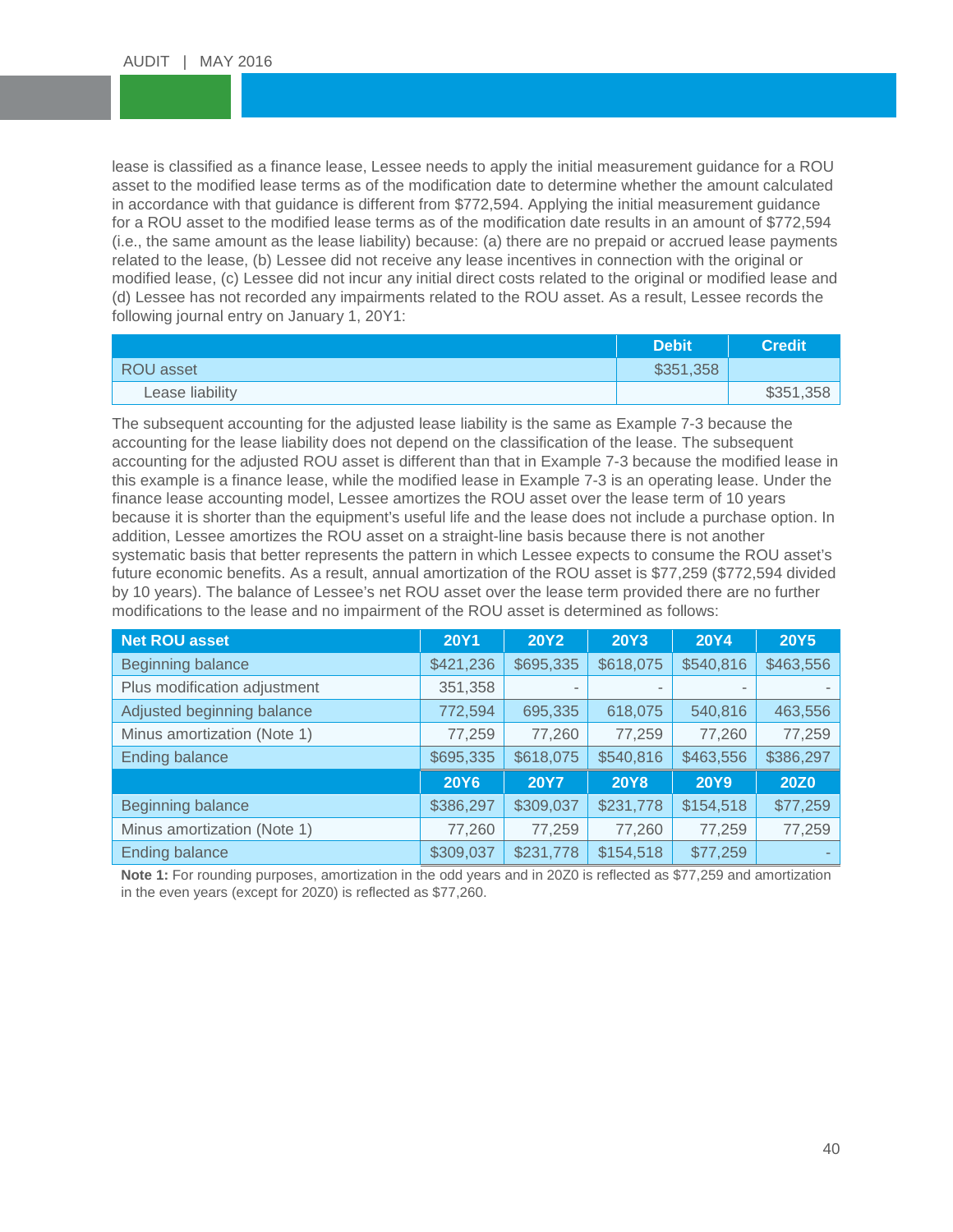lease is classified as a finance lease, Lessee needs to apply the initial measurement guidance for a ROU asset to the modified lease terms as of the modification date to determine whether the amount calculated in accordance with that guidance is different from $772,594. Applying the initial measurement guidance for a ROU asset to the modified lease terms as of the modification date results in an amount of $772,594 (i.e., the same amount as the lease liability) because: (a) there are no prepaid or accrued lease payments related to the lease, (b) Lessee did not receive any lease incentives in connection with the original or modified lease, (c) Lessee did not incur any initial direct costs related to the original or modified lease and (d) Lessee has not recorded any impairments related to the ROU asset. As a result, Lessee records the following journal entry on January 1, 20Y1:

| | Debit | Credit |
|---|---|---|
| ROU asset | $351,358 | |
| Lease liability | | $351,358 |

The subsequent accounting for the adjusted lease liability is the same as Example 7-3 because the accounting for the lease liability does not depend on the classification of the lease. The subsequent accounting for the adjusted ROU asset is different than that in Example 7-3 because the modified lease in this example is a finance lease, while the modified lease in Example 7-3 is an operating lease. Under the finance lease accounting model, Lessee amortizes the ROU asset over the lease term of 10 years because it is shorter than the equipment's useful life and the lease does not include a purchase option. In addition, Lessee amortizes the ROU asset on a straight-line basis because there is not another systematic basis that better represents the pattern in which Lessee expects to consume the ROU asset's future economic benefits. As a result, annual amortization of the ROU asset is $77,259 ($772,594 divided by 10 years). The balance of Lessee's net ROU asset over the lease term provided there are no further modifications to the lease and no impairment of the ROU asset is determined as follows:

| Net ROU asset | 20Y1 | 20Y2 | 20Y3 | 20Y4 | 20Y5 |
|---|---|---|---|---|---|
| Beginning balance | $421,236 | $695,335 | $618,075 | $540,816 | $463,556 |
| Plus modification adjustment | 351,358 | - | - | - | - |
| Adjusted beginning balance | 772,594 | 695,335 | 618,075 | 540,816 | 463,556 |
| Minus amortization (Note 1) | 77,259 | 77,260 | 77,259 | 77,260 | 77,259 |
| Ending balance | $695,335 | $618,075 | $540,816 | $463,556 | $386,297 |
| | **20Y6** | **20Y7** | **20Y8** | **20Y9** | **20Z0** |
| Beginning balance | $386,297 | $309,037 | $231,778 | $154,518 | $77,259 |
| Minus amortization (Note 1) | 77,260 | 77,259 | 77,260 | 77,259 | 77,259 |
| Ending balance | $309,037 | $231,778 | $154,518 | $77,259 | - |

**Note 1:** For rounding purposes, amortization in the odd years and in 20Z0 is reflected as $77,259 and amortization in the even years (except for 20Z0) is reflected as $77,260.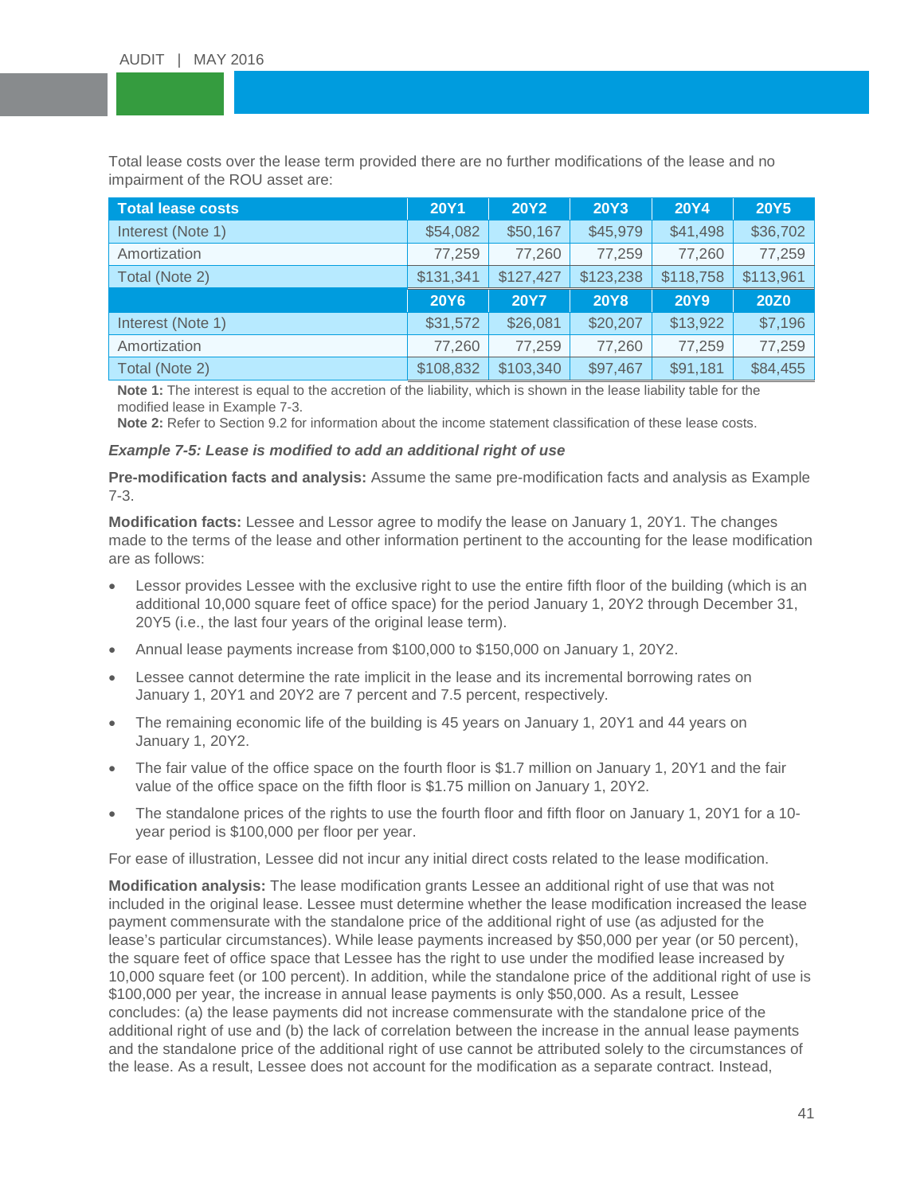Total lease costs over the lease term provided there are no further modifications of the lease and no impairment of the ROU asset are:

| Total lease costs | 20Y1 | 20Y2 | 20Y3 | 20Y4 | 20Y5 |
|---|---|---|---|---|---|
| Interest (Note 1) | $54,082 | $50,167 | $45,979 | $41,498 | $36,702 |
| Amortization | 77,259 | 77,260 | 77,259 | 77,260 | 77,259 |
| Total (Note 2) | $131,341 | $127,427 | $123,238 | $118,758 | $113,961 |
| | **20Y6** | **20Y7** | **20Y8** | **20Y9** | **20Z0** |
| Interest (Note 1) | $31,572 | $26,081 | $20,207 | $13,922 | $7,196 |
| Amortization | 77,260 | 77,259 | 77,260 | 77,259 | 77,259 |
| Total (Note 2) | $108,832 | $103,340 | $97,467 | $91,181 | $84,455 |

**Note 1:** The interest is equal to the accretion of the liability, which is shown in the lease liability table for the modified lease in Example 7-3.
**Note 2:** Refer to Section 9.2 for information about the income statement classification of these lease costs.

***Example 7-5: Lease is modified to add an additional right of use***

**Pre-modification facts and analysis:** Assume the same pre-modification facts and analysis as Example 7-3.

**Modification facts:** Lessee and Lessor agree to modify the lease on January 1, 20Y1. The changes made to the terms of the lease and other information pertinent to the accounting for the lease modification are as follows:

- Lessor provides Lessee with the exclusive right to use the entire fifth floor of the building (which is an additional 10,000 square feet of office space) for the period January 1, 20Y2 through December 31, 20Y5 (i.e., the last four years of the original lease term).
- Annual lease payments increase from $100,000 to $150,000 on January 1, 20Y2.
- Lessee cannot determine the rate implicit in the lease and its incremental borrowing rates on January 1, 20Y1 and 20Y2 are 7 percent and 7.5 percent, respectively.
- The remaining economic life of the building is 45 years on January 1, 20Y1 and 44 years on January 1, 20Y2.
- The fair value of the office space on the fourth floor is $1.7 million on January 1, 20Y1 and the fair value of the office space on the fifth floor is $1.75 million on January 1, 20Y2.
- The standalone prices of the rights to use the fourth floor and fifth floor on January 1, 20Y1 for a 10-year period is $100,000 per floor per year.

For ease of illustration, Lessee did not incur any initial direct costs related to the lease modification.

**Modification analysis:** The lease modification grants Lessee an additional right of use that was not included in the original lease. Lessee must determine whether the lease modification increased the lease payment commensurate with the standalone price of the additional right of use (as adjusted for the lease's particular circumstances). While lease payments increased by $50,000 per year (or 50 percent), the square feet of office space that Lessee has the right to use under the modified lease increased by 10,000 square feet (or 100 percent). In addition, while the standalone price of the additional right of use is $100,000 per year, the increase in annual lease payments is only $50,000. As a result, Lessee concludes: (a) the lease payments did not increase commensurate with the standalone price of the additional right of use and (b) the lack of correlation between the increase in the annual lease payments and the standalone price of the additional right of use cannot be attributed solely to the circumstances of the lease. As a result, Lessee does not account for the modification as a separate contract. Instead,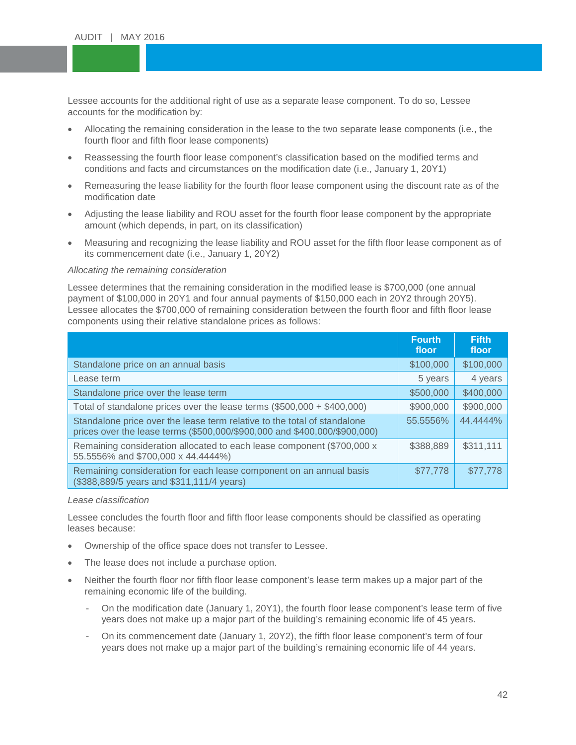Lessee accounts for the additional right of use as a separate lease component. To do so, Lessee accounts for the modification by:

- Allocating the remaining consideration in the lease to the two separate lease components (i.e., the fourth floor and fifth floor lease components)
- Reassessing the fourth floor lease component's classification based on the modified terms and conditions and facts and circumstances on the modification date (i.e., January 1, 20Y1)
- Remeasuring the lease liability for the fourth floor lease component using the discount rate as of the modification date
- Adjusting the lease liability and ROU asset for the fourth floor lease component by the appropriate amount (which depends, in part, on its classification)
- Measuring and recognizing the lease liability and ROU asset for the fifth floor lease component as of its commencement date (i.e., January 1, 20Y2)

*Allocating the remaining consideration*

Lessee determines that the remaining consideration in the modified lease is $700,000 (one annual payment of $100,000 in 20Y1 and four annual payments of $150,000 each in 20Y2 through 20Y5). Lessee allocates the $700,000 of remaining consideration between the fourth floor and fifth floor lease components using their relative standalone prices as follows:

| | Fourth floor | Fifth floor |
|---|---|---|
| Standalone price on an annual basis | $100,000 | $100,000 |
| Lease term | 5 years | 4 years |
| Standalone price over the lease term | $500,000 | $400,000 |
| Total of standalone prices over the lease terms ($500,000 + $400,000) | $900,000 | $900,000 |
| Standalone price over the lease term relative to the total of standalone prices over the lease terms ($500,000/$900,000 and $400,000/$900,000) | 55.5556% | 44.4444% |
| Remaining consideration allocated to each lease component ($700,000 x 55.5556% and $700,000 x 44.4444%) | $388,889 | $311,111 |
| Remaining consideration for each lease component on an annual basis ($388,889/5 years and $311,111/4 years) | $77,778 | $77,778 |

*Lease classification*

Lessee concludes the fourth floor and fifth floor lease components should be classified as operating leases because:

- Ownership of the office space does not transfer to Lessee.
- The lease does not include a purchase option.
- Neither the fourth floor nor fifth floor lease component's lease term makes up a major part of the remaining economic life of the building.
  - On the modification date (January 1, 20Y1), the fourth floor lease component's lease term of five years does not make up a major part of the building's remaining economic life of 45 years.
  - On its commencement date (January 1, 20Y2), the fifth floor lease component's term of four years does not make up a major part of the building's remaining economic life of 44 years.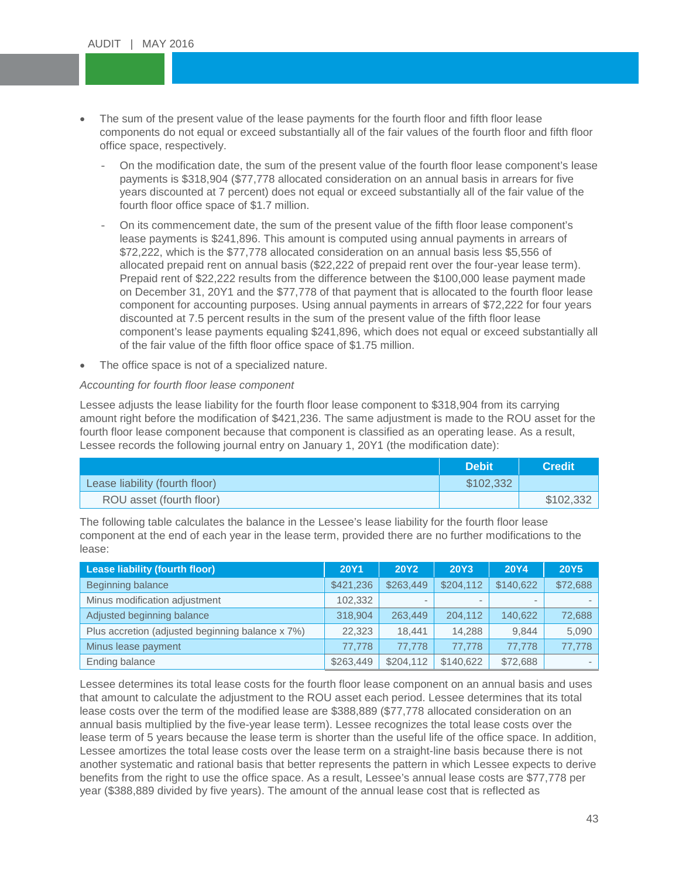- The sum of the present value of the lease payments for the fourth floor and fifth floor lease components do not equal or exceed substantially all of the fair values of the fourth floor and fifth floor office space, respectively.
  - On the modification date, the sum of the present value of the fourth floor lease component's lease payments is $318,904 ($77,778 allocated consideration on an annual basis in arrears for five years discounted at 7 percent) does not equal or exceed substantially all of the fair value of the fourth floor office space of $1.7 million.
  - On its commencement date, the sum of the present value of the fifth floor lease component's lease payments is $241,896. This amount is computed using annual payments in arrears of $72,222, which is the $77,778 allocated consideration on an annual basis less $5,556 of allocated prepaid rent on annual basis ($22,222 of prepaid rent over the four-year lease term). Prepaid rent of $22,222 results from the difference between the $100,000 lease payment made on December 31, 20Y1 and the $77,778 of that payment that is allocated to the fourth floor lease component for accounting purposes. Using annual payments in arrears of $72,222 for four years discounted at 7.5 percent results in the sum of the present value of the fifth floor lease component's lease payments equaling $241,896, which does not equal or exceed substantially all of the fair value of the fifth floor office space of $1.75 million.
- The office space is not of a specialized nature.

*Accounting for fourth floor lease component*

Lessee adjusts the lease liability for the fourth floor lease component to $318,904 from its carrying amount right before the modification of $421,236. The same adjustment is made to the ROU asset for the fourth floor lease component because that component is classified as an operating lease. As a result, Lessee records the following journal entry on January 1, 20Y1 (the modification date):

| | Debit | Credit |
|---|---|---|
| Lease liability (fourth floor) | $102,332 | |
| ROU asset (fourth floor) | | $102,332 |

The following table calculates the balance in the Lessee's lease liability for the fourth floor lease component at the end of each year in the lease term, provided there are no further modifications to the lease:

| Lease liability (fourth floor) | 20Y1 | 20Y2 | 20Y3 | 20Y4 | 20Y5 |
|---|---|---|---|---|---|
| Beginning balance | $421,236 | $263,449 | $204,112 | $140,622 | $72,688 |
| Minus modification adjustment | 102,332 | - | - | - | - |
| Adjusted beginning balance | 318,904 | 263,449 | 204,112 | 140,622 | 72,688 |
| Plus accretion (adjusted beginning balance x 7%) | 22,323 | 18,441 | 14,288 | 9,844 | 5,090 |
| Minus lease payment | 77,778 | 77,778 | 77,778 | 77,778 | 77,778 |
| Ending balance | $263,449 | $204,112 | $140,622 | $72,688 | - |

Lessee determines its total lease costs for the fourth floor lease component on an annual basis and uses that amount to calculate the adjustment to the ROU asset each period. Lessee determines that its total lease costs over the term of the modified lease are $388,889 ($77,778 allocated consideration on an annual basis multiplied by the five-year lease term). Lessee recognizes the total lease costs over the lease term of 5 years because the lease term is shorter than the useful life of the office space. In addition, Lessee amortizes the total lease costs over the lease term on a straight-line basis because there is not another systematic and rational basis that better represents the pattern in which Lessee expects to derive benefits from the right to use the office space. As a result, Lessee's annual lease costs are $77,778 per year ($388,889 divided by five years). The amount of the annual lease cost that is reflected as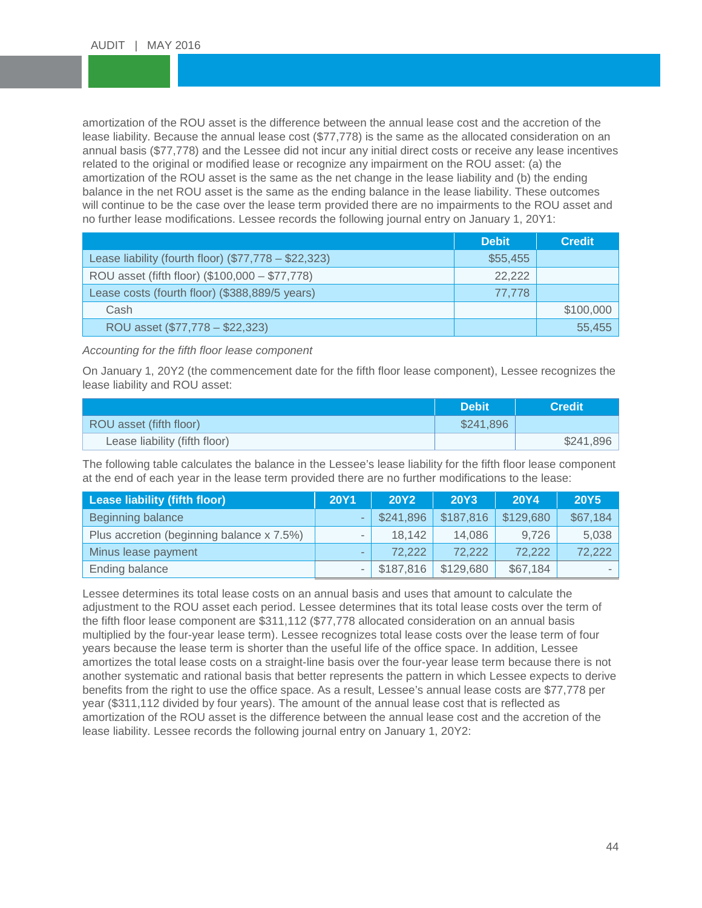amortization of the ROU asset is the difference between the annual lease cost and the accretion of the lease liability. Because the annual lease cost ($77,778) is the same as the allocated consideration on an annual basis ($77,778) and the Lessee did not incur any initial direct costs or receive any lease incentives related to the original or modified lease or recognize any impairment on the ROU asset: (a) the amortization of the ROU asset is the same as the net change in the lease liability and (b) the ending balance in the net ROU asset is the same as the ending balance in the lease liability. These outcomes will continue to be the case over the lease term provided there are no impairments to the ROU asset and no further lease modifications. Lessee records the following journal entry on January 1, 20Y1:

| | Debit | Credit |
|---|---|---|
| Lease liability (fourth floor) ($77,778 – $22,323) | $55,455 | |
| ROU asset (fifth floor) ($100,000 – $77,778) | 22,222 | |
| Lease costs (fourth floor) ($388,889/5 years) | 77,778 | |
| Cash | | $100,000 |
| ROU asset ($77,778 – $22,323) | | 55,455 |

*Accounting for the fifth floor lease component*

On January 1, 20Y2 (the commencement date for the fifth floor lease component), Lessee recognizes the lease liability and ROU asset:

| | Debit | Credit |
|---|---|---|
| ROU asset (fifth floor) | $241,896 | |
| Lease liability (fifth floor) | | $241,896 |

The following table calculates the balance in the Lessee's lease liability for the fifth floor lease component at the end of each year in the lease term provided there are no further modifications to the lease:

| Lease liability (fifth floor) | 20Y1 | 20Y2 | 20Y3 | 20Y4 | 20Y5 |
|---|---|---|---|---|---|
| Beginning balance | - | $241,896 | $187,816 | $129,680 | $67,184 |
| Plus accretion (beginning balance x 7.5%) | - | 18,142 | 14,086 | 9,726 | 5,038 |
| Minus lease payment | - | 72,222 | 72,222 | 72,222 | 72,222 |
| Ending balance | - | $187,816 | $129,680 | $67,184 | - |

Lessee determines its total lease costs on an annual basis and uses that amount to calculate the adjustment to the ROU asset each period. Lessee determines that its total lease costs over the term of the fifth floor lease component are $311,112 ($77,778 allocated consideration on an annual basis multiplied by the four-year lease term). Lessee recognizes total lease costs over the lease term of four years because the lease term is shorter than the useful life of the office space. In addition, Lessee amortizes the total lease costs on a straight-line basis over the four-year lease term because there is not another systematic and rational basis that better represents the pattern in which Lessee expects to derive benefits from the right to use the office space. As a result, Lessee's annual lease costs are $77,778 per year ($311,112 divided by four years). The amount of the annual lease cost that is reflected as amortization of the ROU asset is the difference between the annual lease cost and the accretion of the lease liability. Lessee records the following journal entry on January 1, 20Y2: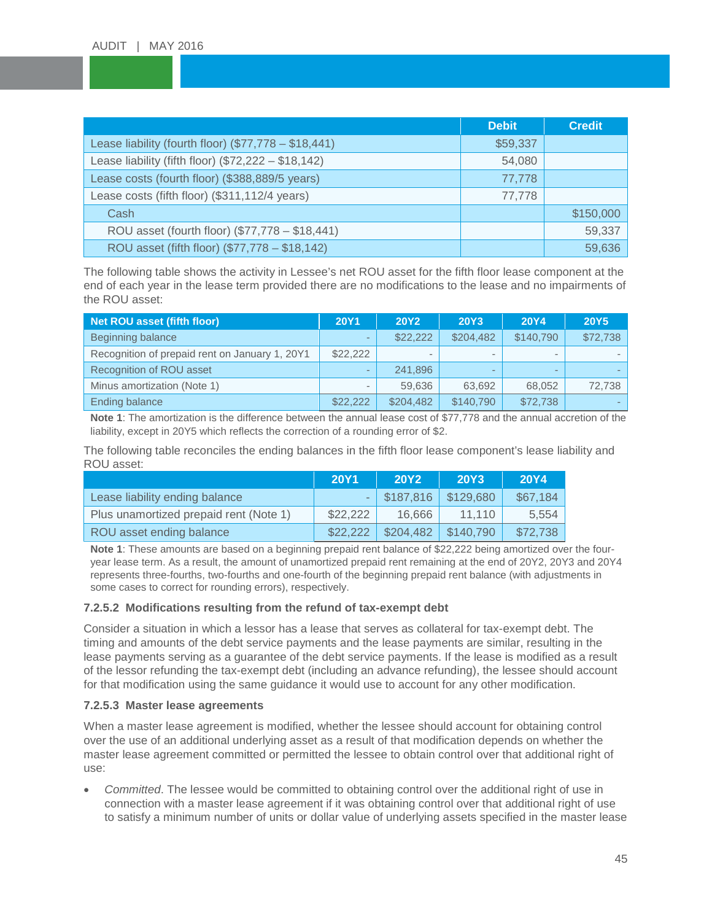| | Debit | Credit |
|---|---|---|
| Lease liability (fourth floor) ($77,778 – $18,441) | $59,337 | |
| Lease liability (fifth floor) ($72,222 – $18,142) | 54,080 | |
| Lease costs (fourth floor) ($388,889/5 years) | 77,778 | |
| Lease costs (fifth floor) ($311,112/4 years) | 77,778 | |
| Cash | | $150,000 |
| ROU asset (fourth floor) ($77,778 – $18,441) | | 59,337 |
| ROU asset (fifth floor) ($77,778 – $18,142) | | 59,636 |

The following table shows the activity in Lessee's net ROU asset for the fifth floor lease component at the end of each year in the lease term provided there are no modifications to the lease and no impairments of the ROU asset:

| Net ROU asset (fifth floor) | 20Y1 | 20Y2 | 20Y3 | 20Y4 | 20Y5 |
|---|---|---|---|---|---|
| Beginning balance | - | $22,222 | $204,482 | $140,790 | $72,738 |
| Recognition of prepaid rent on January 1, 20Y1 | $22,222 | - | - | - | - |
| Recognition of ROU asset | - | 241,896 | - | - | - |
| Minus amortization (Note 1) | - | 59,636 | 63,692 | 68,052 | 72,738 |
| Ending balance | $22,222 | $204,482 | $140,790 | $72,738 | - |

**Note 1**: The amortization is the difference between the annual lease cost of $77,778 and the annual accretion of the liability, except in 20Y5 which reflects the correction of a rounding error of $2.

The following table reconciles the ending balances in the fifth floor lease component's lease liability and ROU asset:

| | 20Y1 | 20Y2 | 20Y3 | 20Y4 |
|---|---|---|---|---|
| Lease liability ending balance | - | $187,816 | $129,680 | $67,184 |
| Plus unamortized prepaid rent (Note 1) | $22,222 | 16,666 | 11,110 | 5,554 |
| ROU asset ending balance | $22,222 | $204,482 | $140,790 | $72,738 |

**Note 1**: These amounts are based on a beginning prepaid rent balance of $22,222 being amortized over the four-year lease term. As a result, the amount of unamortized prepaid rent remaining at the end of 20Y2, 20Y3 and 20Y4 represents three-fourths, two-fourths and one-fourth of the beginning prepaid rent balance (with adjustments in some cases to correct for rounding errors), respectively.

#### 7.2.5.2 Modifications resulting from the refund of tax-exempt debt

Consider a situation in which a lessor has a lease that serves as collateral for tax-exempt debt. The timing and amounts of the debt service payments and the lease payments are similar, resulting in the lease payments serving as a guarantee of the debt service payments. If the lease is modified as a result of the lessor refunding the tax-exempt debt (including an advance refunding), the lessee should account for that modification using the same guidance it would use to account for any other modification.

#### 7.2.5.3 Master lease agreements

When a master lease agreement is modified, whether the lessee should account for obtaining control over the use of an additional underlying asset as a result of that modification depends on whether the master lease agreement committed or permitted the lessee to obtain control over that additional right of use:

- *Committed*. The lessee would be committed to obtaining control over the additional right of use in connection with a master lease agreement if it was obtaining control over that additional right of use to satisfy a minimum number of units or dollar value of underlying assets specified in the master lease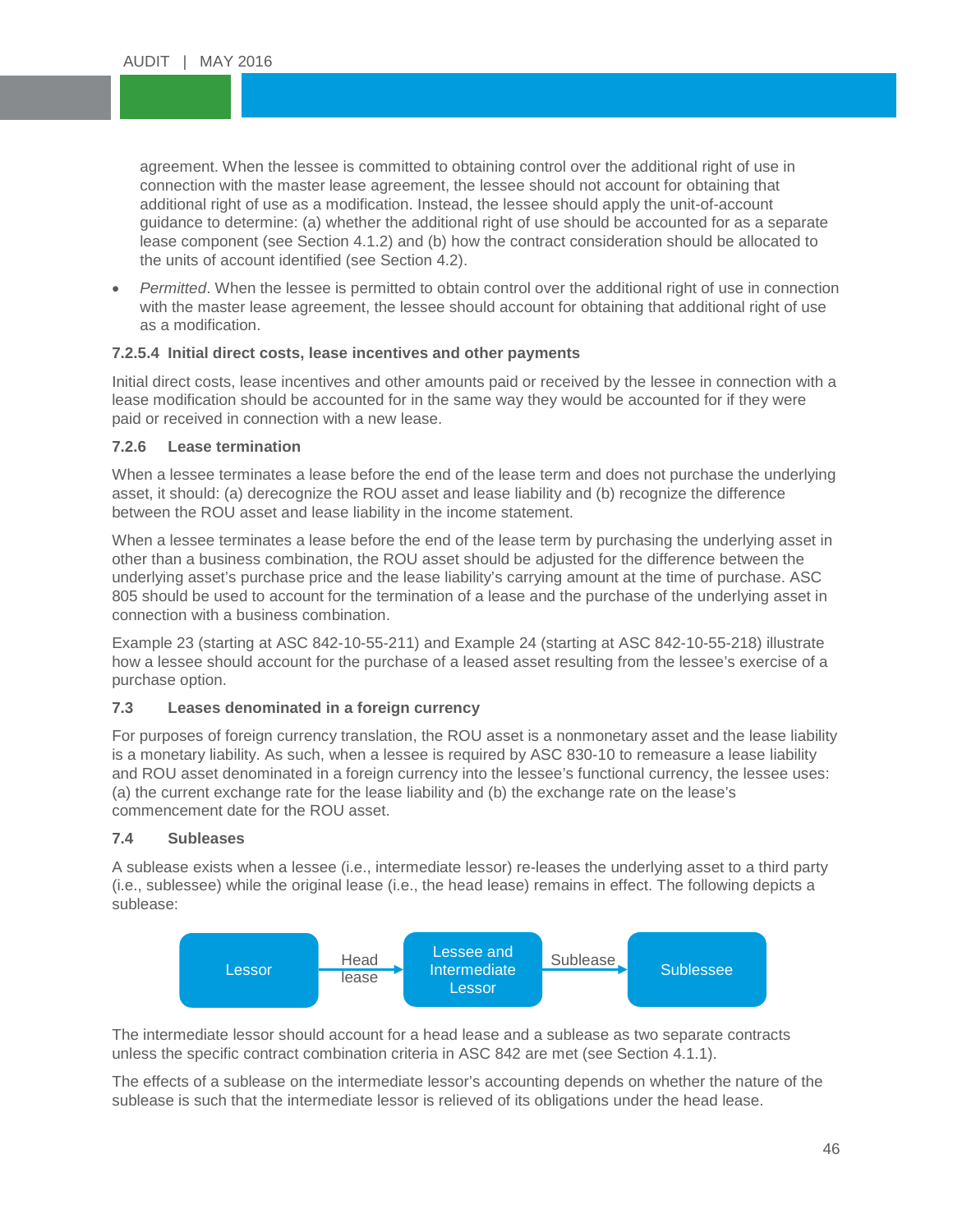agreement. When the lessee is committed to obtaining control over the additional right of use in connection with the master lease agreement, the lessee should not account for obtaining that additional right of use as a modification. Instead, the lessee should apply the unit-of-account guidance to determine: (a) whether the additional right of use should be accounted for as a separate lease component (see Section 4.1.2) and (b) how the contract consideration should be allocated to the units of account identified (see Section 4.2).

- *Permitted*. When the lessee is permitted to obtain control over the additional right of use in connection with the master lease agreement, the lessee should account for obtaining that additional right of use as a modification.

#### 7.2.5.4 Initial direct costs, lease incentives and other payments

Initial direct costs, lease incentives and other amounts paid or received by the lessee in connection with a lease modification should be accounted for in the same way they would be accounted for if they were paid or received in connection with a new lease.

### 7.2.6 Lease termination

When a lessee terminates a lease before the end of the lease term and does not purchase the underlying asset, it should: (a) derecognize the ROU asset and lease liability and (b) recognize the difference between the ROU asset and lease liability in the income statement.

When a lessee terminates a lease before the end of the lease term by purchasing the underlying asset in other than a business combination, the ROU asset should be adjusted for the difference between the underlying asset's purchase price and the lease liability's carrying amount at the time of purchase. ASC 805 should be used to account for the termination of a lease and the purchase of the underlying asset in connection with a business combination.

Example 23 (starting at ASC 842-10-55-211) and Example 24 (starting at ASC 842-10-55-218) illustrate how a lessee should account for the purchase of a leased asset resulting from the lessee's exercise of a purchase option.

## 7.3 Leases denominated in a foreign currency

For purposes of foreign currency translation, the ROU asset is a nonmonetary asset and the lease liability is a monetary liability. As such, when a lessee is required by ASC 830-10 to remeasure a lease liability and ROU asset denominated in a foreign currency into the lessee's functional currency, the lessee uses: (a) the current exchange rate for the lease liability and (b) the exchange rate on the lease's commencement date for the ROU asset.

## 7.4 Subleases

A sublease exists when a lessee (i.e., intermediate lessor) re-leases the underlying asset to a third party (i.e., sublessee) while the original lease (i.e., the head lease) remains in effect. The following depicts a sublease:

Lessor → (Head lease) → Lessee and Intermediate Lessor → (Sublease) → Sublessee

The intermediate lessor should account for a head lease and a sublease as two separate contracts unless the specific contract combination criteria in ASC 842 are met (see Section 4.1.1).

The effects of a sublease on the intermediate lessor's accounting depends on whether the nature of the sublease is such that the intermediate lessor is relieved of its obligations under the head lease.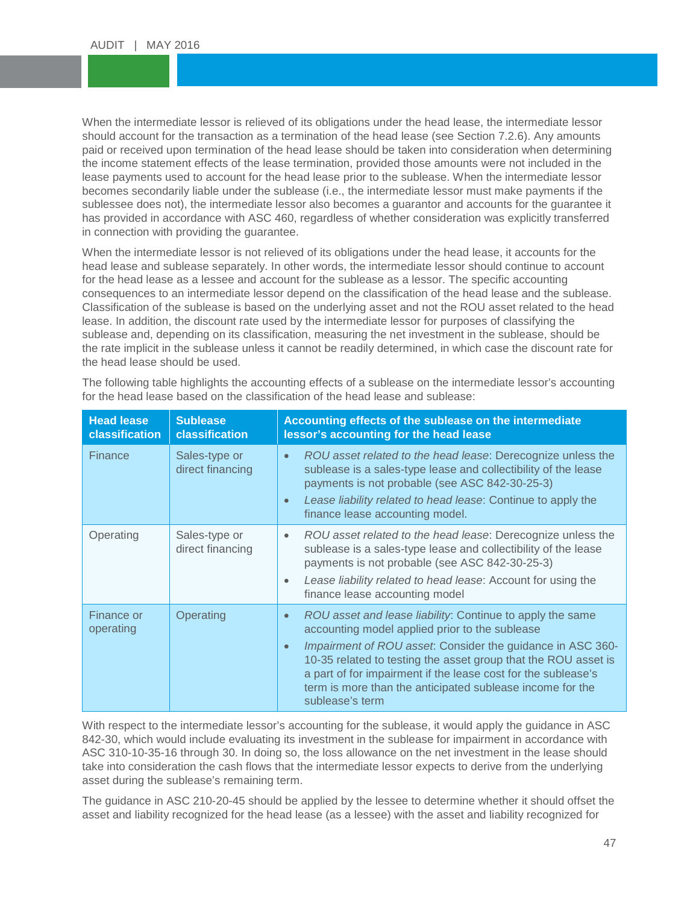When the intermediate lessor is relieved of its obligations under the head lease, the intermediate lessor should account for the transaction as a termination of the head lease (see Section 7.2.6). Any amounts paid or received upon termination of the head lease should be taken into consideration when determining the income statement effects of the lease termination, provided those amounts were not included in the lease payments used to account for the head lease prior to the sublease. When the intermediate lessor becomes secondarily liable under the sublease (i.e., the intermediate lessor must make payments if the sublessee does not), the intermediate lessor also becomes a guarantor and accounts for the guarantee it has provided in accordance with ASC 460, regardless of whether consideration was explicitly transferred in connection with providing the guarantee.

When the intermediate lessor is not relieved of its obligations under the head lease, it accounts for the head lease and sublease separately. In other words, the intermediate lessor should continue to account for the head lease as a lessee and account for the sublease as a lessor. The specific accounting consequences to an intermediate lessor depend on the classification of the head lease and the sublease. Classification of the sublease is based on the underlying asset and not the ROU asset related to the head lease. In addition, the discount rate used by the intermediate lessor for purposes of classifying the sublease and, depending on its classification, measuring the net investment in the sublease, should be the rate implicit in the sublease unless it cannot be readily determined, in which case the discount rate for the head lease should be used.

The following table highlights the accounting effects of a sublease on the intermediate lessor's accounting for the head lease based on the classification of the head lease and sublease:

| Head lease classification | Sublease classification | Accounting effects of the sublease on the intermediate lessor's accounting for the head lease |
|---|---|---|
| Finance | Sales-type or direct financing | • *ROU asset related to the head lease*: Derecognize unless the sublease is a sales-type lease and collectibility of the lease payments is not probable (see ASC 842-30-25-3)<br>• *Lease liability related to head lease*: Continue to apply the finance lease accounting model. |
| Operating | Sales-type or direct financing | • *ROU asset related to the head lease*: Derecognize unless the sublease is a sales-type lease and collectibility of the lease payments is not probable (see ASC 842-30-25-3)<br>• *Lease liability related to head lease*: Account for using the finance lease accounting model |
| Finance or operating | Operating | • *ROU asset and lease liability*: Continue to apply the same accounting model applied prior to the sublease<br>• *Impairment of ROU asset*: Consider the guidance in ASC 360-10-35 related to testing the asset group that the ROU asset is a part of for impairment if the lease cost for the sublease's term is more than the anticipated sublease income for the sublease's term |

With respect to the intermediate lessor's accounting for the sublease, it would apply the guidance in ASC 842-30, which would include evaluating its investment in the sublease for impairment in accordance with ASC 310-10-35-16 through 30. In doing so, the loss allowance on the net investment in the lease should take into consideration the cash flows that the intermediate lessor expects to derive from the underlying asset during the sublease's remaining term.

The guidance in ASC 210-20-45 should be applied by the lessee to determine whether it should offset the asset and liability recognized for the head lease (as a lessee) with the asset and liability recognized for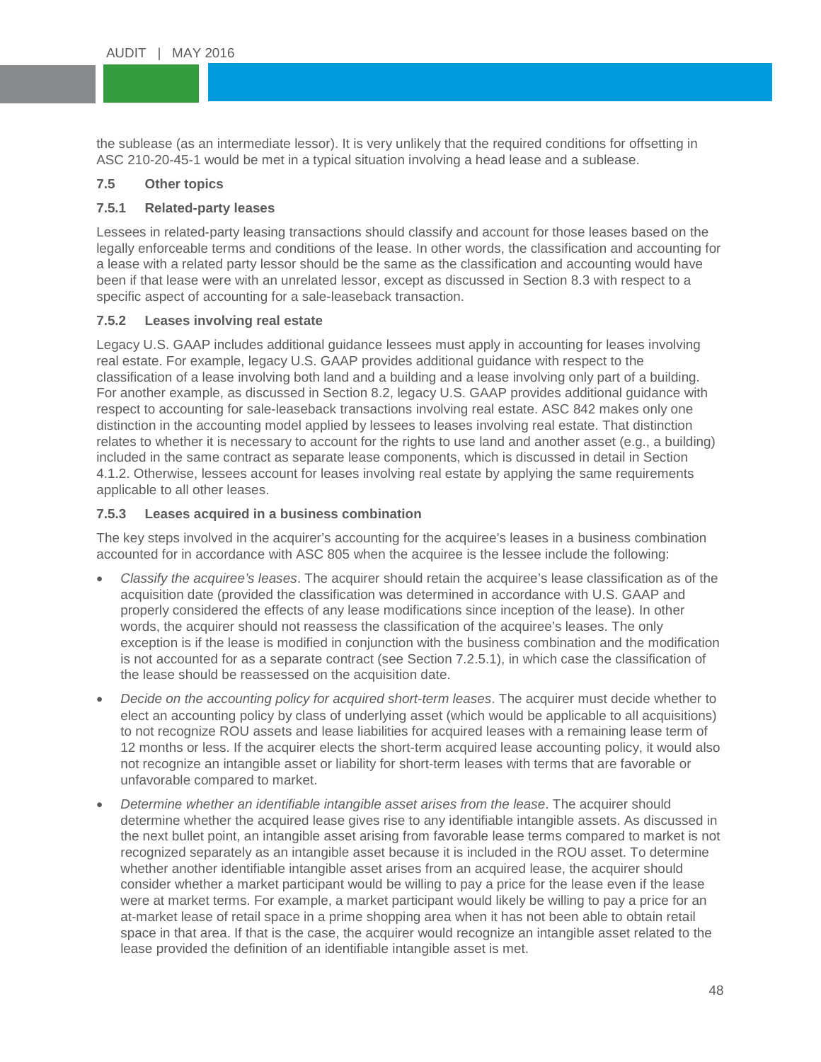the sublease (as an intermediate lessor). It is very unlikely that the required conditions for offsetting in ASC 210-20-45-1 would be met in a typical situation involving a head lease and a sublease.

### 7.5 Other topics

#### 7.5.1 Related-party leases

Lessees in related-party leasing transactions should classify and account for those leases based on the legally enforceable terms and conditions of the lease. In other words, the classification and accounting for a lease with a related party lessor should be the same as the classification and accounting would have been if that lease were with an unrelated lessor, except as discussed in Section 8.3 with respect to a specific aspect of accounting for a sale-leaseback transaction.

#### 7.5.2 Leases involving real estate

Legacy U.S. GAAP includes additional guidance lessees must apply in accounting for leases involving real estate. For example, legacy U.S. GAAP provides additional guidance with respect to the classification of a lease involving both land and a building and a lease involving only part of a building. For another example, as discussed in Section 8.2, legacy U.S. GAAP provides additional guidance with respect to accounting for sale-leaseback transactions involving real estate. ASC 842 makes only one distinction in the accounting model applied by lessees to leases involving real estate. That distinction relates to whether it is necessary to account for the rights to use land and another asset (e.g., a building) included in the same contract as separate lease components, which is discussed in detail in Section 4.1.2. Otherwise, lessees account for leases involving real estate by applying the same requirements applicable to all other leases.

#### 7.5.3 Leases acquired in a business combination

The key steps involved in the acquirer's accounting for the acquiree's leases in a business combination accounted for in accordance with ASC 805 when the acquiree is the lessee include the following:

- *Classify the acquiree's leases*. The acquirer should retain the acquiree's lease classification as of the acquisition date (provided the classification was determined in accordance with U.S. GAAP and properly considered the effects of any lease modifications since inception of the lease). In other words, the acquirer should not reassess the classification of the acquiree's leases. The only exception is if the lease is modified in conjunction with the business combination and the modification is not accounted for as a separate contract (see Section 7.2.5.1), in which case the classification of the lease should be reassessed on the acquisition date.
- *Decide on the accounting policy for acquired short-term leases*. The acquirer must decide whether to elect an accounting policy by class of underlying asset (which would be applicable to all acquisitions) to not recognize ROU assets and lease liabilities for acquired leases with a remaining lease term of 12 months or less. If the acquirer elects the short-term acquired lease accounting policy, it would also not recognize an intangible asset or liability for short-term leases with terms that are favorable or unfavorable compared to market.
- *Determine whether an identifiable intangible asset arises from the lease*. The acquirer should determine whether the acquired lease gives rise to any identifiable intangible assets. As discussed in the next bullet point, an intangible asset arising from favorable lease terms compared to market is not recognized separately as an intangible asset because it is included in the ROU asset. To determine whether another identifiable intangible asset arises from an acquired lease, the acquirer should consider whether a market participant would be willing to pay a price for the lease even if the lease were at market terms. For example, a market participant would likely be willing to pay a price for an at-market lease of retail space in a prime shopping area when it has not been able to obtain retail space in that area. If that is the case, the acquirer would recognize an intangible asset related to the lease provided the definition of an identifiable intangible asset is met.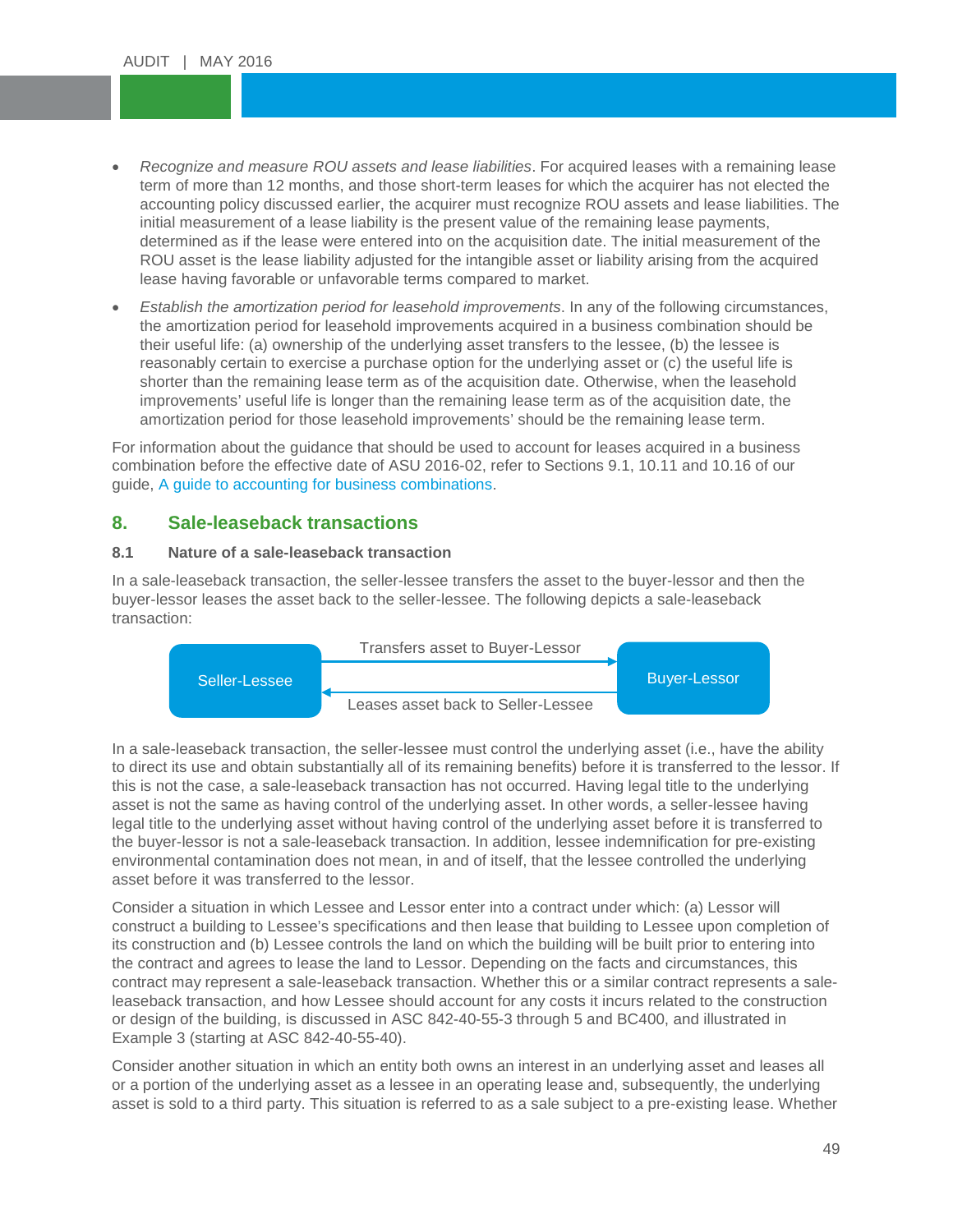- *Recognize and measure ROU assets and lease liabilities*. For acquired leases with a remaining lease term of more than 12 months, and those short-term leases for which the acquirer has not elected the accounting policy discussed earlier, the acquirer must recognize ROU assets and lease liabilities. The initial measurement of a lease liability is the present value of the remaining lease payments, determined as if the lease were entered into on the acquisition date. The initial measurement of the ROU asset is the lease liability adjusted for the intangible asset or liability arising from the acquired lease having favorable or unfavorable terms compared to market.
- *Establish the amortization period for leasehold improvements*. In any of the following circumstances, the amortization period for leasehold improvements acquired in a business combination should be their useful life: (a) ownership of the underlying asset transfers to the lessee, (b) the lessee is reasonably certain to exercise a purchase option for the underlying asset or (c) the useful life is shorter than the remaining lease term as of the acquisition date. Otherwise, when the leasehold improvements' useful life is longer than the remaining lease term as of the acquisition date, the amortization period for those leasehold improvements' should be the remaining lease term.

For information about the guidance that should be used to account for leases acquired in a business combination before the effective date of ASU 2016-02, refer to Sections 9.1, 10.11 and 10.16 of our guide, A guide to accounting for business combinations.

## 8. Sale-leaseback transactions

### 8.1 Nature of a sale-leaseback transaction

In a sale-leaseback transaction, the seller-lessee transfers the asset to the buyer-lessor and then the buyer-lessor leases the asset back to the seller-lessee. The following depicts a sale-leaseback transaction:

Seller-Lessee → Transfers asset to Buyer-Lessor → Buyer-Lessor

Buyer-Lessor → Leases asset back to Seller-Lessee → Seller-Lessee

In a sale-leaseback transaction, the seller-lessee must control the underlying asset (i.e., have the ability to direct its use and obtain substantially all of its remaining benefits) before it is transferred to the lessor. If this is not the case, a sale-leaseback transaction has not occurred. Having legal title to the underlying asset is not the same as having control of the underlying asset. In other words, a seller-lessee having legal title to the underlying asset without having control of the underlying asset before it is transferred to the buyer-lessor is not a sale-leaseback transaction. In addition, lessee indemnification for pre-existing environmental contamination does not mean, in and of itself, that the lessee controlled the underlying asset before it was transferred to the lessor.

Consider a situation in which Lessee and Lessor enter into a contract under which: (a) Lessor will construct a building to Lessee's specifications and then lease that building to Lessee upon completion of its construction and (b) Lessee controls the land on which the building will be built prior to entering into the contract and agrees to lease the land to Lessor. Depending on the facts and circumstances, this contract may represent a sale-leaseback transaction. Whether this or a similar contract represents a sale-leaseback transaction, and how Lessee should account for any costs it incurs related to the construction or design of the building, is discussed in ASC 842-40-55-3 through 5 and BC400, and illustrated in Example 3 (starting at ASC 842-40-55-40).

Consider another situation in which an entity both owns an interest in an underlying asset and leases all or a portion of the underlying asset as a lessee in an operating lease and, subsequently, the underlying asset is sold to a third party. This situation is referred to as a sale subject to a pre-existing lease. Whether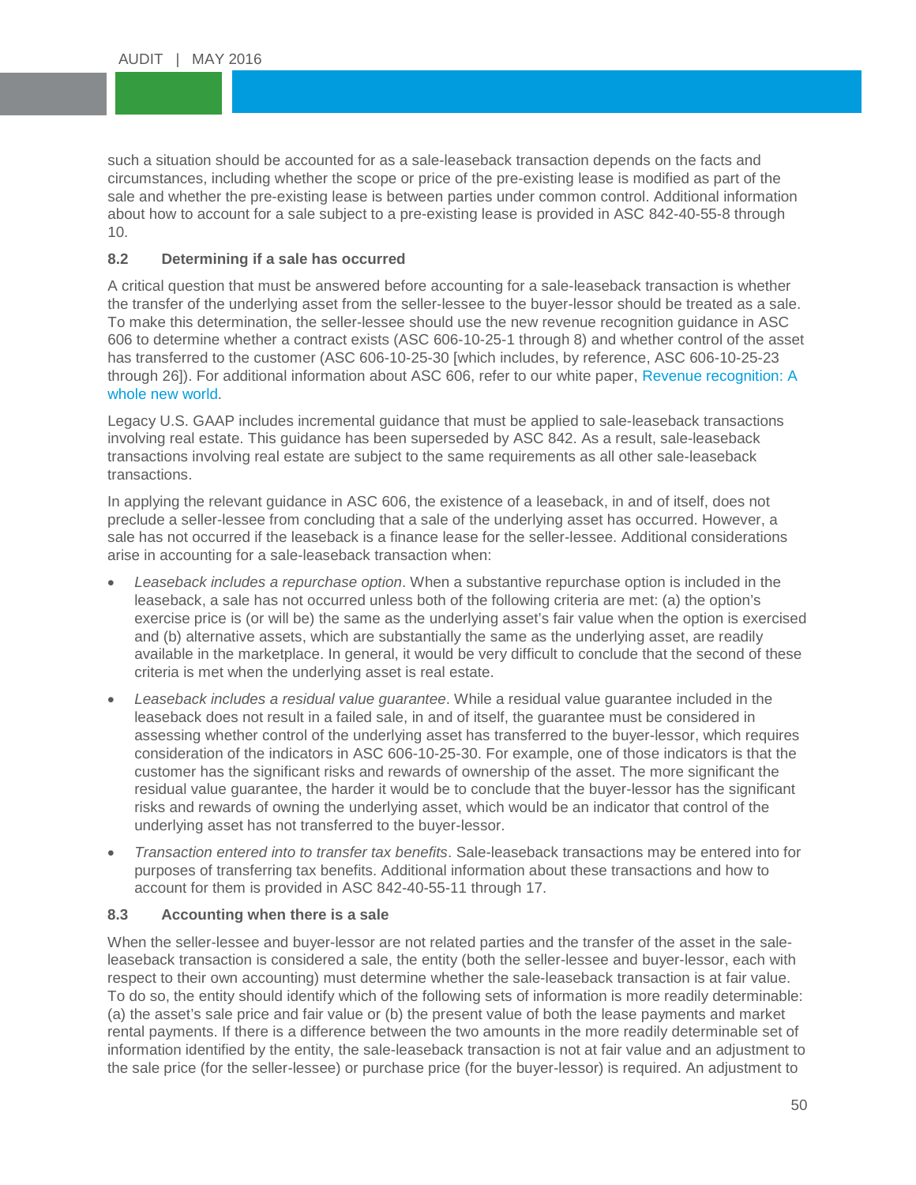such a situation should be accounted for as a sale-leaseback transaction depends on the facts and circumstances, including whether the scope or price of the pre-existing lease is modified as part of the sale and whether the pre-existing lease is between parties under common control. Additional information about how to account for a sale subject to a pre-existing lease is provided in ASC 842-40-55-8 through 10.

### 8.2 Determining if a sale has occurred

A critical question that must be answered before accounting for a sale-leaseback transaction is whether the transfer of the underlying asset from the seller-lessee to the buyer-lessor should be treated as a sale. To make this determination, the seller-lessee should use the new revenue recognition guidance in ASC 606 to determine whether a contract exists (ASC 606-10-25-1 through 8) and whether control of the asset has transferred to the customer (ASC 606-10-25-30 [which includes, by reference, ASC 606-10-25-23 through 26]). For additional information about ASC 606, refer to our white paper, Revenue recognition: A whole new world.

Legacy U.S. GAAP includes incremental guidance that must be applied to sale-leaseback transactions involving real estate. This guidance has been superseded by ASC 842. As a result, sale-leaseback transactions involving real estate are subject to the same requirements as all other sale-leaseback transactions.

In applying the relevant guidance in ASC 606, the existence of a leaseback, in and of itself, does not preclude a seller-lessee from concluding that a sale of the underlying asset has occurred. However, a sale has not occurred if the leaseback is a finance lease for the seller-lessee. Additional considerations arise in accounting for a sale-leaseback transaction when:

- *Leaseback includes a repurchase option*. When a substantive repurchase option is included in the leaseback, a sale has not occurred unless both of the following criteria are met: (a) the option's exercise price is (or will be) the same as the underlying asset's fair value when the option is exercised and (b) alternative assets, which are substantially the same as the underlying asset, are readily available in the marketplace. In general, it would be very difficult to conclude that the second of these criteria is met when the underlying asset is real estate.
- *Leaseback includes a residual value guarantee*. While a residual value guarantee included in the leaseback does not result in a failed sale, in and of itself, the guarantee must be considered in assessing whether control of the underlying asset has transferred to the buyer-lessor, which requires consideration of the indicators in ASC 606-10-25-30. For example, one of those indicators is that the customer has the significant risks and rewards of ownership of the asset. The more significant the residual value guarantee, the harder it would be to conclude that the buyer-lessor has the significant risks and rewards of owning the underlying asset, which would be an indicator that control of the underlying asset has not transferred to the buyer-lessor.
- *Transaction entered into to transfer tax benefits*. Sale-leaseback transactions may be entered into for purposes of transferring tax benefits. Additional information about these transactions and how to account for them is provided in ASC 842-40-55-11 through 17.

### 8.3 Accounting when there is a sale

When the seller-lessee and buyer-lessor are not related parties and the transfer of the asset in the sale-leaseback transaction is considered a sale, the entity (both the seller-lessee and buyer-lessor, each with respect to their own accounting) must determine whether the sale-leaseback transaction is at fair value. To do so, the entity should identify which of the following sets of information is more readily determinable: (a) the asset's sale price and fair value or (b) the present value of both the lease payments and market rental payments. If there is a difference between the two amounts in the more readily determinable set of information identified by the entity, the sale-leaseback transaction is not at fair value and an adjustment to the sale price (for the seller-lessee) or purchase price (for the buyer-lessor) is required. An adjustment to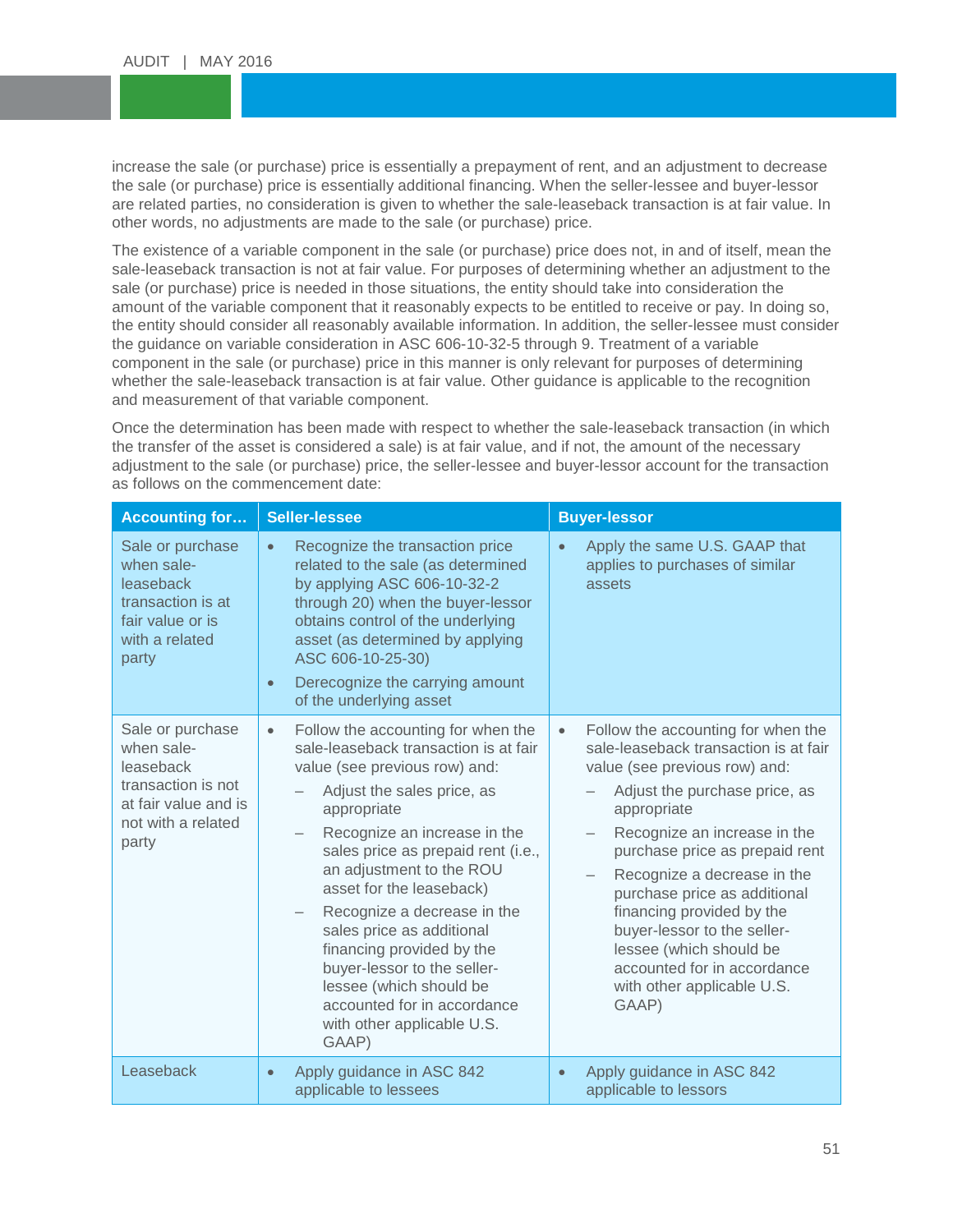increase the sale (or purchase) price is essentially a prepayment of rent, and an adjustment to decrease the sale (or purchase) price is essentially additional financing. When the seller-lessee and buyer-lessor are related parties, no consideration is given to whether the sale-leaseback transaction is at fair value. In other words, no adjustments are made to the sale (or purchase) price.

The existence of a variable component in the sale (or purchase) price does not, in and of itself, mean the sale-leaseback transaction is not at fair value. For purposes of determining whether an adjustment to the sale (or purchase) price is needed in those situations, the entity should take into consideration the amount of the variable component that it reasonably expects to be entitled to receive or pay. In doing so, the entity should consider all reasonably available information. In addition, the seller-lessee must consider the guidance on variable consideration in ASC 606-10-32-5 through 9. Treatment of a variable component in the sale (or purchase) price in this manner is only relevant for purposes of determining whether the sale-leaseback transaction is at fair value. Other guidance is applicable to the recognition and measurement of that variable component.

Once the determination has been made with respect to whether the sale-leaseback transaction (in which the transfer of the asset is considered a sale) is at fair value, and if not, the amount of the necessary adjustment to the sale (or purchase) price, the seller-lessee and buyer-lessor account for the transaction as follows on the commencement date:

| Accounting for… | Seller-lessee | Buyer-lessor |
|---|---|---|
| Sale or purchase when sale-leaseback transaction is at fair value or is with a related party | • Recognize the transaction price related to the sale (as determined by applying ASC 606-10-32-2 through 20) when the buyer-lessor obtains control of the underlying asset (as determined by applying ASC 606-10-25-30)<br>• Derecognize the carrying amount of the underlying asset | • Apply the same U.S. GAAP that applies to purchases of similar assets |
| Sale or purchase when sale-leaseback transaction is not at fair value and is not with a related party | • Follow the accounting for when the sale-leaseback transaction is at fair value (see previous row) and:<br>– Adjust the sales price, as appropriate<br>– Recognize an increase in the sales price as prepaid rent (i.e., an adjustment to the ROU asset for the leaseback)<br>– Recognize a decrease in the sales price as additional financing provided by the buyer-lessor to the seller-lessee (which should be accounted for in accordance with other applicable U.S. GAAP) | • Follow the accounting for when the sale-leaseback transaction is at fair value (see previous row) and:<br>– Adjust the purchase price, as appropriate<br>– Recognize an increase in the purchase price as prepaid rent<br>– Recognize a decrease in the purchase price as additional financing provided by the buyer-lessor to the seller-lessee (which should be accounted for in accordance with other applicable U.S. GAAP) |
| Leaseback | • Apply guidance in ASC 842 applicable to lessees | • Apply guidance in ASC 842 applicable to lessors |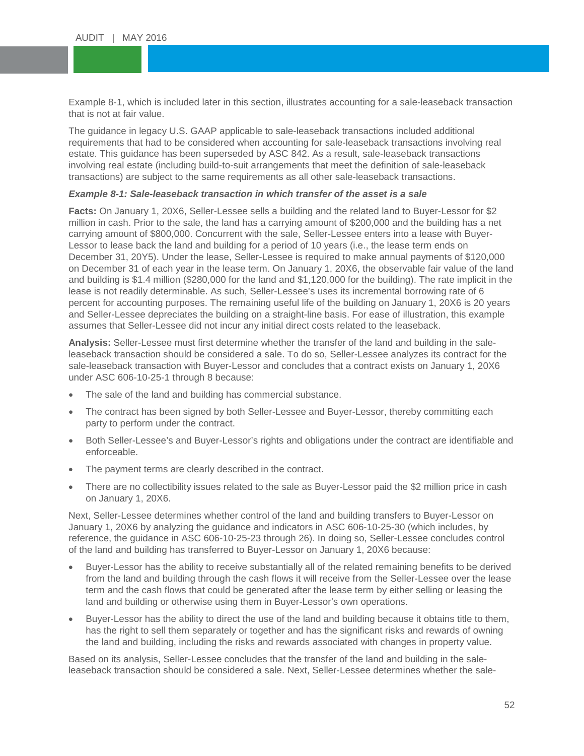Example 8-1, which is included later in this section, illustrates accounting for a sale-leaseback transaction that is not at fair value.

The guidance in legacy U.S. GAAP applicable to sale-leaseback transactions included additional requirements that had to be considered when accounting for sale-leaseback transactions involving real estate. This guidance has been superseded by ASC 842. As a result, sale-leaseback transactions involving real estate (including build-to-suit arrangements that meet the definition of sale-leaseback transactions) are subject to the same requirements as all other sale-leaseback transactions.

***Example 8-1: Sale-leaseback transaction in which transfer of the asset is a sale***

**Facts:** On January 1, 20X6, Seller-Lessee sells a building and the related land to Buyer-Lessor for $2 million in cash. Prior to the sale, the land has a carrying amount of $200,000 and the building has a net carrying amount of $800,000. Concurrent with the sale, Seller-Lessee enters into a lease with Buyer-Lessor to lease back the land and building for a period of 10 years (i.e., the lease term ends on December 31, 20Y5). Under the lease, Seller-Lessee is required to make annual payments of $120,000 on December 31 of each year in the lease term. On January 1, 20X6, the observable fair value of the land and building is $1.4 million ($280,000 for the land and $1,120,000 for the building). The rate implicit in the lease is not readily determinable. As such, Seller-Lessee's uses its incremental borrowing rate of 6 percent for accounting purposes. The remaining useful life of the building on January 1, 20X6 is 20 years and Seller-Lessee depreciates the building on a straight-line basis. For ease of illustration, this example assumes that Seller-Lessee did not incur any initial direct costs related to the leaseback.

**Analysis:** Seller-Lessee must first determine whether the transfer of the land and building in the sale-leaseback transaction should be considered a sale. To do so, Seller-Lessee analyzes its contract for the sale-leaseback transaction with Buyer-Lessor and concludes that a contract exists on January 1, 20X6 under ASC 606-10-25-1 through 8 because:

- The sale of the land and building has commercial substance.
- The contract has been signed by both Seller-Lessee and Buyer-Lessor, thereby committing each party to perform under the contract.
- Both Seller-Lessee's and Buyer-Lessor's rights and obligations under the contract are identifiable and enforceable.
- The payment terms are clearly described in the contract.
- There are no collectibility issues related to the sale as Buyer-Lessor paid the $2 million price in cash on January 1, 20X6.

Next, Seller-Lessee determines whether control of the land and building transfers to Buyer-Lessor on January 1, 20X6 by analyzing the guidance and indicators in ASC 606-10-25-30 (which includes, by reference, the guidance in ASC 606-10-25-23 through 26). In doing so, Seller-Lessee concludes control of the land and building has transferred to Buyer-Lessor on January 1, 20X6 because:

- Buyer-Lessor has the ability to receive substantially all of the related remaining benefits to be derived from the land and building through the cash flows it will receive from the Seller-Lessee over the lease term and the cash flows that could be generated after the lease term by either selling or leasing the land and building or otherwise using them in Buyer-Lessor's own operations.
- Buyer-Lessor has the ability to direct the use of the land and building because it obtains title to them, has the right to sell them separately or together and has the significant risks and rewards of owning the land and building, including the risks and rewards associated with changes in property value.

Based on its analysis, Seller-Lessee concludes that the transfer of the land and building in the sale-leaseback transaction should be considered a sale. Next, Seller-Lessee determines whether the sale-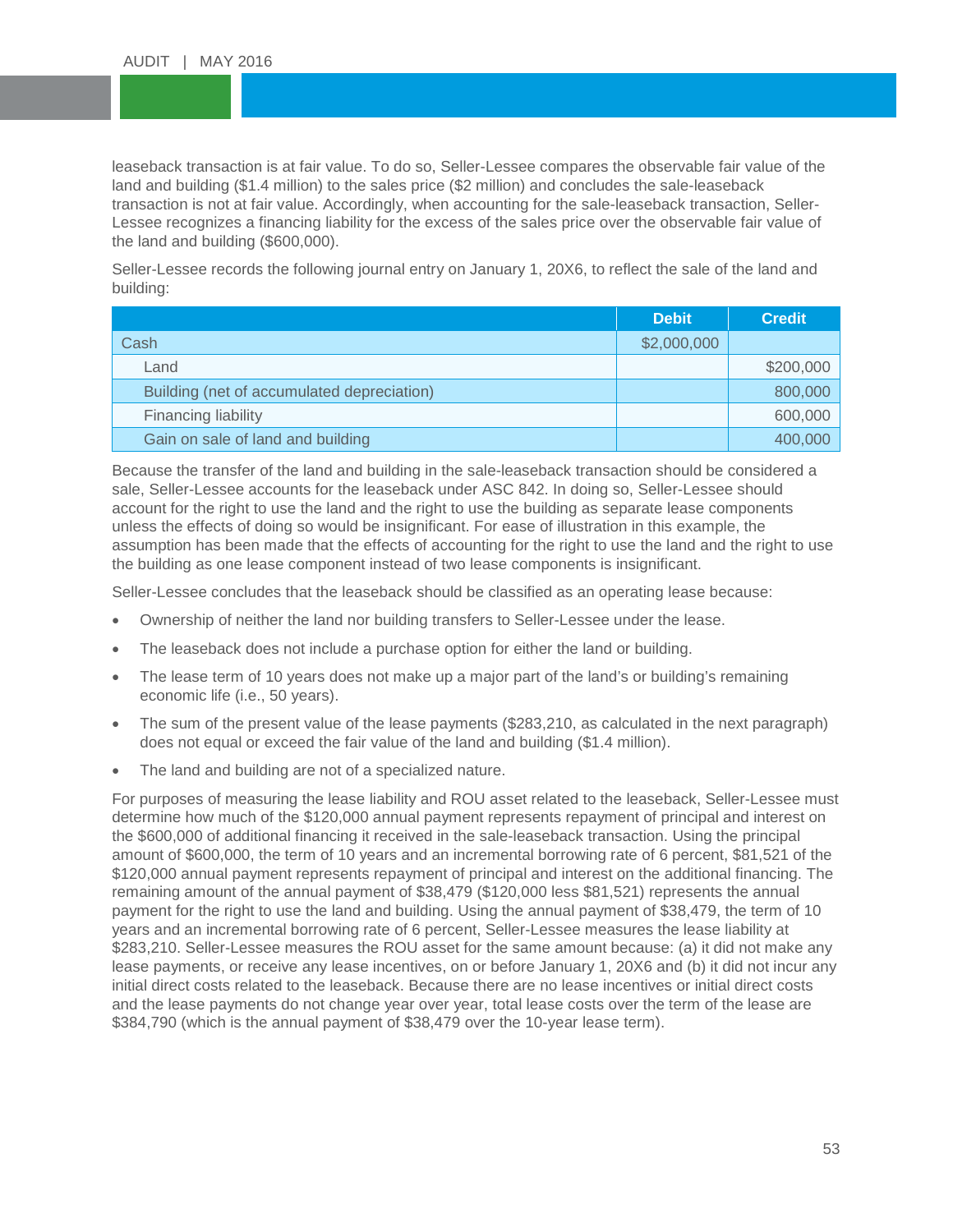leaseback transaction is at fair value. To do so, Seller-Lessee compares the observable fair value of the land and building ($1.4 million) to the sales price ($2 million) and concludes the sale-leaseback transaction is not at fair value. Accordingly, when accounting for the sale-leaseback transaction, Seller-Lessee recognizes a financing liability for the excess of the sales price over the observable fair value of the land and building ($600,000).

Seller-Lessee records the following journal entry on January 1, 20X6, to reflect the sale of the land and building:

| | Debit | Credit |
|---|---|---|
| Cash | $2,000,000 | |
| Land | | $200,000 |
| Building (net of accumulated depreciation) | | 800,000 |
| Financing liability | | 600,000 |
| Gain on sale of land and building | | 400,000 |

Because the transfer of the land and building in the sale-leaseback transaction should be considered a sale, Seller-Lessee accounts for the leaseback under ASC 842. In doing so, Seller-Lessee should account for the right to use the land and the right to use the building as separate lease components unless the effects of doing so would be insignificant. For ease of illustration in this example, the assumption has been made that the effects of accounting for the right to use the land and the right to use the building as one lease component instead of two lease components is insignificant.

Seller-Lessee concludes that the leaseback should be classified as an operating lease because:

- Ownership of neither the land nor building transfers to Seller-Lessee under the lease.
- The leaseback does not include a purchase option for either the land or building.
- The lease term of 10 years does not make up a major part of the land's or building's remaining economic life (i.e., 50 years).
- The sum of the present value of the lease payments ($283,210, as calculated in the next paragraph) does not equal or exceed the fair value of the land and building ($1.4 million).
- The land and building are not of a specialized nature.

For purposes of measuring the lease liability and ROU asset related to the leaseback, Seller-Lessee must determine how much of the $120,000 annual payment represents repayment of principal and interest on the $600,000 of additional financing it received in the sale-leaseback transaction. Using the principal amount of $600,000, the term of 10 years and an incremental borrowing rate of 6 percent, $81,521 of the $120,000 annual payment represents repayment of principal and interest on the additional financing. The remaining amount of the annual payment of $38,479 ($120,000 less $81,521) represents the annual payment for the right to use the land and building. Using the annual payment of $38,479, the term of 10 years and an incremental borrowing rate of 6 percent, Seller-Lessee measures the lease liability at $283,210. Seller-Lessee measures the ROU asset for the same amount because: (a) it did not make any lease payments, or receive any lease incentives, on or before January 1, 20X6 and (b) it did not incur any initial direct costs related to the leaseback. Because there are no lease incentives or initial direct costs and the lease payments do not change year over year, total lease costs over the term of the lease are $384,790 (which is the annual payment of $38,479 over the 10-year lease term).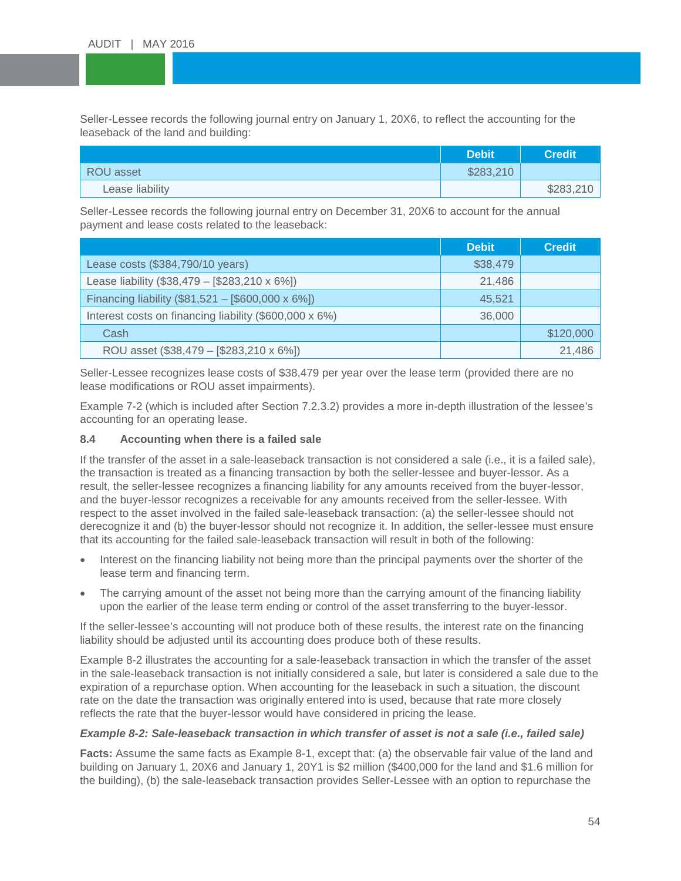Seller-Lessee records the following journal entry on January 1, 20X6, to reflect the accounting for the leaseback of the land and building:

| | Debit | Credit |
|---|---|---|
| ROU asset | $283,210 | |
| Lease liability | | $283,210 |

Seller-Lessee records the following journal entry on December 31, 20X6 to account for the annual payment and lease costs related to the leaseback:

| | Debit | Credit |
|---|---|---|
| Lease costs ($384,790/10 years) | $38,479 | |
| Lease liability ($38,479 – [$283,210 x 6%]) | 21,486 | |
| Financing liability ($81,521 – [$600,000 x 6%]) | 45,521 | |
| Interest costs on financing liability ($600,000 x 6%) | 36,000 | |
| Cash | | $120,000 |
| ROU asset ($38,479 – [$283,210 x 6%]) | | 21,486 |

Seller-Lessee recognizes lease costs of $38,479 per year over the lease term (provided there are no lease modifications or ROU asset impairments).

Example 7-2 (which is included after Section 7.2.3.2) provides a more in-depth illustration of the lessee's accounting for an operating lease.

### 8.4 Accounting when there is a failed sale

If the transfer of the asset in a sale-leaseback transaction is not considered a sale (i.e., it is a failed sale), the transaction is treated as a financing transaction by both the seller-lessee and buyer-lessor. As a result, the seller-lessee recognizes a financing liability for any amounts received from the buyer-lessor, and the buyer-lessor recognizes a receivable for any amounts received from the seller-lessee. With respect to the asset involved in the failed sale-leaseback transaction: (a) the seller-lessee should not derecognize it and (b) the buyer-lessor should not recognize it. In addition, the seller-lessee must ensure that its accounting for the failed sale-leaseback transaction will result in both of the following:

- Interest on the financing liability not being more than the principal payments over the shorter of the lease term and financing term.
- The carrying amount of the asset not being more than the carrying amount of the financing liability upon the earlier of the lease term ending or control of the asset transferring to the buyer-lessor.

If the seller-lessee's accounting will not produce both of these results, the interest rate on the financing liability should be adjusted until its accounting does produce both of these results.

Example 8-2 illustrates the accounting for a sale-leaseback transaction in which the transfer of the asset in the sale-leaseback transaction is not initially considered a sale, but later is considered a sale due to the expiration of a repurchase option. When accounting for the leaseback in such a situation, the discount rate on the date the transaction was originally entered into is used, because that rate more closely reflects the rate that the buyer-lessor would have considered in pricing the lease.

***Example 8-2: Sale-leaseback transaction in which transfer of asset is not a sale (i.e., failed sale)***

**Facts:** Assume the same facts as Example 8-1, except that: (a) the observable fair value of the land and building on January 1, 20X6 and January 1, 20Y1 is $2 million ($400,000 for the land and $1.6 million for the building), (b) the sale-leaseback transaction provides Seller-Lessee with an option to repurchase the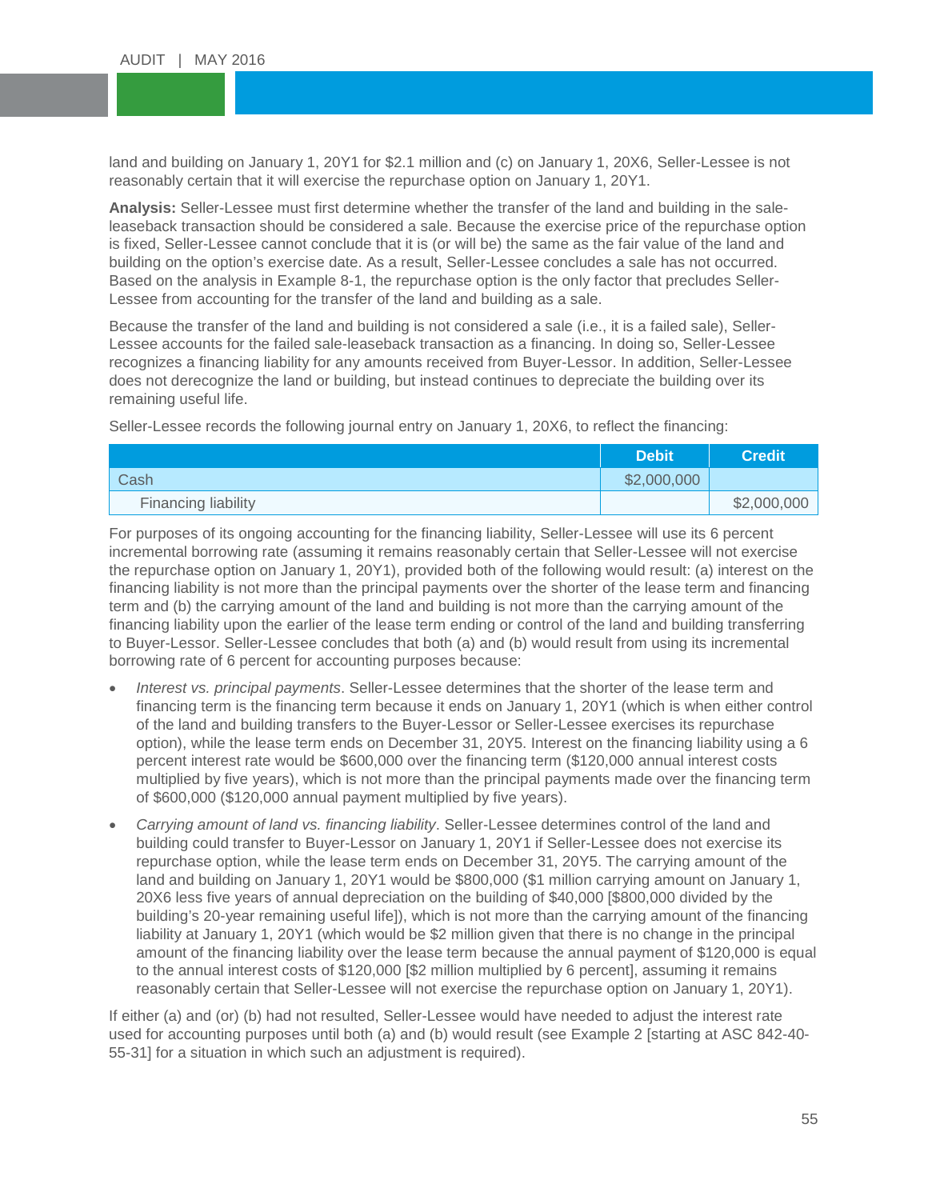land and building on January 1, 20Y1 for $2.1 million and (c) on January 1, 20X6, Seller-Lessee is not reasonably certain that it will exercise the repurchase option on January 1, 20Y1.

**Analysis:** Seller-Lessee must first determine whether the transfer of the land and building in the sale-leaseback transaction should be considered a sale. Because the exercise price of the repurchase option is fixed, Seller-Lessee cannot conclude that it is (or will be) the same as the fair value of the land and building on the option's exercise date. As a result, Seller-Lessee concludes a sale has not occurred. Based on the analysis in Example 8-1, the repurchase option is the only factor that precludes Seller-Lessee from accounting for the transfer of the land and building as a sale.

Because the transfer of the land and building is not considered a sale (i.e., it is a failed sale), Seller-Lessee accounts for the failed sale-leaseback transaction as a financing. In doing so, Seller-Lessee recognizes a financing liability for any amounts received from Buyer-Lessor. In addition, Seller-Lessee does not derecognize the land or building, but instead continues to depreciate the building over its remaining useful life.

Seller-Lessee records the following journal entry on January 1, 20X6, to reflect the financing:

| | Debit | Credit |
|---|---|---|
| Cash | $2,000,000 | |
| Financing liability | | $2,000,000 |

For purposes of its ongoing accounting for the financing liability, Seller-Lessee will use its 6 percent incremental borrowing rate (assuming it remains reasonably certain that Seller-Lessee will not exercise the repurchase option on January 1, 20Y1), provided both of the following would result: (a) interest on the financing liability is not more than the principal payments over the shorter of the lease term and financing term and (b) the carrying amount of the land and building is not more than the carrying amount of the financing liability upon the earlier of the lease term ending or control of the land and building transferring to Buyer-Lessor. Seller-Lessee concludes that both (a) and (b) would result from using its incremental borrowing rate of 6 percent for accounting purposes because:

- *Interest vs. principal payments*. Seller-Lessee determines that the shorter of the lease term and financing term is the financing term because it ends on January 1, 20Y1 (which is when either control of the land and building transfers to the Buyer-Lessor or Seller-Lessee exercises its repurchase option), while the lease term ends on December 31, 20Y5. Interest on the financing liability using a 6 percent interest rate would be $600,000 over the financing term ($120,000 annual interest costs multiplied by five years), which is not more than the principal payments made over the financing term of $600,000 ($120,000 annual payment multiplied by five years).
- *Carrying amount of land vs. financing liability*. Seller-Lessee determines control of the land and building could transfer to Buyer-Lessor on January 1, 20Y1 if Seller-Lessee does not exercise its repurchase option, while the lease term ends on December 31, 20Y5. The carrying amount of the land and building on January 1, 20Y1 would be $800,000 ($1 million carrying amount on January 1, 20X6 less five years of annual depreciation on the building of $40,000 [$800,000 divided by the building's 20-year remaining useful life]), which is not more than the carrying amount of the financing liability at January 1, 20Y1 (which would be $2 million given that there is no change in the principal amount of the financing liability over the lease term because the annual payment of $120,000 is equal to the annual interest costs of $120,000 [$2 million multiplied by 6 percent], assuming it remains reasonably certain that Seller-Lessee will not exercise the repurchase option on January 1, 20Y1).

If either (a) and (or) (b) had not resulted, Seller-Lessee would have needed to adjust the interest rate used for accounting purposes until both (a) and (b) would result (see Example 2 [starting at ASC 842-40-55-31] for a situation in which such an adjustment is required).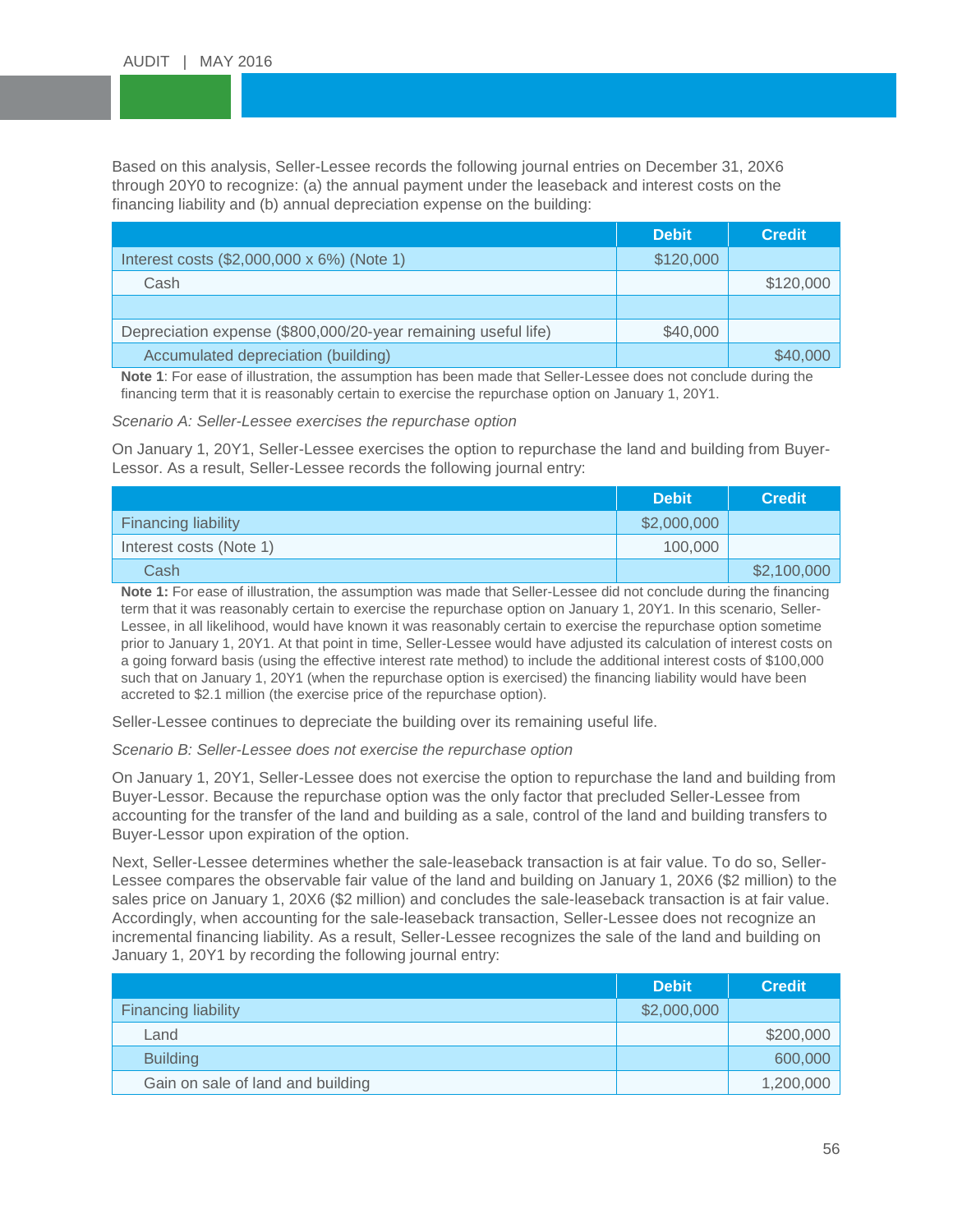Based on this analysis, Seller-Lessee records the following journal entries on December 31, 20X6 through 20Y0 to recognize: (a) the annual payment under the leaseback and interest costs on the financing liability and (b) annual depreciation expense on the building:

| | Debit | Credit |
|---|---|---|
| Interest costs ($2,000,000 x 6%) (Note 1) | $120,000 | |
| Cash | | $120,000 |
| | | |
| Depreciation expense ($800,000/20-year remaining useful life) | $40,000 | |
| Accumulated depreciation (building) | | $40,000 |

**Note 1**: For ease of illustration, the assumption has been made that Seller-Lessee does not conclude during the financing term that it is reasonably certain to exercise the repurchase option on January 1, 20Y1.

*Scenario A: Seller-Lessee exercises the repurchase option*

On January 1, 20Y1, Seller-Lessee exercises the option to repurchase the land and building from Buyer-Lessor. As a result, Seller-Lessee records the following journal entry:

| | Debit | Credit |
|---|---|---|
| Financing liability | $2,000,000 | |
| Interest costs (Note 1) | 100,000 | |
| Cash | | $2,100,000 |

**Note 1:** For ease of illustration, the assumption was made that Seller-Lessee did not conclude during the financing term that it was reasonably certain to exercise the repurchase option on January 1, 20Y1. In this scenario, Seller-Lessee, in all likelihood, would have known it was reasonably certain to exercise the repurchase option sometime prior to January 1, 20Y1. At that point in time, Seller-Lessee would have adjusted its calculation of interest costs on a going forward basis (using the effective interest rate method) to include the additional interest costs of $100,000 such that on January 1, 20Y1 (when the repurchase option is exercised) the financing liability would have been accreted to $2.1 million (the exercise price of the repurchase option).

Seller-Lessee continues to depreciate the building over its remaining useful life.

*Scenario B: Seller-Lessee does not exercise the repurchase option*

On January 1, 20Y1, Seller-Lessee does not exercise the option to repurchase the land and building from Buyer-Lessor. Because the repurchase option was the only factor that precluded Seller-Lessee from accounting for the transfer of the land and building as a sale, control of the land and building transfers to Buyer-Lessor upon expiration of the option.

Next, Seller-Lessee determines whether the sale-leaseback transaction is at fair value. To do so, Seller-Lessee compares the observable fair value of the land and building on January 1, 20X6 ($2 million) to the sales price on January 1, 20X6 ($2 million) and concludes the sale-leaseback transaction is at fair value. Accordingly, when accounting for the sale-leaseback transaction, Seller-Lessee does not recognize an incremental financing liability. As a result, Seller-Lessee recognizes the sale of the land and building on January 1, 20Y1 by recording the following journal entry:

| | Debit | Credit |
|---|---|---|
| Financing liability | $2,000,000 | |
| Land | | $200,000 |
| Building | | 600,000 |
| Gain on sale of land and building | | 1,200,000 |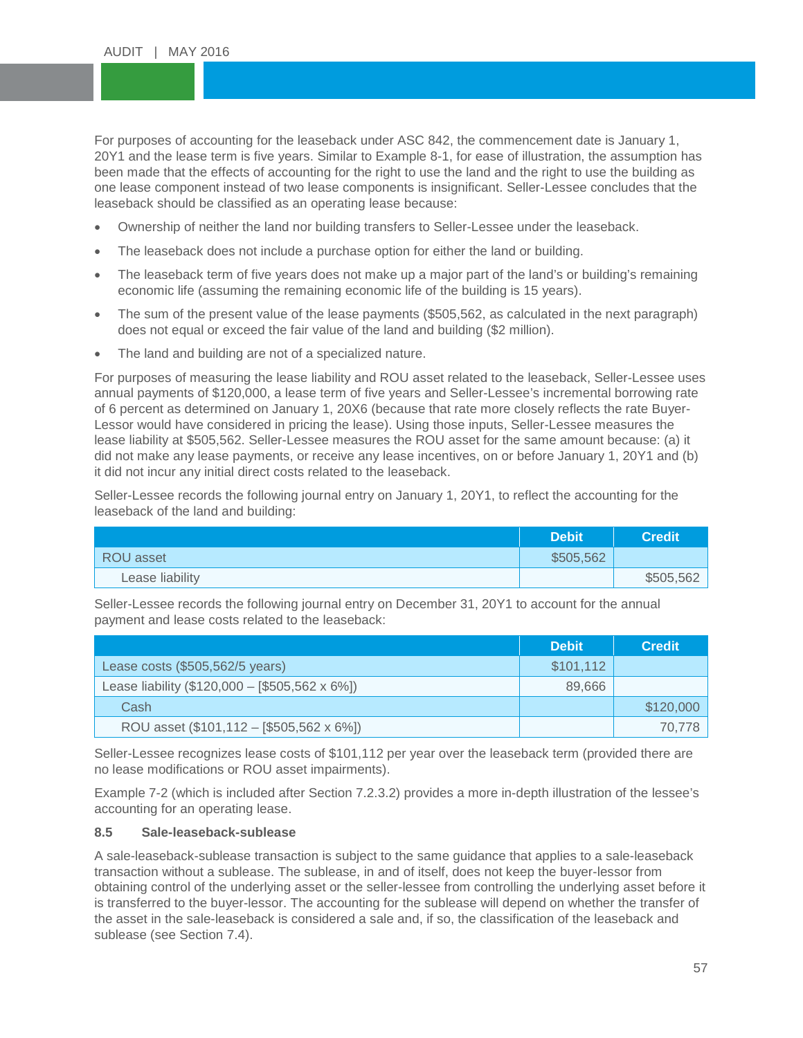For purposes of accounting for the leaseback under ASC 842, the commencement date is January 1, 20Y1 and the lease term is five years. Similar to Example 8-1, for ease of illustration, the assumption has been made that the effects of accounting for the right to use the land and the right to use the building as one lease component instead of two lease components is insignificant. Seller-Lessee concludes that the leaseback should be classified as an operating lease because:

- Ownership of neither the land nor building transfers to Seller-Lessee under the leaseback.
- The leaseback does not include a purchase option for either the land or building.
- The leaseback term of five years does not make up a major part of the land's or building's remaining economic life (assuming the remaining economic life of the building is 15 years).
- The sum of the present value of the lease payments ($505,562, as calculated in the next paragraph) does not equal or exceed the fair value of the land and building ($2 million).
- The land and building are not of a specialized nature.

For purposes of measuring the lease liability and ROU asset related to the leaseback, Seller-Lessee uses annual payments of $120,000, a lease term of five years and Seller-Lessee's incremental borrowing rate of 6 percent as determined on January 1, 20X6 (because that rate more closely reflects the rate Buyer-Lessor would have considered in pricing the lease). Using those inputs, Seller-Lessee measures the lease liability at $505,562. Seller-Lessee measures the ROU asset for the same amount because: (a) it did not make any lease payments, or receive any lease incentives, on or before January 1, 20Y1 and (b) it did not incur any initial direct costs related to the leaseback.

Seller-Lessee records the following journal entry on January 1, 20Y1, to reflect the accounting for the leaseback of the land and building:

| | Debit | Credit |
|---|---|---|
| ROU asset | $505,562 | |
| Lease liability | | $505,562 |

Seller-Lessee records the following journal entry on December 31, 20Y1 to account for the annual payment and lease costs related to the leaseback:

| | Debit | Credit |
|---|---|---|
| Lease costs ($505,562/5 years) | $101,112 | |
| Lease liability ($120,000 – [$505,562 x 6%]) | 89,666 | |
| Cash | | $120,000 |
| ROU asset ($101,112 – [$505,562 x 6%]) | | 70,778 |

Seller-Lessee recognizes lease costs of $101,112 per year over the leaseback term (provided there are no lease modifications or ROU asset impairments).

Example 7-2 (which is included after Section 7.2.3.2) provides a more in-depth illustration of the lessee's accounting for an operating lease.

### 8.5 Sale-leaseback-sublease

A sale-leaseback-sublease transaction is subject to the same guidance that applies to a sale-leaseback transaction without a sublease. The sublease, in and of itself, does not keep the buyer-lessor from obtaining control of the underlying asset or the seller-lessee from controlling the underlying asset before it is transferred to the buyer-lessor. The accounting for the sublease will depend on whether the transfer of the asset in the sale-leaseback is considered a sale and, if so, the classification of the leaseback and sublease (see Section 7.4).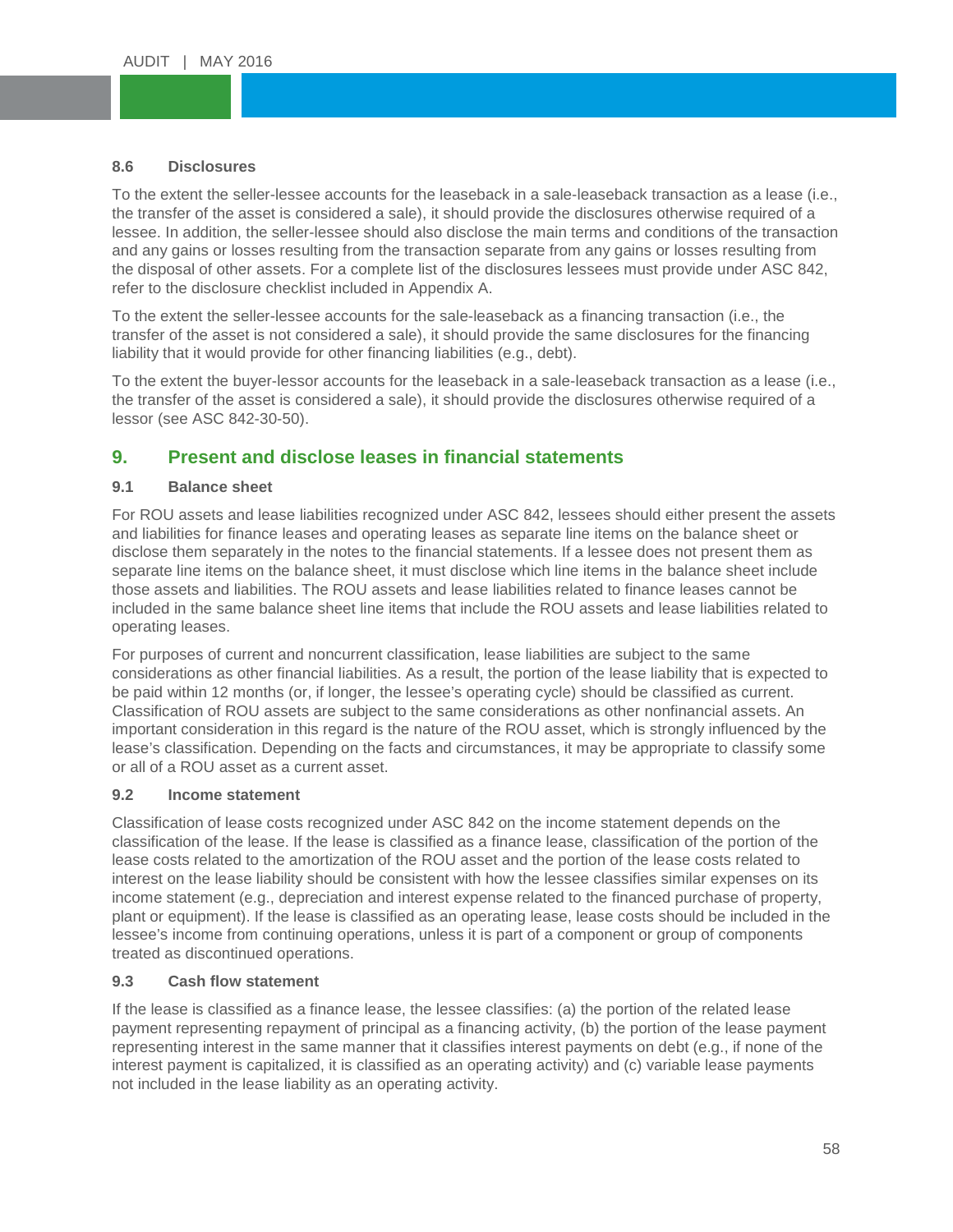### 8.6 Disclosures

To the extent the seller-lessee accounts for the leaseback in a sale-leaseback transaction as a lease (i.e., the transfer of the asset is considered a sale), it should provide the disclosures otherwise required of a lessee. In addition, the seller-lessee should also disclose the main terms and conditions of the transaction and any gains or losses resulting from the transaction separate from any gains or losses resulting from the disposal of other assets. For a complete list of the disclosures lessees must provide under ASC 842, refer to the disclosure checklist included in Appendix A.

To the extent the seller-lessee accounts for the sale-leaseback as a financing transaction (i.e., the transfer of the asset is not considered a sale), it should provide the same disclosures for the financing liability that it would provide for other financing liabilities (e.g., debt).

To the extent the buyer-lessor accounts for the leaseback in a sale-leaseback transaction as a lease (i.e., the transfer of the asset is considered a sale), it should provide the disclosures otherwise required of a lessor (see ASC 842-30-50).

## 9. Present and disclose leases in financial statements

### 9.1 Balance sheet

For ROU assets and lease liabilities recognized under ASC 842, lessees should either present the assets and liabilities for finance leases and operating leases as separate line items on the balance sheet or disclose them separately in the notes to the financial statements. If a lessee does not present them as separate line items on the balance sheet, it must disclose which line items in the balance sheet include those assets and liabilities. The ROU assets and lease liabilities related to finance leases cannot be included in the same balance sheet line items that include the ROU assets and lease liabilities related to operating leases.

For purposes of current and noncurrent classification, lease liabilities are subject to the same considerations as other financial liabilities. As a result, the portion of the lease liability that is expected to be paid within 12 months (or, if longer, the lessee's operating cycle) should be classified as current. Classification of ROU assets are subject to the same considerations as other nonfinancial assets. An important consideration in this regard is the nature of the ROU asset, which is strongly influenced by the lease's classification. Depending on the facts and circumstances, it may be appropriate to classify some or all of a ROU asset as a current asset.

### 9.2 Income statement

Classification of lease costs recognized under ASC 842 on the income statement depends on the classification of the lease. If the lease is classified as a finance lease, classification of the portion of the lease costs related to the amortization of the ROU asset and the portion of the lease costs related to interest on the lease liability should be consistent with how the lessee classifies similar expenses on its income statement (e.g., depreciation and interest expense related to the financed purchase of property, plant or equipment). If the lease is classified as an operating lease, lease costs should be included in the lessee's income from continuing operations, unless it is part of a component or group of components treated as discontinued operations.

### 9.3 Cash flow statement

If the lease is classified as a finance lease, the lessee classifies: (a) the portion of the related lease payment representing repayment of principal as a financing activity, (b) the portion of the lease payment representing interest in the same manner that it classifies interest payments on debt (e.g., if none of the interest payment is capitalized, it is classified as an operating activity) and (c) variable lease payments not included in the lease liability as an operating activity.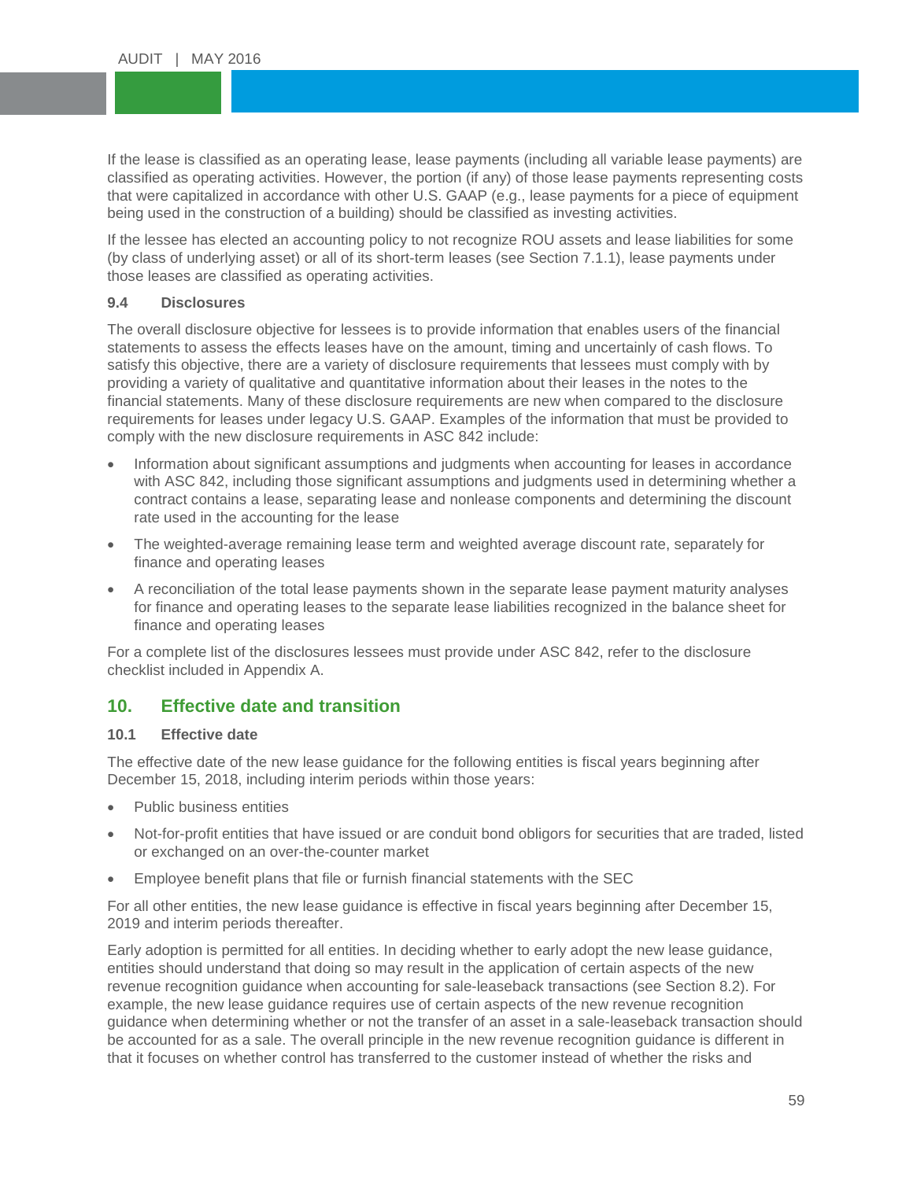If the lease is classified as an operating lease, lease payments (including all variable lease payments) are classified as operating activities. However, the portion (if any) of those lease payments representing costs that were capitalized in accordance with other U.S. GAAP (e.g., lease payments for a piece of equipment being used in the construction of a building) should be classified as investing activities.

If the lessee has elected an accounting policy to not recognize ROU assets and lease liabilities for some (by class of underlying asset) or all of its short-term leases (see Section 7.1.1), lease payments under those leases are classified as operating activities.

### 9.4 Disclosures

The overall disclosure objective for lessees is to provide information that enables users of the financial statements to assess the effects leases have on the amount, timing and uncertainly of cash flows. To satisfy this objective, there are a variety of disclosure requirements that lessees must comply with by providing a variety of qualitative and quantitative information about their leases in the notes to the financial statements. Many of these disclosure requirements are new when compared to the disclosure requirements for leases under legacy U.S. GAAP. Examples of the information that must be provided to comply with the new disclosure requirements in ASC 842 include:

- Information about significant assumptions and judgments when accounting for leases in accordance with ASC 842, including those significant assumptions and judgments used in determining whether a contract contains a lease, separating lease and nonlease components and determining the discount rate used in the accounting for the lease
- The weighted-average remaining lease term and weighted average discount rate, separately for finance and operating leases
- A reconciliation of the total lease payments shown in the separate lease payment maturity analyses for finance and operating leases to the separate lease liabilities recognized in the balance sheet for finance and operating leases

For a complete list of the disclosures lessees must provide under ASC 842, refer to the disclosure checklist included in Appendix A.

## 10. Effective date and transition

### 10.1 Effective date

The effective date of the new lease guidance for the following entities is fiscal years beginning after December 15, 2018, including interim periods within those years:

- Public business entities
- Not-for-profit entities that have issued or are conduit bond obligors for securities that are traded, listed or exchanged on an over-the-counter market
- Employee benefit plans that file or furnish financial statements with the SEC

For all other entities, the new lease guidance is effective in fiscal years beginning after December 15, 2019 and interim periods thereafter.

Early adoption is permitted for all entities. In deciding whether to early adopt the new lease guidance, entities should understand that doing so may result in the application of certain aspects of the new revenue recognition guidance when accounting for sale-leaseback transactions (see Section 8.2). For example, the new lease guidance requires use of certain aspects of the new revenue recognition guidance when determining whether or not the transfer of an asset in a sale-leaseback transaction should be accounted for as a sale. The overall principle in the new revenue recognition guidance is different in that it focuses on whether control has transferred to the customer instead of whether the risks and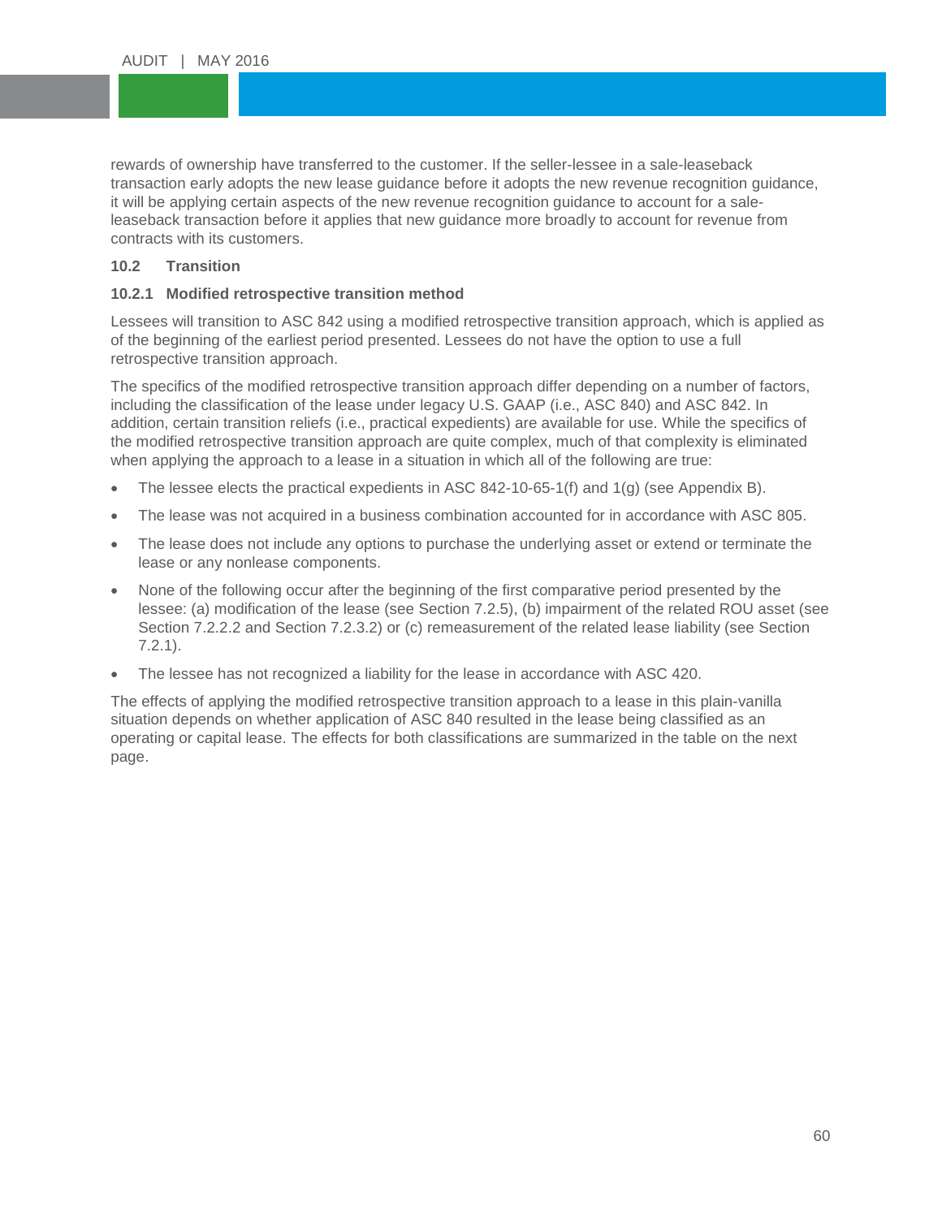rewards of ownership have transferred to the customer. If the seller-lessee in a sale-leaseback transaction early adopts the new lease guidance before it adopts the new revenue recognition guidance, it will be applying certain aspects of the new revenue recognition guidance to account for a sale-leaseback transaction before it applies that new guidance more broadly to account for revenue from contracts with its customers.

### 10.2 Transition

#### 10.2.1 Modified retrospective transition method

Lessees will transition to ASC 842 using a modified retrospective transition approach, which is applied as of the beginning of the earliest period presented. Lessees do not have the option to use a full retrospective transition approach.

The specifics of the modified retrospective transition approach differ depending on a number of factors, including the classification of the lease under legacy U.S. GAAP (i.e., ASC 840) and ASC 842. In addition, certain transition reliefs (i.e., practical expedients) are available for use. While the specifics of the modified retrospective transition approach are quite complex, much of that complexity is eliminated when applying the approach to a lease in a situation in which all of the following are true:

- The lessee elects the practical expedients in ASC 842-10-65-1(f) and 1(g) (see Appendix B).
- The lease was not acquired in a business combination accounted for in accordance with ASC 805.
- The lease does not include any options to purchase the underlying asset or extend or terminate the lease or any nonlease components.
- None of the following occur after the beginning of the first comparative period presented by the lessee: (a) modification of the lease (see Section 7.2.5), (b) impairment of the related ROU asset (see Section 7.2.2.2 and Section 7.2.3.2) or (c) remeasurement of the related lease liability (see Section 7.2.1).
- The lessee has not recognized a liability for the lease in accordance with ASC 420.

The effects of applying the modified retrospective transition approach to a lease in this plain-vanilla situation depends on whether application of ASC 840 resulted in the lease being classified as an operating or capital lease. The effects for both classifications are summarized in the table on the next page.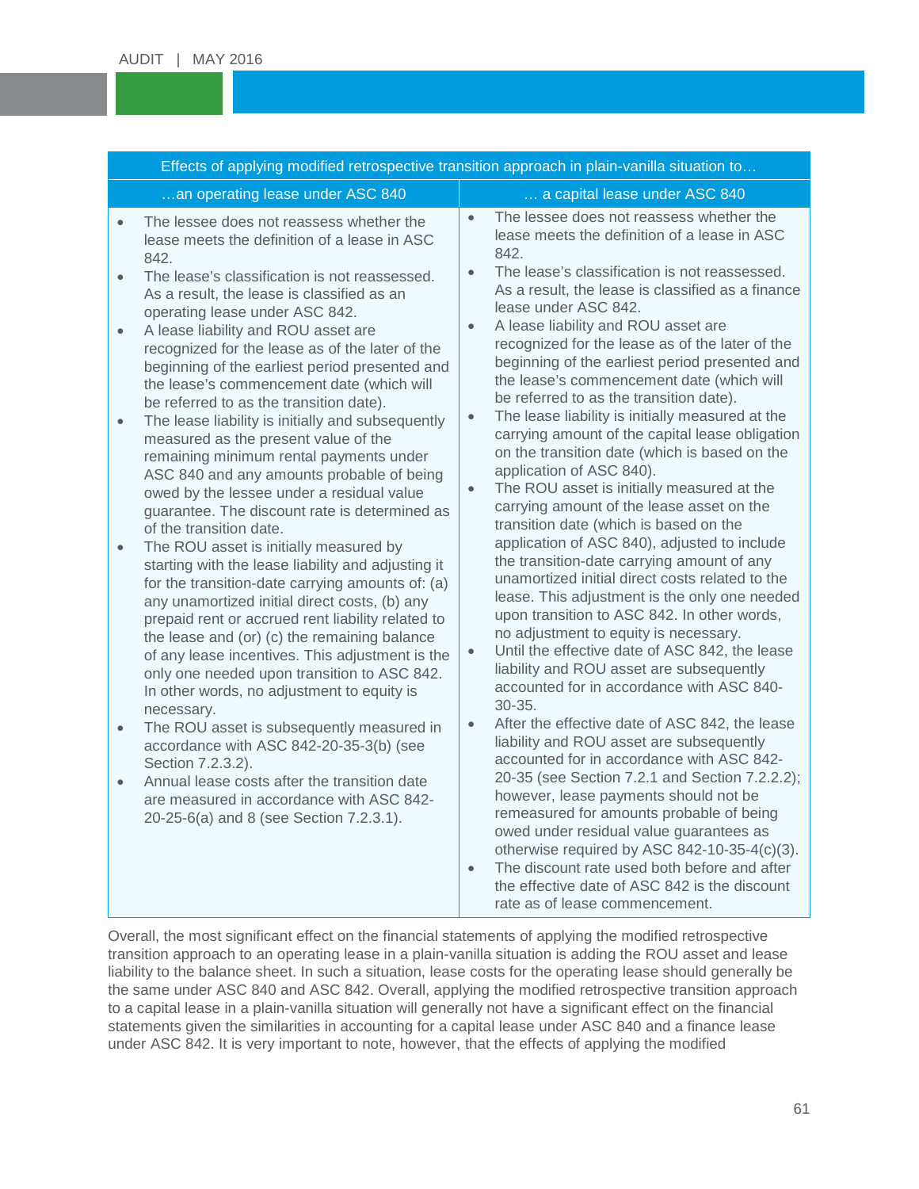| Effects of applying modified retrospective transition approach in plain-vanilla situation to… | |
|---|---|
| …an operating lease under ASC 840 | … a capital lease under ASC 840 |
| • The lessee does not reassess whether the lease meets the definition of a lease in ASC 842.<br>• The lease's classification is not reassessed. As a result, the lease is classified as an operating lease under ASC 842.<br>• A lease liability and ROU asset are recognized for the lease as of the later of the beginning of the earliest period presented and the lease's commencement date (which will be referred to as the transition date).<br>• The lease liability is initially and subsequently measured as the present value of the remaining minimum rental payments under ASC 840 and any amounts probable of being owed by the lessee under a residual value guarantee. The discount rate is determined as of the transition date.<br>• The ROU asset is initially measured by starting with the lease liability and adjusting it for the transition-date carrying amounts of: (a) any unamortized initial direct costs, (b) any prepaid rent or accrued rent liability related to the lease and (or) (c) the remaining balance of any lease incentives. This adjustment is the only one needed upon transition to ASC 842. In other words, no adjustment to equity is necessary.<br>• The ROU asset is subsequently measured in accordance with ASC 842-20-35-3(b) (see Section 7.2.3.2).<br>• Annual lease costs after the transition date are measured in accordance with ASC 842-20-25-6(a) and 8 (see Section 7.2.3.1). | • The lessee does not reassess whether the lease meets the definition of a lease in ASC 842.<br>• The lease's classification is not reassessed. As a result, the lease is classified as a finance lease under ASC 842.<br>• A lease liability and ROU asset are recognized for the lease as of the later of the beginning of the earliest period presented and the lease's commencement date (which will be referred to as the transition date).<br>• The lease liability is initially measured at the carrying amount of the capital lease obligation on the transition date (which is based on the application of ASC 840).<br>• The ROU asset is initially measured at the carrying amount of the lease asset on the transition date (which is based on the application of ASC 840), adjusted to include the transition-date carrying amount of any unamortized initial direct costs related to the lease. This adjustment is the only one needed upon transition to ASC 842. In other words, no adjustment to equity is necessary.<br>• Until the effective date of ASC 842, the lease liability and ROU asset are subsequently accounted for in accordance with ASC 840-30-35.<br>• After the effective date of ASC 842, the lease liability and ROU asset are subsequently accounted for in accordance with ASC 842-20-35 (see Section 7.2.1 and Section 7.2.2.2); however, lease payments should not be remeasured for amounts probable of being owed under residual value guarantees as otherwise required by ASC 842-10-35-4(c)(3).<br>• The discount rate used both before and after the effective date of ASC 842 is the discount rate as of lease commencement. |

Overall, the most significant effect on the financial statements of applying the modified retrospective transition approach to an operating lease in a plain-vanilla situation is adding the ROU asset and lease liability to the balance sheet. In such a situation, lease costs for the operating lease should generally be the same under ASC 840 and ASC 842. Overall, applying the modified retrospective transition approach to a capital lease in a plain-vanilla situation will generally not have a significant effect on the financial statements given the similarities in accounting for a capital lease under ASC 840 and a finance lease under ASC 842. It is very important to note, however, that the effects of applying the modified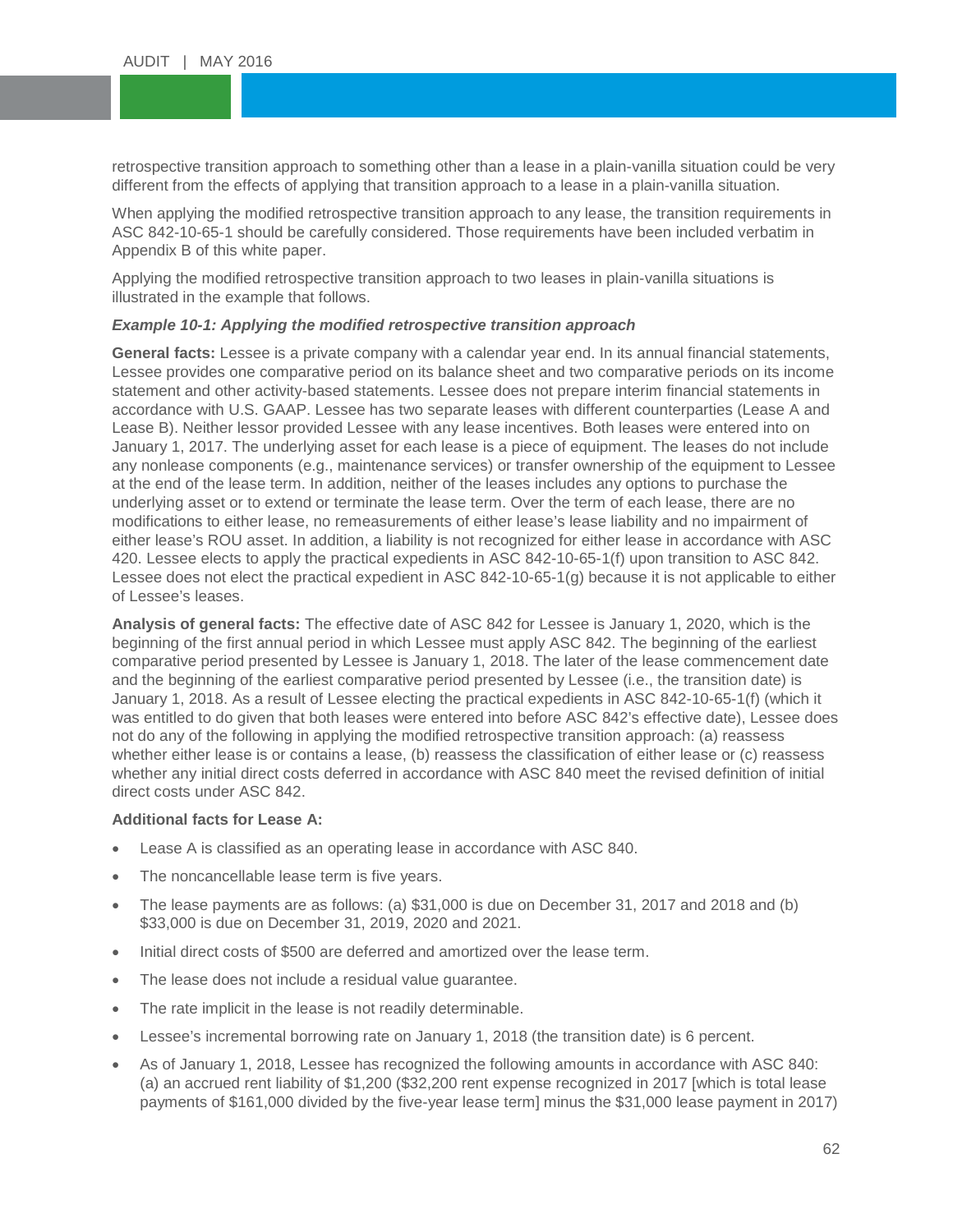retrospective transition approach to something other than a lease in a plain-vanilla situation could be very different from the effects of applying that transition approach to a lease in a plain-vanilla situation.

When applying the modified retrospective transition approach to any lease, the transition requirements in ASC 842-10-65-1 should be carefully considered. Those requirements have been included verbatim in Appendix B of this white paper.

Applying the modified retrospective transition approach to two leases in plain-vanilla situations is illustrated in the example that follows.

***Example 10-1: Applying the modified retrospective transition approach***

**General facts:** Lessee is a private company with a calendar year end. In its annual financial statements, Lessee provides one comparative period on its balance sheet and two comparative periods on its income statement and other activity-based statements. Lessee does not prepare interim financial statements in accordance with U.S. GAAP. Lessee has two separate leases with different counterparties (Lease A and Lease B). Neither lessor provided Lessee with any lease incentives. Both leases were entered into on January 1, 2017. The underlying asset for each lease is a piece of equipment. The leases do not include any nonlease components (e.g., maintenance services) or transfer ownership of the equipment to Lessee at the end of the lease term. In addition, neither of the leases includes any options to purchase the underlying asset or to extend or terminate the lease term. Over the term of each lease, there are no modifications to either lease, no remeasurements of either lease's lease liability and no impairment of either lease's ROU asset. In addition, a liability is not recognized for either lease in accordance with ASC 420. Lessee elects to apply the practical expedients in ASC 842-10-65-1(f) upon transition to ASC 842. Lessee does not elect the practical expedient in ASC 842-10-65-1(g) because it is not applicable to either of Lessee's leases.

**Analysis of general facts:** The effective date of ASC 842 for Lessee is January 1, 2020, which is the beginning of the first annual period in which Lessee must apply ASC 842. The beginning of the earliest comparative period presented by Lessee is January 1, 2018. The later of the lease commencement date and the beginning of the earliest comparative period presented by Lessee (i.e., the transition date) is January 1, 2018. As a result of Lessee electing the practical expedients in ASC 842-10-65-1(f) (which it was entitled to do given that both leases were entered into before ASC 842's effective date), Lessee does not do any of the following in applying the modified retrospective transition approach: (a) reassess whether either lease is or contains a lease, (b) reassess the classification of either lease or (c) reassess whether any initial direct costs deferred in accordance with ASC 840 meet the revised definition of initial direct costs under ASC 842.

**Additional facts for Lease A:**

- Lease A is classified as an operating lease in accordance with ASC 840.
- The noncancellable lease term is five years.
- The lease payments are as follows: (a) $31,000 is due on December 31, 2017 and 2018 and (b) $33,000 is due on December 31, 2019, 2020 and 2021.
- Initial direct costs of $500 are deferred and amortized over the lease term.
- The lease does not include a residual value guarantee.
- The rate implicit in the lease is not readily determinable.
- Lessee's incremental borrowing rate on January 1, 2018 (the transition date) is 6 percent.
- As of January 1, 2018, Lessee has recognized the following amounts in accordance with ASC 840: (a) an accrued rent liability of $1,200 ($32,200 rent expense recognized in 2017 [which is total lease payments of $161,000 divided by the five-year lease term] minus the $31,000 lease payment in 2017)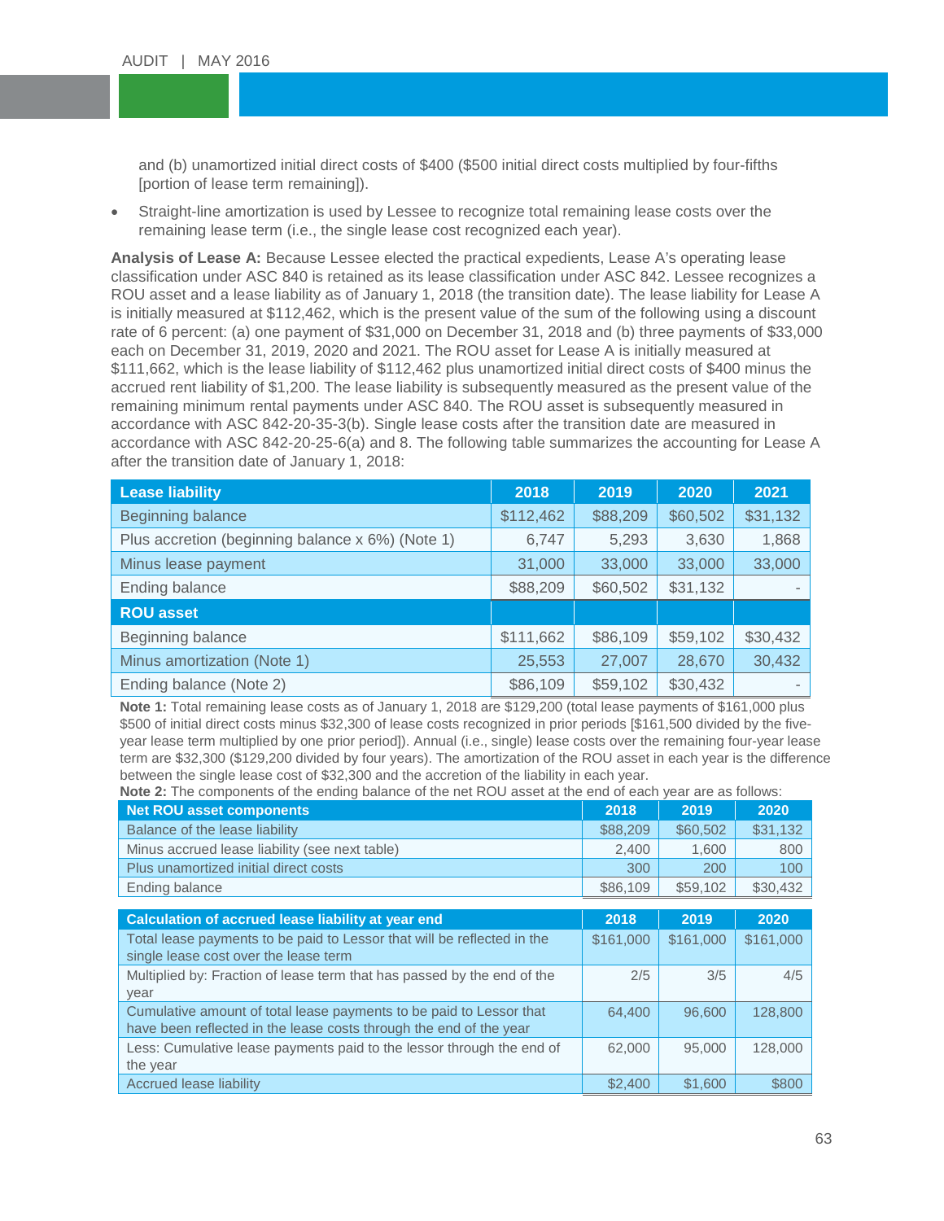and (b) unamortized initial direct costs of $400 ($500 initial direct costs multiplied by four-fifths [portion of lease term remaining]).

- Straight-line amortization is used by Lessee to recognize total remaining lease costs over the remaining lease term (i.e., the single lease cost recognized each year).

**Analysis of Lease A:** Because Lessee elected the practical expedients, Lease A's operating lease classification under ASC 840 is retained as its lease classification under ASC 842. Lessee recognizes a ROU asset and a lease liability as of January 1, 2018 (the transition date). The lease liability for Lease A is initially measured at $112,462, which is the present value of the sum of the following using a discount rate of 6 percent: (a) one payment of $31,000 on December 31, 2018 and (b) three payments of $33,000 each on December 31, 2019, 2020 and 2021. The ROU asset for Lease A is initially measured at $111,662, which is the lease liability of $112,462 plus unamortized initial direct costs of $400 minus the accrued rent liability of $1,200. The lease liability is subsequently measured as the present value of the remaining minimum rental payments under ASC 840. The ROU asset is subsequently measured in accordance with ASC 842-20-35-3(b). Single lease costs after the transition date are measured in accordance with ASC 842-20-25-6(a) and 8. The following table summarizes the accounting for Lease A after the transition date of January 1, 2018:

| **Lease liability** | **2018** | **2019** | **2020** | **2021** |
|---|---|---|---|---|
| Beginning balance | $112,462 | $88,209 | $60,502 | $31,132 |
| Plus accretion (beginning balance x 6%) (Note 1) | 6,747 | 5,293 | 3,630 | 1,868 |
| Minus lease payment | 31,000 | 33,000 | 33,000 | 33,000 |
| Ending balance | $88,209 | $60,502 | $31,132 | - |
| **ROU asset** | | | | |
| Beginning balance | $111,662 | $86,109 | $59,102 | $30,432 |
| Minus amortization (Note 1) | 25,553 | 27,007 | 28,670 | 30,432 |
| Ending balance (Note 2) | $86,109 | $59,102 | $30,432 | - |

**Note 1:** Total remaining lease costs as of January 1, 2018 are $129,200 (total lease payments of $161,000 plus $500 of initial direct costs minus $32,300 of lease costs recognized in prior periods [$161,500 divided by the five-year lease term multiplied by one prior period]). Annual (i.e., single) lease costs over the remaining four-year lease term are $32,300 ($129,200 divided by four years). The amortization of the ROU asset in each year is the difference between the single lease cost of $32,300 and the accretion of the liability in each year.

**Note 2:** The components of the ending balance of the net ROU asset at the end of each year are as follows:

| **Net ROU asset components** | **2018** | **2019** | **2020** |
|---|---|---|---|
| Balance of the lease liability | $88,209 | $60,502 | $31,132 |
| Minus accrued lease liability (see next table) | 2,400 | 1,600 | 800 |
| Plus unamortized initial direct costs | 300 | 200 | 100 |
| Ending balance | $86,109 | $59,102 | $30,432 |

| **Calculation of accrued lease liability at year end** | **2018** | **2019** | **2020** |
|---|---|---|---|
| Total lease payments to be paid to Lessor that will be reflected in the single lease cost over the lease term | $161,000 | $161,000 | $161,000 |
| Multiplied by: Fraction of lease term that has passed by the end of the year | 2/5 | 3/5 | 4/5 |
| Cumulative amount of total lease payments to be paid to Lessor that have been reflected in the lease costs through the end of the year | 64,400 | 96,600 | 128,800 |
| Less: Cumulative lease payments paid to the lessor through the end of the year | 62,000 | 95,000 | 128,000 |
| Accrued lease liability | $2,400 | $1,600 | $800 |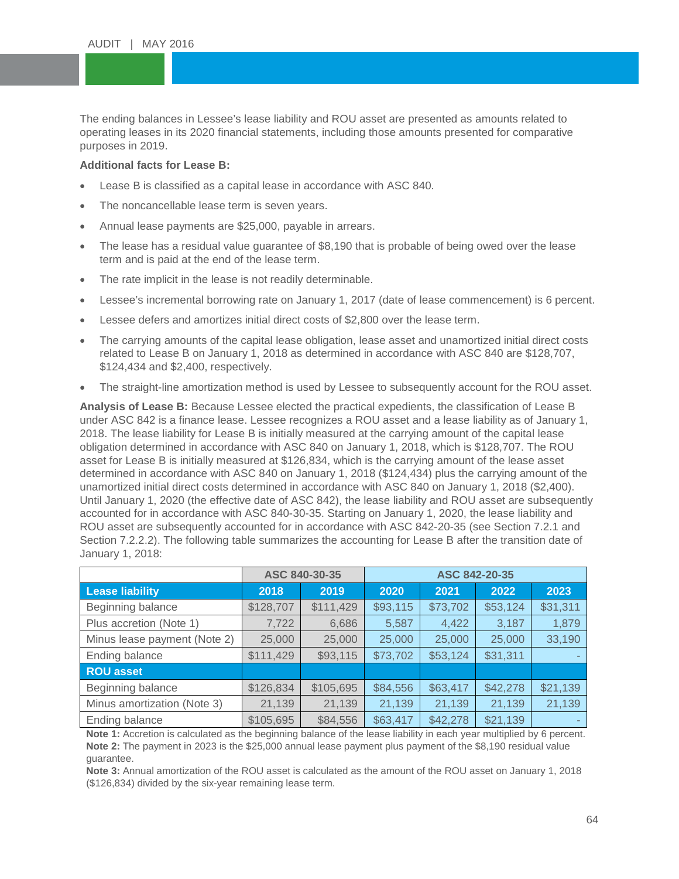The ending balances in Lessee's lease liability and ROU asset are presented as amounts related to operating leases in its 2020 financial statements, including those amounts presented for comparative purposes in 2019.

**Additional facts for Lease B:**

- Lease B is classified as a capital lease in accordance with ASC 840.
- The noncancellable lease term is seven years.
- Annual lease payments are $25,000, payable in arrears.
- The lease has a residual value guarantee of $8,190 that is probable of being owed over the lease term and is paid at the end of the lease term.
- The rate implicit in the lease is not readily determinable.
- Lessee's incremental borrowing rate on January 1, 2017 (date of lease commencement) is 6 percent.
- Lessee defers and amortizes initial direct costs of $2,800 over the lease term.
- The carrying amounts of the capital lease obligation, lease asset and unamortized initial direct costs related to Lease B on January 1, 2018 as determined in accordance with ASC 840 are $128,707, $124,434 and $2,400, respectively.
- The straight-line amortization method is used by Lessee to subsequently account for the ROU asset.

**Analysis of Lease B:** Because Lessee elected the practical expedients, the classification of Lease B under ASC 842 is a finance lease. Lessee recognizes a ROU asset and a lease liability as of January 1, 2018. The lease liability for Lease B is initially measured at the carrying amount of the capital lease obligation determined in accordance with ASC 840 on January 1, 2018, which is $128,707. The ROU asset for Lease B is initially measured at $126,834, which is the carrying amount of the lease asset determined in accordance with ASC 840 on January 1, 2018 ($124,434) plus the carrying amount of the unamortized initial direct costs determined in accordance with ASC 840 on January 1, 2018 ($2,400). Until January 1, 2020 (the effective date of ASC 842), the lease liability and ROU asset are subsequently accounted for in accordance with ASC 840-30-35. Starting on January 1, 2020, the lease liability and ROU asset are subsequently accounted for in accordance with ASC 842-20-35 (see Section 7.2.1 and Section 7.2.2.2). The following table summarizes the accounting for Lease B after the transition date of January 1, 2018:

| | ASC 840-30-35 | | ASC 842-20-35 | | | |
|---|---|---|---|---|---|---|
| **Lease liability** | **2018** | **2019** | **2020** | **2021** | **2022** | **2023** |
| Beginning balance | $128,707 | $111,429 | $93,115 | $73,702 | $53,124 | $31,311 |
| Plus accretion (Note 1) | 7,722 | 6,686 | 5,587 | 4,422 | 3,187 | 1,879 |
| Minus lease payment (Note 2) | 25,000 | 25,000 | 25,000 | 25,000 | 25,000 | 33,190 |
| Ending balance | $111,429 | $93,115 | $73,702 | $53,124 | $31,311 | - |
| **ROU asset** | | | | | | |
| Beginning balance | $126,834 | $105,695 | $84,556 | $63,417 | $42,278 | $21,139 |
| Minus amortization (Note 3) | 21,139 | 21,139 | 21,139 | 21,139 | 21,139 | 21,139 |
| Ending balance | $105,695 | $84,556 | $63,417 | $42,278 | $21,139 | - |

**Note 1:** Accretion is calculated as the beginning balance of the lease liability in each year multiplied by 6 percent.
**Note 2:** The payment in 2023 is the $25,000 annual lease payment plus payment of the $8,190 residual value guarantee.
**Note 3:** Annual amortization of the ROU asset is calculated as the amount of the ROU asset on January 1, 2018 ($126,834) divided by the six-year remaining lease term.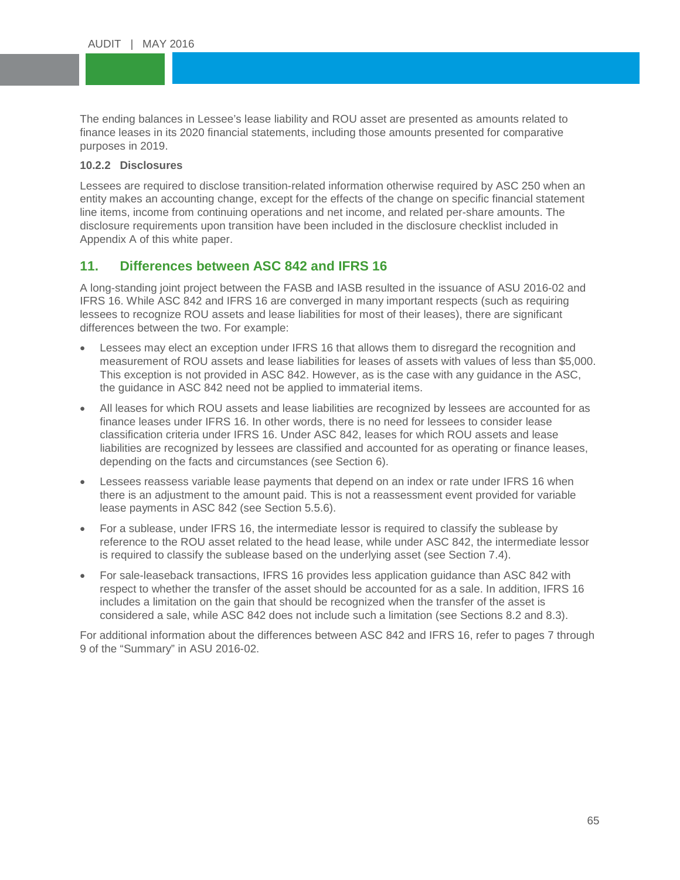The ending balances in Lessee's lease liability and ROU asset are presented as amounts related to finance leases in its 2020 financial statements, including those amounts presented for comparative purposes in 2019.

#### 10.2.2 Disclosures

Lessees are required to disclose transition-related information otherwise required by ASC 250 when an entity makes an accounting change, except for the effects of the change on specific financial statement line items, income from continuing operations and net income, and related per-share amounts. The disclosure requirements upon transition have been included in the disclosure checklist included in Appendix A of this white paper.

## 11. Differences between ASC 842 and IFRS 16

A long-standing joint project between the FASB and IASB resulted in the issuance of ASU 2016-02 and IFRS 16. While ASC 842 and IFRS 16 are converged in many important respects (such as requiring lessees to recognize ROU assets and lease liabilities for most of their leases), there are significant differences between the two. For example:

- Lessees may elect an exception under IFRS 16 that allows them to disregard the recognition and measurement of ROU assets and lease liabilities for leases of assets with values of less than $5,000. This exception is not provided in ASC 842. However, as is the case with any guidance in the ASC, the guidance in ASC 842 need not be applied to immaterial items.
- All leases for which ROU assets and lease liabilities are recognized by lessees are accounted for as finance leases under IFRS 16. In other words, there is no need for lessees to consider lease classification criteria under IFRS 16. Under ASC 842, leases for which ROU assets and lease liabilities are recognized by lessees are classified and accounted for as operating or finance leases, depending on the facts and circumstances (see Section 6).
- Lessees reassess variable lease payments that depend on an index or rate under IFRS 16 when there is an adjustment to the amount paid. This is not a reassessment event provided for variable lease payments in ASC 842 (see Section 5.5.6).
- For a sublease, under IFRS 16, the intermediate lessor is required to classify the sublease by reference to the ROU asset related to the head lease, while under ASC 842, the intermediate lessor is required to classify the sublease based on the underlying asset (see Section 7.4).
- For sale-leaseback transactions, IFRS 16 provides less application guidance than ASC 842 with respect to whether the transfer of the asset should be accounted for as a sale. In addition, IFRS 16 includes a limitation on the gain that should be recognized when the transfer of the asset is considered a sale, while ASC 842 does not include such a limitation (see Sections 8.2 and 8.3).

For additional information about the differences between ASC 842 and IFRS 16, refer to pages 7 through 9 of the "Summary" in ASU 2016-02.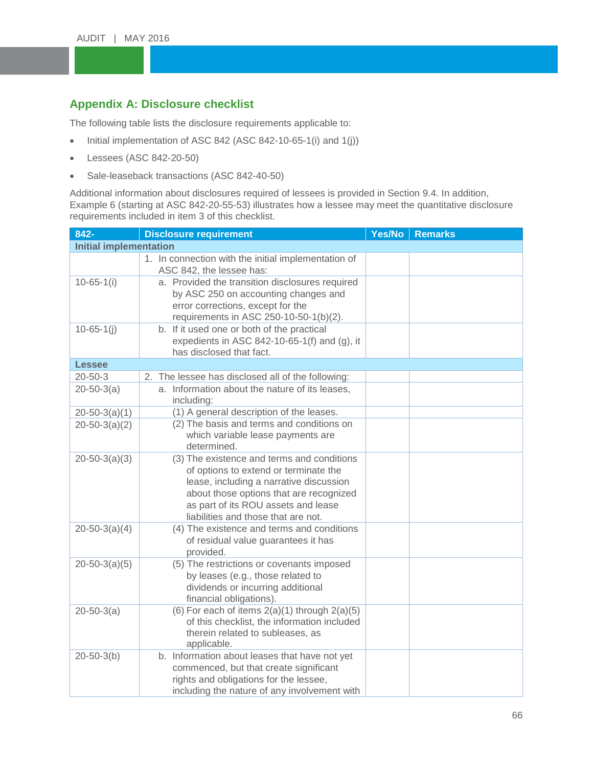## Appendix A: Disclosure checklist

The following table lists the disclosure requirements applicable to:

- Initial implementation of ASC 842 (ASC 842-10-65-1(i) and 1(j))
- Lessees (ASC 842-20-50)
- Sale-leaseback transactions (ASC 842-40-50)

Additional information about disclosures required of lessees is provided in Section 9.4. In addition, Example 6 (starting at ASC 842-20-55-53) illustrates how a lessee may meet the quantitative disclosure requirements included in item 3 of this checklist.

| 842- | Disclosure requirement | Yes/No | Remarks |
|---|---|---|---|
| **Initial implementation** | | | |
| | 1. In connection with the initial implementation of ASC 842, the lessee has: | | |
| 10-65-1(i) | a. Provided the transition disclosures required by ASC 250 on accounting changes and error corrections, except for the requirements in ASC 250-10-50-1(b)(2). | | |
| 10-65-1(j) | b. If it used one or both of the practical expedients in ASC 842-10-65-1(f) and (g), it has disclosed that fact. | | |
| **Lessee** | | | |
| 20-50-3 | 2. The lessee has disclosed all of the following: | | |
| 20-50-3(a) | a. Information about the nature of its leases, including: | | |
| 20-50-3(a)(1) | (1) A general description of the leases. | | |
| 20-50-3(a)(2) | (2) The basis and terms and conditions on which variable lease payments are determined. | | |
| 20-50-3(a)(3) | (3) The existence and terms and conditions of options to extend or terminate the lease, including a narrative discussion about those options that are recognized as part of its ROU assets and lease liabilities and those that are not. | | |
| 20-50-3(a)(4) | (4) The existence and terms and conditions of residual value guarantees it has provided. | | |
| 20-50-3(a)(5) | (5) The restrictions or covenants imposed by leases (e.g., those related to dividends or incurring additional financial obligations). | | |
| 20-50-3(a) | (6) For each of items 2(a)(1) through 2(a)(5) of this checklist, the information included therein related to subleases, as applicable. | | |
| 20-50-3(b) | b. Information about leases that have not yet commenced, but that create significant rights and obligations for the lessee, including the nature of any involvement with | | |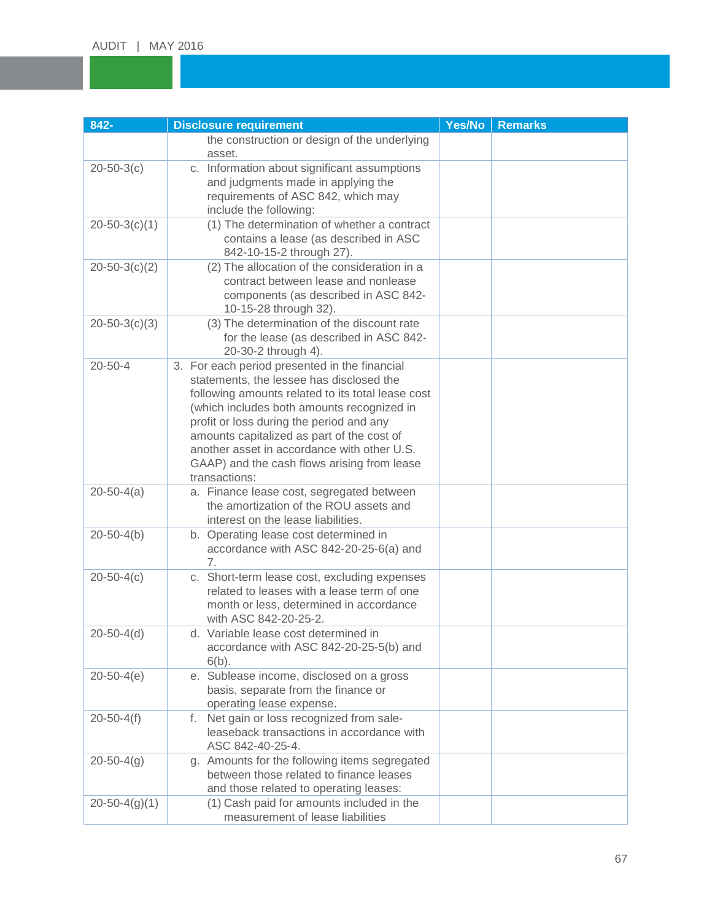| 842- | Disclosure requirement | Yes/No | Remarks |
|---|---|---|---|
| | the construction or design of the underlying asset. | | |
| 20-50-3(c) | c. Information about significant assumptions and judgments made in applying the requirements of ASC 842, which may include the following: | | |
| 20-50-3(c)(1) | (1) The determination of whether a contract contains a lease (as described in ASC 842-10-15-2 through 27). | | |
| 20-50-3(c)(2) | (2) The allocation of the consideration in a contract between lease and nonlease components (as described in ASC 842-10-15-28 through 32). | | |
| 20-50-3(c)(3) | (3) The determination of the discount rate for the lease (as described in ASC 842-20-30-2 through 4). | | |
| 20-50-4 | 3. For each period presented in the financial statements, the lessee has disclosed the following amounts related to its total lease cost (which includes both amounts recognized in profit or loss during the period and any amounts capitalized as part of the cost of another asset in accordance with other U.S. GAAP) and the cash flows arising from lease transactions: | | |
| 20-50-4(a) | a. Finance lease cost, segregated between the amortization of the ROU assets and interest on the lease liabilities. | | |
| 20-50-4(b) | b. Operating lease cost determined in accordance with ASC 842-20-25-6(a) and 7. | | |
| 20-50-4(c) | c. Short-term lease cost, excluding expenses related to leases with a lease term of one month or less, determined in accordance with ASC 842-20-25-2. | | |
| 20-50-4(d) | d. Variable lease cost determined in accordance with ASC 842-20-25-5(b) and 6(b). | | |
| 20-50-4(e) | e. Sublease income, disclosed on a gross basis, separate from the finance or operating lease expense. | | |
| 20-50-4(f) | f. Net gain or loss recognized from sale-leaseback transactions in accordance with ASC 842-40-25-4. | | |
| 20-50-4(g) | g. Amounts for the following items segregated between those related to finance leases and those related to operating leases: | | |
| 20-50-4(g)(1) | (1) Cash paid for amounts included in the measurement of lease liabilities | | |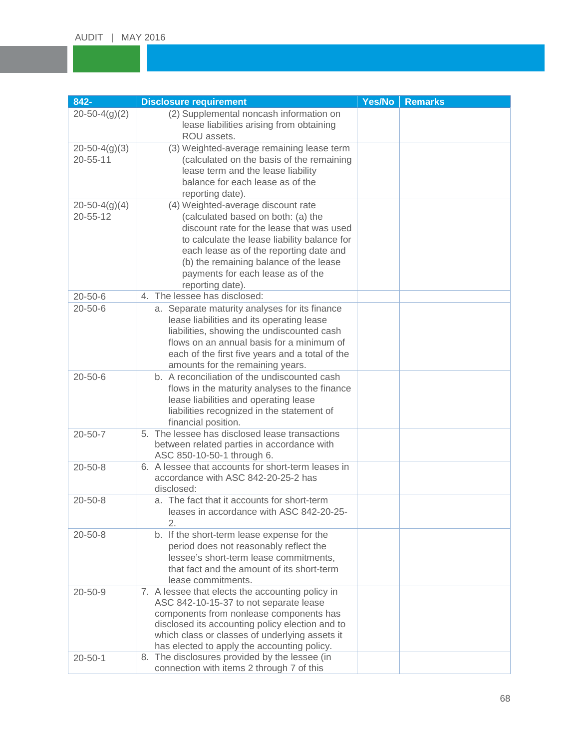| 842- | Disclosure requirement | Yes/No | Remarks |
|---|---|---|---|
| 20-50-4(g)(2) | (2) Supplemental noncash information on lease liabilities arising from obtaining ROU assets. | | |
| 20-50-4(g)(3) 20-55-11 | (3) Weighted-average remaining lease term (calculated on the basis of the remaining lease term and the lease liability balance for each lease as of the reporting date). | | |
| 20-50-4(g)(4) 20-55-12 | (4) Weighted-average discount rate (calculated based on both: (a) the discount rate for the lease that was used to calculate the lease liability balance for each lease as of the reporting date and (b) the remaining balance of the lease payments for each lease as of the reporting date). | | |
| 20-50-6 | 4. The lessee has disclosed: | | |
| 20-50-6 | a. Separate maturity analyses for its finance lease liabilities and its operating lease liabilities, showing the undiscounted cash flows on an annual basis for a minimum of each of the first five years and a total of the amounts for the remaining years. | | |
| 20-50-6 | b. A reconciliation of the undiscounted cash flows in the maturity analyses to the finance lease liabilities and operating lease liabilities recognized in the statement of financial position. | | |
| 20-50-7 | 5. The lessee has disclosed lease transactions between related parties in accordance with ASC 850-10-50-1 through 6. | | |
| 20-50-8 | 6. A lessee that accounts for short-term leases in accordance with ASC 842-20-25-2 has disclosed: | | |
| 20-50-8 | a. The fact that it accounts for short-term leases in accordance with ASC 842-20-25-2. | | |
| 20-50-8 | b. If the short-term lease expense for the period does not reasonably reflect the lessee's short-term lease commitments, that fact and the amount of its short-term lease commitments. | | |
| 20-50-9 | 7. A lessee that elects the accounting policy in ASC 842-10-15-37 to not separate lease components from nonlease components has disclosed its accounting policy election and to which class or classes of underlying assets it has elected to apply the accounting policy. | | |
| 20-50-1 | 8. The disclosures provided by the lessee (in connection with items 2 through 7 of this | | |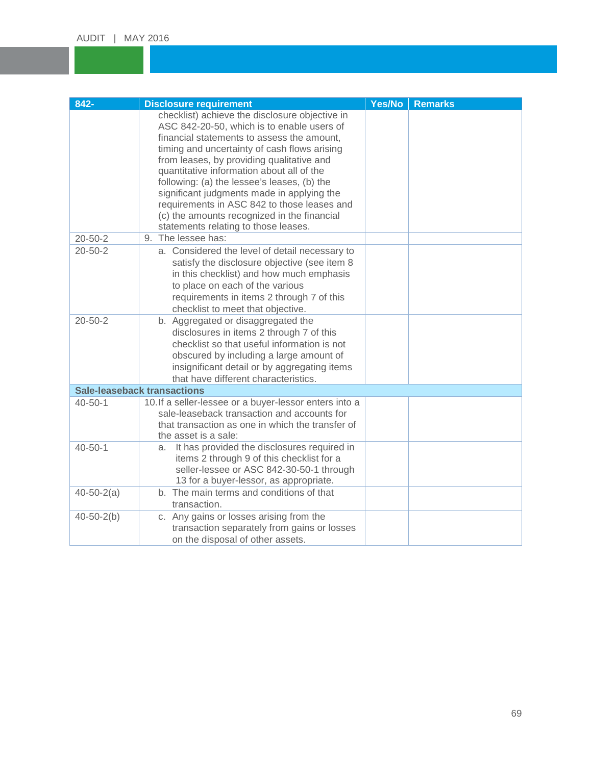| 842- | Disclosure requirement | Yes/No | Remarks |
|---|---|---|---|
| | checklist) achieve the disclosure objective in ASC 842-20-50, which is to enable users of financial statements to assess the amount, timing and uncertainty of cash flows arising from leases, by providing qualitative and quantitative information about all of the following: (a) the lessee's leases, (b) the significant judgments made in applying the requirements in ASC 842 to those leases and (c) the amounts recognized in the financial statements relating to those leases. | | |
| 20-50-2 | 9. The lessee has: | | |
| 20-50-2 | a. Considered the level of detail necessary to satisfy the disclosure objective (see item 8 in this checklist) and how much emphasis to place on each of the various requirements in items 2 through 7 of this checklist to meet that objective. | | |
| 20-50-2 | b. Aggregated or disaggregated the disclosures in items 2 through 7 of this checklist so that useful information is not obscured by including a large amount of insignificant detail or by aggregating items that have different characteristics. | | |
| **Sale-leaseback transactions** | | | |
| 40-50-1 | 10. If a seller-lessee or a buyer-lessor enters into a sale-leaseback transaction and accounts for that transaction as one in which the transfer of the asset is a sale: | | |
| 40-50-1 | a. It has provided the disclosures required in items 2 through 9 of this checklist for a seller-lessee or ASC 842-30-50-1 through 13 for a buyer-lessor, as appropriate. | | |
| 40-50-2(a) | b. The main terms and conditions of that transaction. | | |
| 40-50-2(b) | c. Any gains or losses arising from the transaction separately from gains or losses on the disposal of other assets. | | |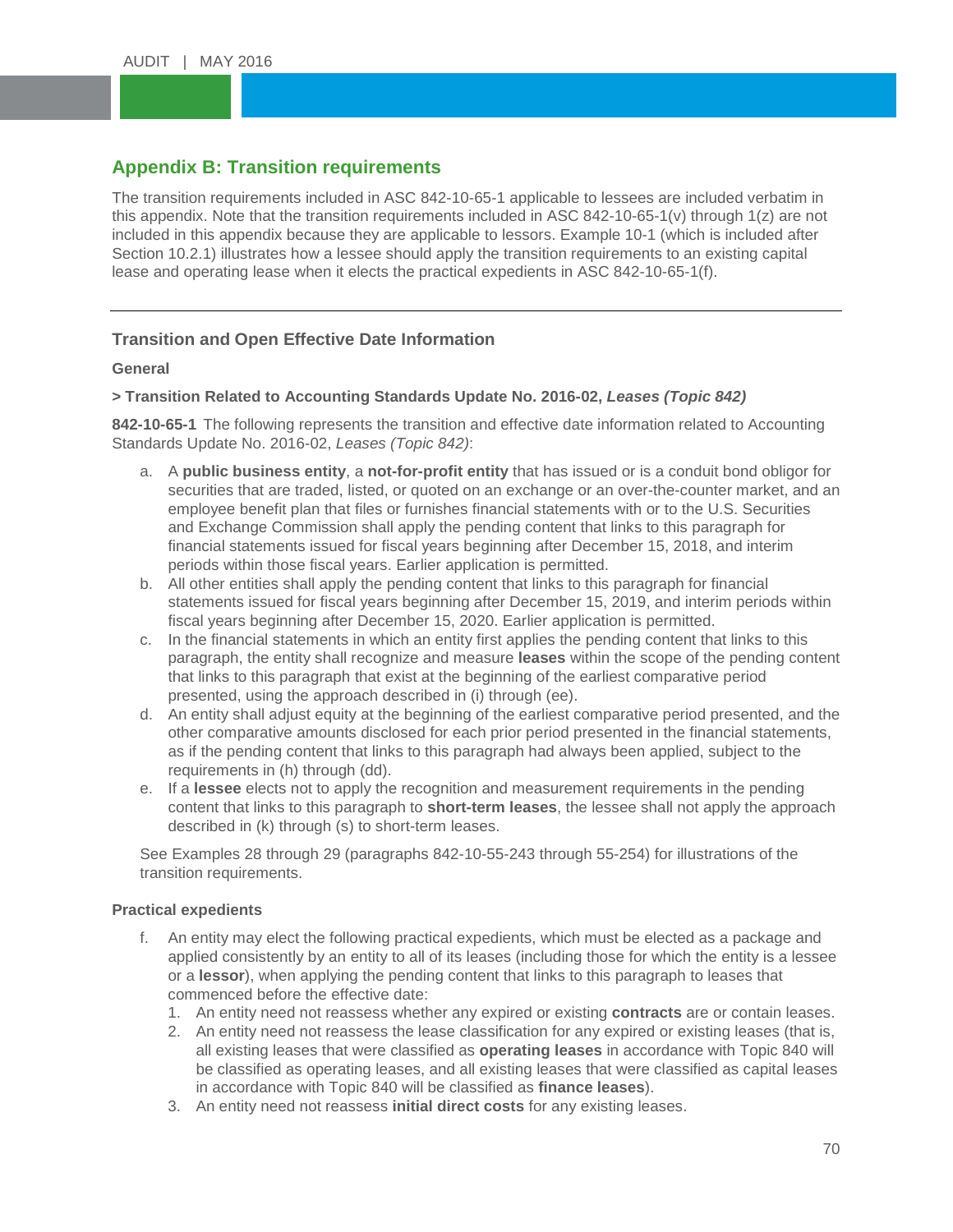## Appendix B: Transition requirements

The transition requirements included in ASC 842-10-65-1 applicable to lessees are included verbatim in this appendix. Note that the transition requirements included in ASC 842-10-65-1(v) through 1(z) are not included in this appendix because they are applicable to lessors. Example 10-1 (which is included after Section 10.2.1) illustrates how a lessee should apply the transition requirements to an existing capital lease and operating lease when it elects the practical expedients in ASC 842-10-65-1(f).

---

### Transition and Open Effective Date Information

#### General

**> Transition Related to Accounting Standards Update No. 2016-02, *Leases (Topic 842)***

**842-10-65-1** The following represents the transition and effective date information related to Accounting Standards Update No. 2016-02, *Leases (Topic 842)*:

a. A **public business entity**, a **not-for-profit entity** that has issued or is a conduit bond obligor for securities that are traded, listed, or quoted on an exchange or an over-the-counter market, and an employee benefit plan that files or furnishes financial statements with or to the U.S. Securities and Exchange Commission shall apply the pending content that links to this paragraph for financial statements issued for fiscal years beginning after December 15, 2018, and interim periods within those fiscal years. Earlier application is permitted.
b. All other entities shall apply the pending content that links to this paragraph for financial statements issued for fiscal years beginning after December 15, 2019, and interim periods within fiscal years beginning after December 15, 2020. Earlier application is permitted.
c. In the financial statements in which an entity first applies the pending content that links to this paragraph, the entity shall recognize and measure **leases** within the scope of the pending content that links to this paragraph that exist at the beginning of the earliest comparative period presented, using the approach described in (i) through (ee).
d. An entity shall adjust equity at the beginning of the earliest comparative period presented, and the other comparative amounts disclosed for each prior period presented in the financial statements, as if the pending content that links to this paragraph had always been applied, subject to the requirements in (h) through (dd).
e. If a **lessee** elects not to apply the recognition and measurement requirements in the pending content that links to this paragraph to **short-term leases**, the lessee shall not apply the approach described in (k) through (s) to short-term leases.

See Examples 28 through 29 (paragraphs 842-10-55-243 through 55-254) for illustrations of the transition requirements.

#### Practical expedients

f. An entity may elect the following practical expedients, which must be elected as a package and applied consistently by an entity to all of its leases (including those for which the entity is a lessee or a **lessor**), when applying the pending content that links to this paragraph to leases that commenced before the effective date:
   1. An entity need not reassess whether any expired or existing **contracts** are or contain leases.
   2. An entity need not reassess the lease classification for any expired or existing leases (that is, all existing leases that were classified as **operating leases** in accordance with Topic 840 will be classified as operating leases, and all existing leases that were classified as capital leases in accordance with Topic 840 will be classified as **finance leases**).
   3. An entity need not reassess **initial direct costs** for any existing leases.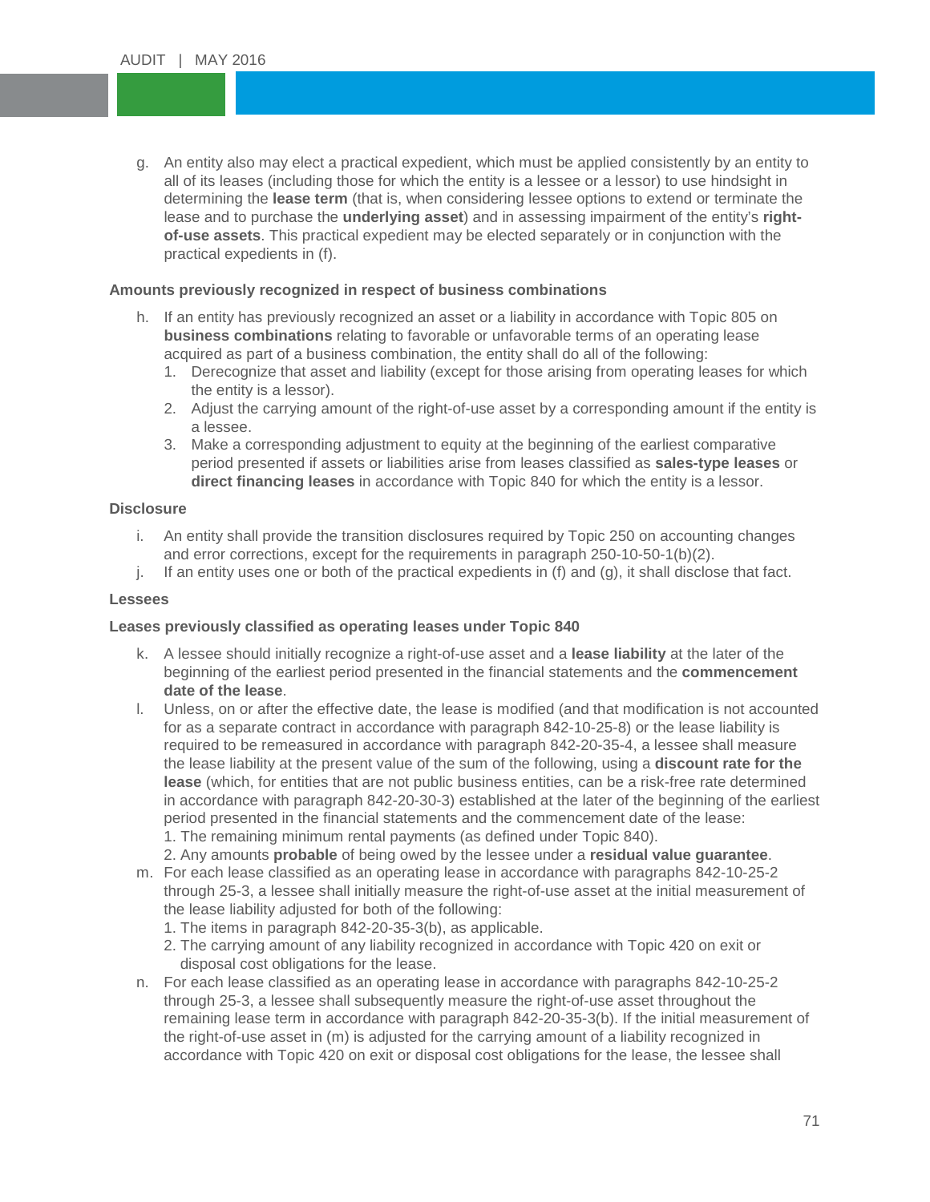g. An entity also may elect a practical expedient, which must be applied consistently by an entity to all of its leases (including those for which the entity is a lessee or a lessor) to use hindsight in determining the **lease term** (that is, when considering lessee options to extend or terminate the lease and to purchase the **underlying asset**) and in assessing impairment of the entity's **right-of-use assets**. This practical expedient may be elected separately or in conjunction with the practical expedients in (f).

**Amounts previously recognized in respect of business combinations**

h. If an entity has previously recognized an asset or a liability in accordance with Topic 805 on **business combinations** relating to favorable or unfavorable terms of an operating lease acquired as part of a business combination, the entity shall do all of the following:
   1. Derecognize that asset and liability (except for those arising from operating leases for which the entity is a lessor).
   2. Adjust the carrying amount of the right-of-use asset by a corresponding amount if the entity is a lessee.
   3. Make a corresponding adjustment to equity at the beginning of the earliest comparative period presented if assets or liabilities arise from leases classified as **sales-type leases** or **direct financing leases** in accordance with Topic 840 for which the entity is a lessor.

**Disclosure**

i. An entity shall provide the transition disclosures required by Topic 250 on accounting changes and error corrections, except for the requirements in paragraph 250-10-50-1(b)(2).

j. If an entity uses one or both of the practical expedients in (f) and (g), it shall disclose that fact.

**Lessees**

**Leases previously classified as operating leases under Topic 840**

k. A lessee should initially recognize a right-of-use asset and a **lease liability** at the later of the beginning of the earliest period presented in the financial statements and the **commencement date of the lease**.

l. Unless, on or after the effective date, the lease is modified (and that modification is not accounted for as a separate contract in accordance with paragraph 842-10-25-8) or the lease liability is required to be remeasured in accordance with paragraph 842-20-35-4, a lessee shall measure the lease liability at the present value of the sum of the following, using a **discount rate for the lease** (which, for entities that are not public business entities, can be a risk-free rate determined in accordance with paragraph 842-20-30-3) established at the later of the beginning of the earliest period presented in the financial statements and the commencement date of the lease:
   1. The remaining minimum rental payments (as defined under Topic 840).
   2. Any amounts **probable** of being owed by the lessee under a **residual value guarantee**.

m. For each lease classified as an operating lease in accordance with paragraphs 842-10-25-2 through 25-3, a lessee shall initially measure the right-of-use asset at the initial measurement of the lease liability adjusted for both of the following:
   1. The items in paragraph 842-20-35-3(b), as applicable.
   2. The carrying amount of any liability recognized in accordance with Topic 420 on exit or disposal cost obligations for the lease.

n. For each lease classified as an operating lease in accordance with paragraphs 842-10-25-2 through 25-3, a lessee shall subsequently measure the right-of-use asset throughout the remaining lease term in accordance with paragraph 842-20-35-3(b). If the initial measurement of the right-of-use asset in (m) is adjusted for the carrying amount of a liability recognized in accordance with Topic 420 on exit or disposal cost obligations for the lease, the lessee shall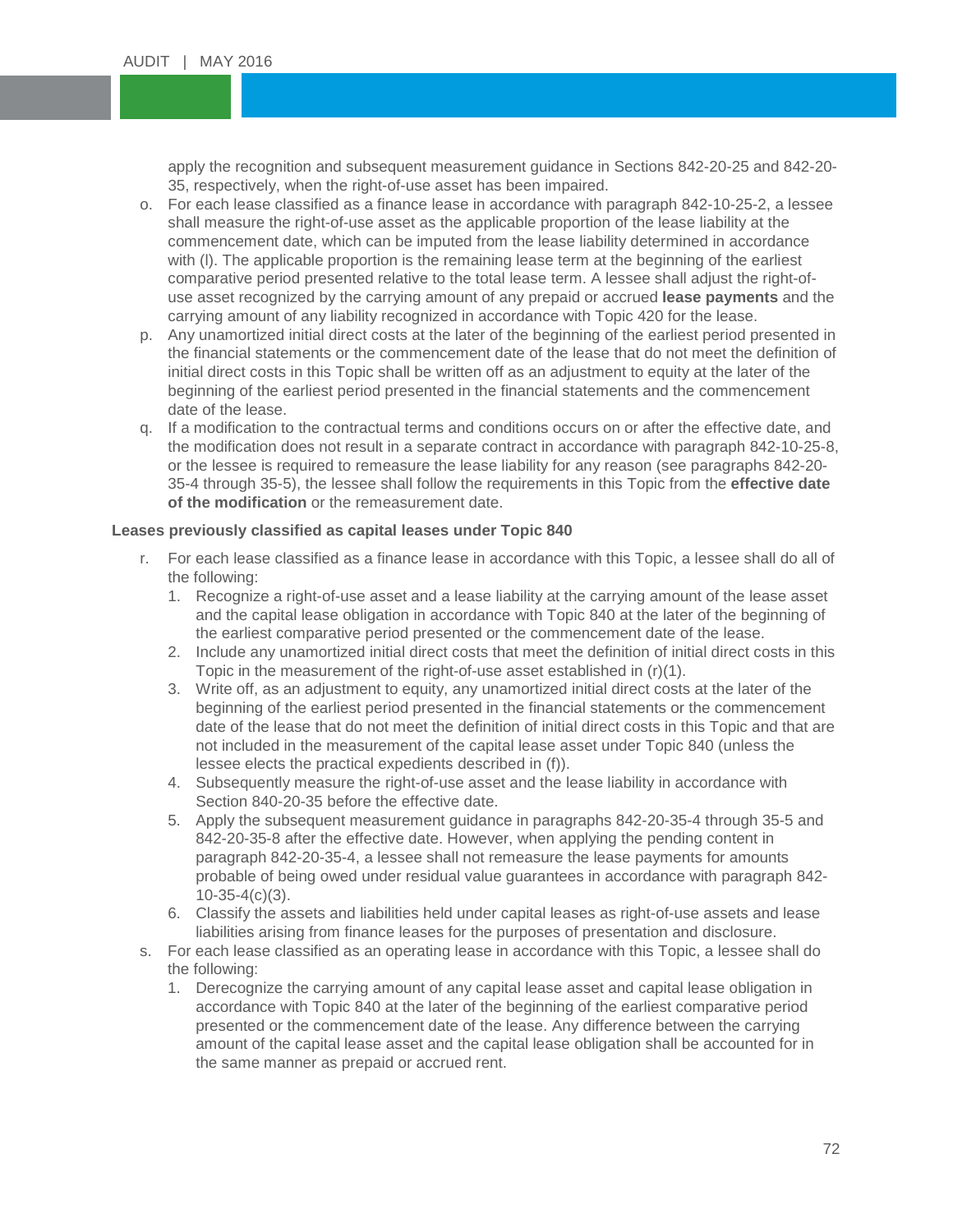apply the recognition and subsequent measurement guidance in Sections 842-20-25 and 842-20-35, respectively, when the right-of-use asset has been impaired.

o. For each lease classified as a finance lease in accordance with paragraph 842-10-25-2, a lessee shall measure the right-of-use asset as the applicable proportion of the lease liability at the commencement date, which can be imputed from the lease liability determined in accordance with (l). The applicable proportion is the remaining lease term at the beginning of the earliest comparative period presented relative to the total lease term. A lessee shall adjust the right-of-use asset recognized by the carrying amount of any prepaid or accrued **lease payments** and the carrying amount of any liability recognized in accordance with Topic 420 for the lease.

p. Any unamortized initial direct costs at the later of the beginning of the earliest period presented in the financial statements or the commencement date of the lease that do not meet the definition of initial direct costs in this Topic shall be written off as an adjustment to equity at the later of the beginning of the earliest period presented in the financial statements and the commencement date of the lease.

q. If a modification to the contractual terms and conditions occurs on or after the effective date, and the modification does not result in a separate contract in accordance with paragraph 842-10-25-8, or the lessee is required to remeasure the lease liability for any reason (see paragraphs 842-20-35-4 through 35-5), the lessee shall follow the requirements in this Topic from the **effective date of the modification** or the remeasurement date.

**Leases previously classified as capital leases under Topic 840**

r. For each lease classified as a finance lease in accordance with this Topic, a lessee shall do all of the following:
   1. Recognize a right-of-use asset and a lease liability at the carrying amount of the lease asset and the capital lease obligation in accordance with Topic 840 at the later of the beginning of the earliest comparative period presented or the commencement date of the lease.
   2. Include any unamortized initial direct costs that meet the definition of initial direct costs in this Topic in the measurement of the right-of-use asset established in (r)(1).
   3. Write off, as an adjustment to equity, any unamortized initial direct costs at the later of the beginning of the earliest period presented in the financial statements or the commencement date of the lease that do not meet the definition of initial direct costs in this Topic and that are not included in the measurement of the capital lease asset under Topic 840 (unless the lessee elects the practical expedients described in (f)).
   4. Subsequently measure the right-of-use asset and the lease liability in accordance with Section 840-20-35 before the effective date.
   5. Apply the subsequent measurement guidance in paragraphs 842-20-35-4 through 35-5 and 842-20-35-8 after the effective date. However, when applying the pending content in paragraph 842-20-35-4, a lessee shall not remeasure the lease payments for amounts probable of being owed under residual value guarantees in accordance with paragraph 842-10-35-4(c)(3).
   6. Classify the assets and liabilities held under capital leases as right-of-use assets and lease liabilities arising from finance leases for the purposes of presentation and disclosure.

s. For each lease classified as an operating lease in accordance with this Topic, a lessee shall do the following:
   1. Derecognize the carrying amount of any capital lease asset and capital lease obligation in accordance with Topic 840 at the later of the beginning of the earliest comparative period presented or the commencement date of the lease. Any difference between the carrying amount of the capital lease asset and the capital lease obligation shall be accounted for in the same manner as prepaid or accrued rent.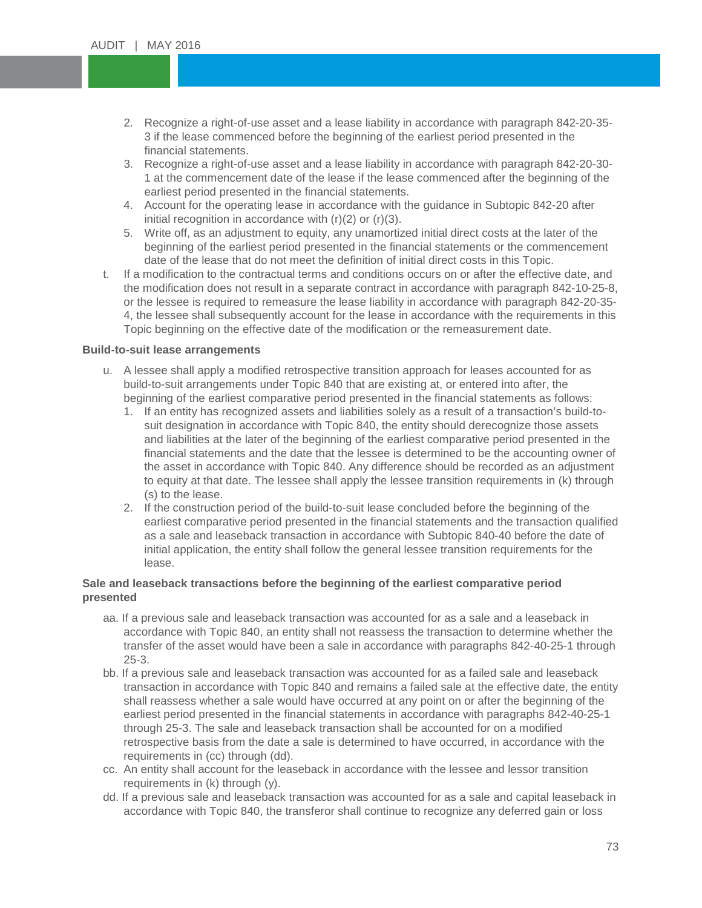2. Recognize a right-of-use asset and a lease liability in accordance with paragraph 842-20-35-3 if the lease commenced before the beginning of the earliest period presented in the financial statements.
3. Recognize a right-of-use asset and a lease liability in accordance with paragraph 842-20-30-1 at the commencement date of the lease if the lease commenced after the beginning of the earliest period presented in the financial statements.
4. Account for the operating lease in accordance with the guidance in Subtopic 842-20 after initial recognition in accordance with (r)(2) or (r)(3).
5. Write off, as an adjustment to equity, any unamortized initial direct costs at the later of the beginning of the earliest period presented in the financial statements or the commencement date of the lease that do not meet the definition of initial direct costs in this Topic.

t. If a modification to the contractual terms and conditions occurs on or after the effective date, and the modification does not result in a separate contract in accordance with paragraph 842-10-25-8, or the lessee is required to remeasure the lease liability in accordance with paragraph 842-20-35-4, the lessee shall subsequently account for the lease in accordance with the requirements in this Topic beginning on the effective date of the modification or the remeasurement date.

**Build-to-suit lease arrangements**

u. A lessee shall apply a modified retrospective transition approach for leases accounted for as build-to-suit arrangements under Topic 840 that are existing at, or entered into after, the beginning of the earliest comparative period presented in the financial statements as follows:
   1. If an entity has recognized assets and liabilities solely as a result of a transaction's build-to-suit designation in accordance with Topic 840, the entity should derecognize those assets and liabilities at the later of the beginning of the earliest comparative period presented in the financial statements and the date that the lessee is determined to be the accounting owner of the asset in accordance with Topic 840. Any difference should be recorded as an adjustment to equity at that date. The lessee shall apply the lessee transition requirements in (k) through (s) to the lease.
   2. If the construction period of the build-to-suit lease concluded before the beginning of the earliest comparative period presented in the financial statements and the transaction qualified as a sale and leaseback transaction in accordance with Subtopic 840-40 before the date of initial application, the entity shall follow the general lessee transition requirements for the lease.

**Sale and leaseback transactions before the beginning of the earliest comparative period presented**

aa. If a previous sale and leaseback transaction was accounted for as a sale and a leaseback in accordance with Topic 840, an entity shall not reassess the transaction to determine whether the transfer of the asset would have been a sale in accordance with paragraphs 842-40-25-1 through 25-3.

bb. If a previous sale and leaseback transaction was accounted for as a failed sale and leaseback transaction in accordance with Topic 840 and remains a failed sale at the effective date, the entity shall reassess whether a sale would have occurred at any point on or after the beginning of the earliest period presented in the financial statements in accordance with paragraphs 842-40-25-1 through 25-3. The sale and leaseback transaction shall be accounted for on a modified retrospective basis from the date a sale is determined to have occurred, in accordance with the requirements in (cc) through (dd).

cc. An entity shall account for the leaseback in accordance with the lessee and lessor transition requirements in (k) through (y).

dd. If a previous sale and leaseback transaction was accounted for as a sale and capital leaseback in accordance with Topic 840, the transferor shall continue to recognize any deferred gain or loss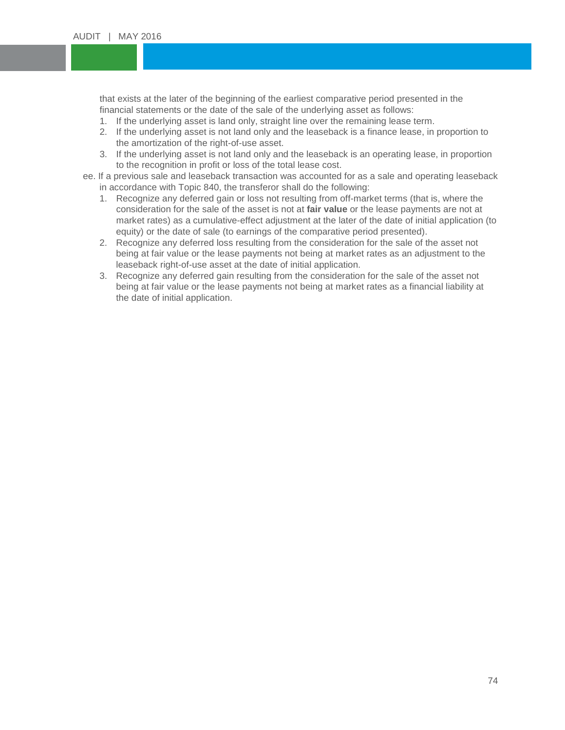that exists at the later of the beginning of the earliest comparative period presented in the financial statements or the date of the sale of the underlying asset as follows:

1. If the underlying asset is land only, straight line over the remaining lease term.
2. If the underlying asset is not land only and the leaseback is a finance lease, in proportion to the amortization of the right-of-use asset.
3. If the underlying asset is not land only and the leaseback is an operating lease, in proportion to the recognition in profit or loss of the total lease cost.

ee. If a previous sale and leaseback transaction was accounted for as a sale and operating leaseback in accordance with Topic 840, the transferor shall do the following:

1. Recognize any deferred gain or loss not resulting from off-market terms (that is, where the consideration for the sale of the asset is not at **fair value** or the lease payments are not at market rates) as a cumulative-effect adjustment at the later of the date of initial application (to equity) or the date of sale (to earnings of the comparative period presented).
2. Recognize any deferred loss resulting from the consideration for the sale of the asset not being at fair value or the lease payments not being at market rates as an adjustment to the leaseback right-of-use asset at the date of initial application.
3. Recognize any deferred gain resulting from the consideration for the sale of the asset not being at fair value or the lease payments not being at market rates as a financial liability at the date of initial application.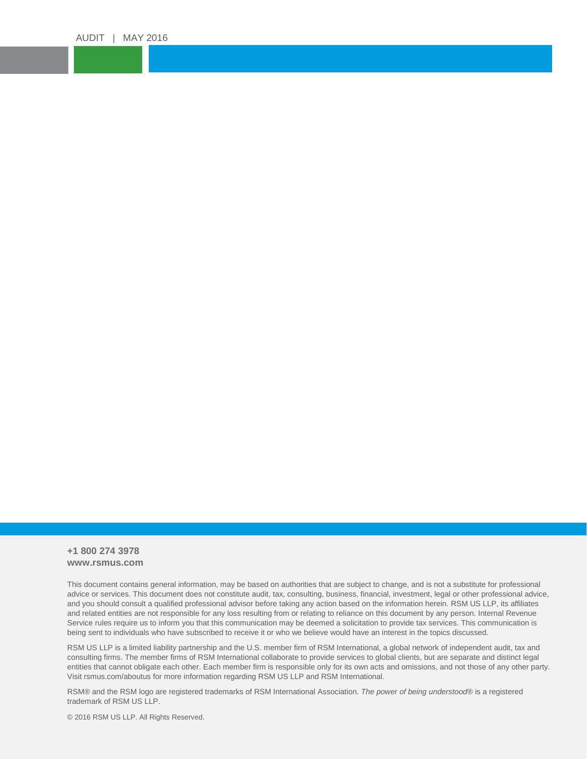AUDIT | MAY 2016

**+1 800 274 3978**
**www.rsmus.com**

This document contains general information, may be based on authorities that are subject to change, and is not a substitute for professional advice or services. This document does not constitute audit, tax, consulting, business, financial, investment, legal or other professional advice, and you should consult a qualified professional advisor before taking any action based on the information herein. RSM US LLP, its affiliates and related entities are not responsible for any loss resulting from or relating to reliance on this document by any person. Internal Revenue Service rules require us to inform you that this communication may be deemed a solicitation to provide tax services. This communication is being sent to individuals who have subscribed to receive it or who we believe would have an interest in the topics discussed.

RSM US LLP is a limited liability partnership and the U.S. member firm of RSM International, a global network of independent audit, tax and consulting firms. The member firms of RSM International collaborate to provide services to global clients, but are separate and distinct legal entities that cannot obligate each other. Each member firm is responsible only for its own acts and omissions, and not those of any other party. Visit rsmus.com/aboutus for more information regarding RSM US LLP and RSM International.

RSM® and the RSM logo are registered trademarks of RSM International Association. *The power of being understood®* is a registered trademark of RSM US LLP.

© 2016 RSM US LLP. All Rights Reserved.